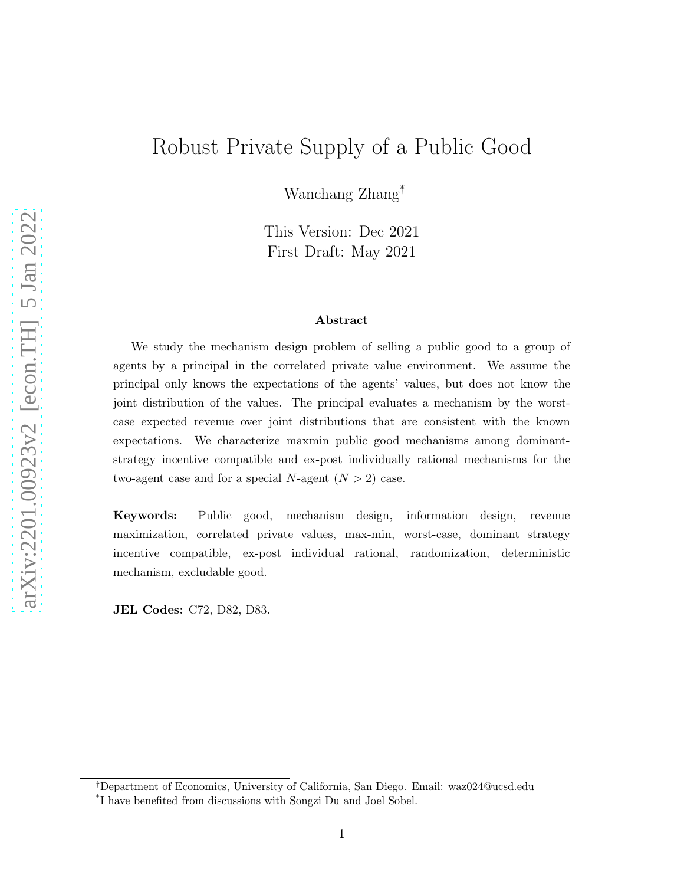# Robust Private Supply of a Public Good

Wanchang Zhang[†]

This Version: Dec 2021
First Draft: May 2021

### Abstract

We study the mechanism design problem of selling a public good to a group of agents by a principal in the correlated private value environment. We assume the principal only knows the expectations of the agents' values, but does not know the joint distribution of the values. The principal evaluates a mechanism by the worst-case expected revenue over joint distributions that are consistent with the known expectations. We characterize maxmin public good mechanisms among dominant-strategy incentive compatible and ex-post individually rational mechanisms for the two-agent case and for a special $N$-agent ($N > 2$) case.

**Keywords:** Public good, mechanism design, information design, revenue maximization, correlated private values, max-min, worst-case, dominant strategy incentive compatible, ex-post individual rational, randomization, deterministic mechanism, excludable good.

**JEL Codes:** C72, D82, D83.

[†]Department of Economics, University of California, San Diego. Email: waz024@ucsd.edu

[*]I have benefited from discussions with Songzi Du and Joel Sobel.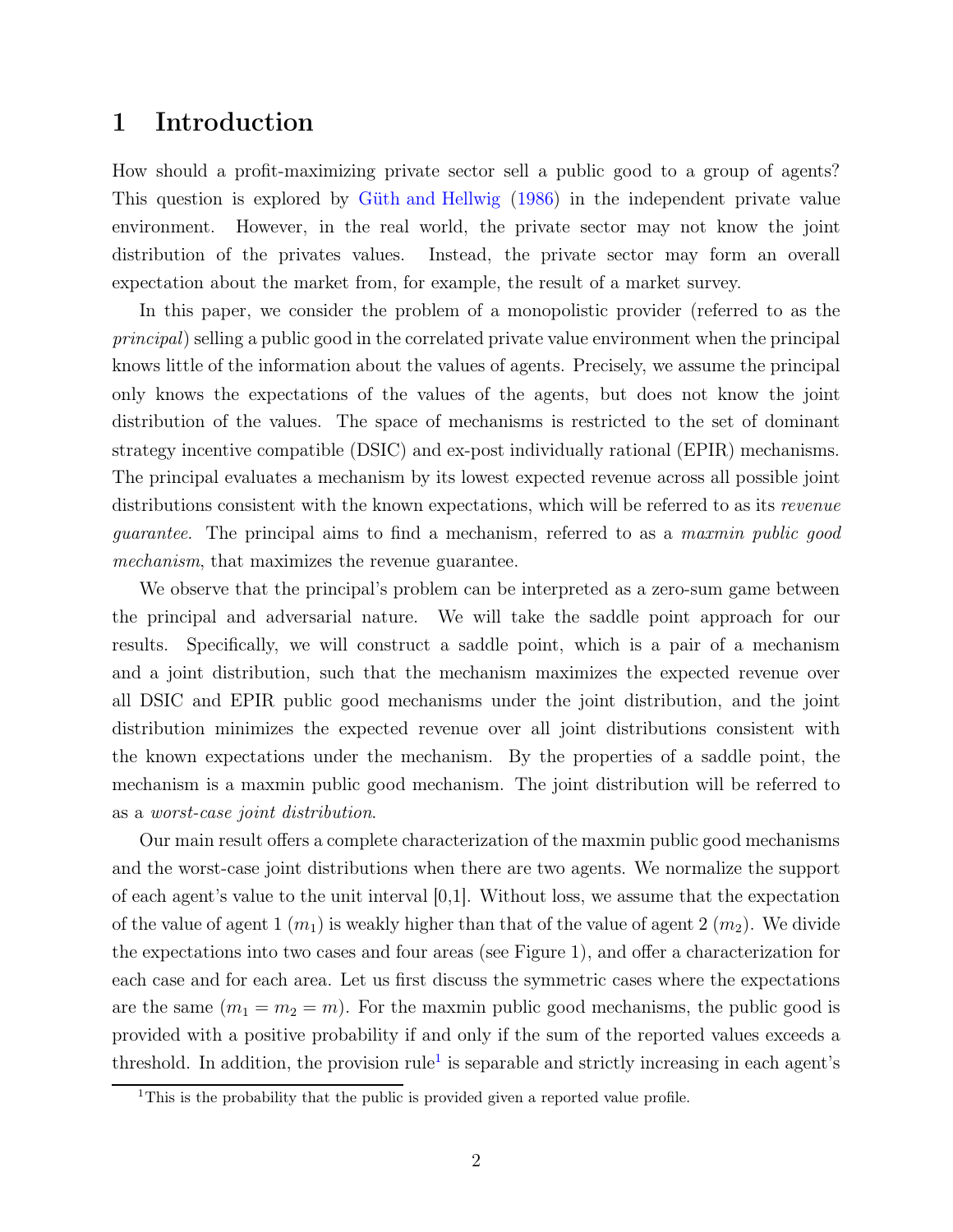# 1 Introduction

How should a profit-maximizing private sector sell a public good to a group of agents? This question is explored by Güth and Hellwig (1986) in the independent private value environment. However, in the real world, the private sector may not know the joint distribution of the privates values. Instead, the private sector may form an overall expectation about the market from, for example, the result of a market survey.

In this paper, we consider the problem of a monopolistic provider (referred to as the *principal*) selling a public good in the correlated private value environment when the principal knows little of the information about the values of agents. Precisely, we assume the principal only knows the expectations of the values of the agents, but does not know the joint distribution of the values. The space of mechanisms is restricted to the set of dominant strategy incentive compatible (DSIC) and ex-post individually rational (EPIR) mechanisms. The principal evaluates a mechanism by its lowest expected revenue across all possible joint distributions consistent with the known expectations, which will be referred to as its *revenue guarantee*. The principal aims to find a mechanism, referred to as a *maxmin public good mechanism*, that maximizes the revenue guarantee.

We observe that the principal's problem can be interpreted as a zero-sum game between the principal and adversarial nature. We will take the saddle point approach for our results. Specifically, we will construct a saddle point, which is a pair of a mechanism and a joint distribution, such that the mechanism maximizes the expected revenue over all DSIC and EPIR public good mechanisms under the joint distribution, and the joint distribution minimizes the expected revenue over all joint distributions consistent with the known expectations under the mechanism. By the properties of a saddle point, the mechanism is a maxmin public good mechanism. The joint distribution will be referred to as a *worst-case joint distribution*.

Our main result offers a complete characterization of the maxmin public good mechanisms and the worst-case joint distributions when there are two agents. We normalize the support of each agent's value to the unit interval [0,1]. Without loss, we assume that the expectation of the value of agent 1 ($m_1$) is weakly higher than that of the value of agent 2 ($m_2$). We divide the expectations into two cases and four areas (see Figure 1), and offer a characterization for each case and for each area. Let us first discuss the symmetric cases where the expectations are the same ($m_1 = m_2 = m$). For the maxmin public good mechanisms, the public good is provided with a positive probability if and only if the sum of the reported values exceeds a threshold. In addition, the provision rule[1] is separable and strictly increasing in each agent's

[1] This is the probability that the public is provided given a reported value profile.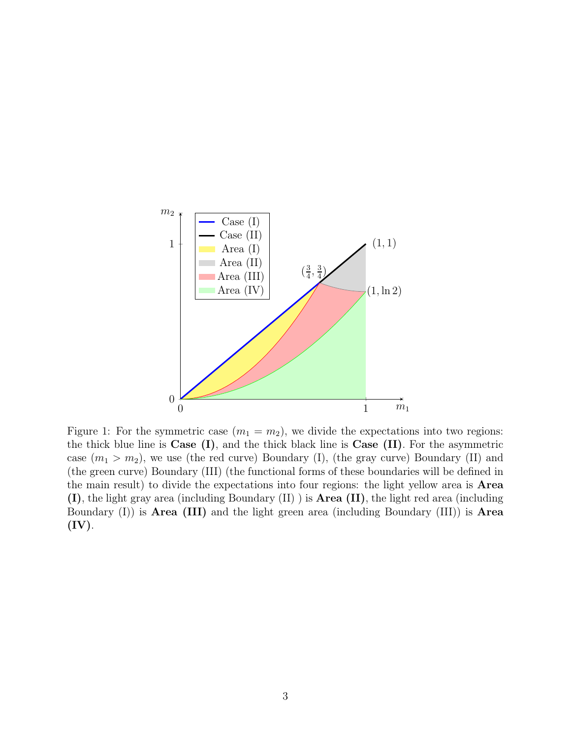Figure 1: For the symmetric case ($m_1 = m_2$), we divide the expectations into two regions: the thick blue line is **Case (I)**, and the thick black line is **Case (II)**. For the asymmetric case ($m_1 > m_2$), we use (the red curve) Boundary (I), (the gray curve) Boundary (II) and (the green curve) Boundary (III) (the functional forms of these boundaries will be defined in the main result) to divide the expectations into four regions: the light yellow area is **Area (I)**, the light gray area (including Boundary (II) ) is **Area (II)**, the light red area (including Boundary (I)) is **Area (III)** and the light green area (including Boundary (III)) is **Area (IV)**.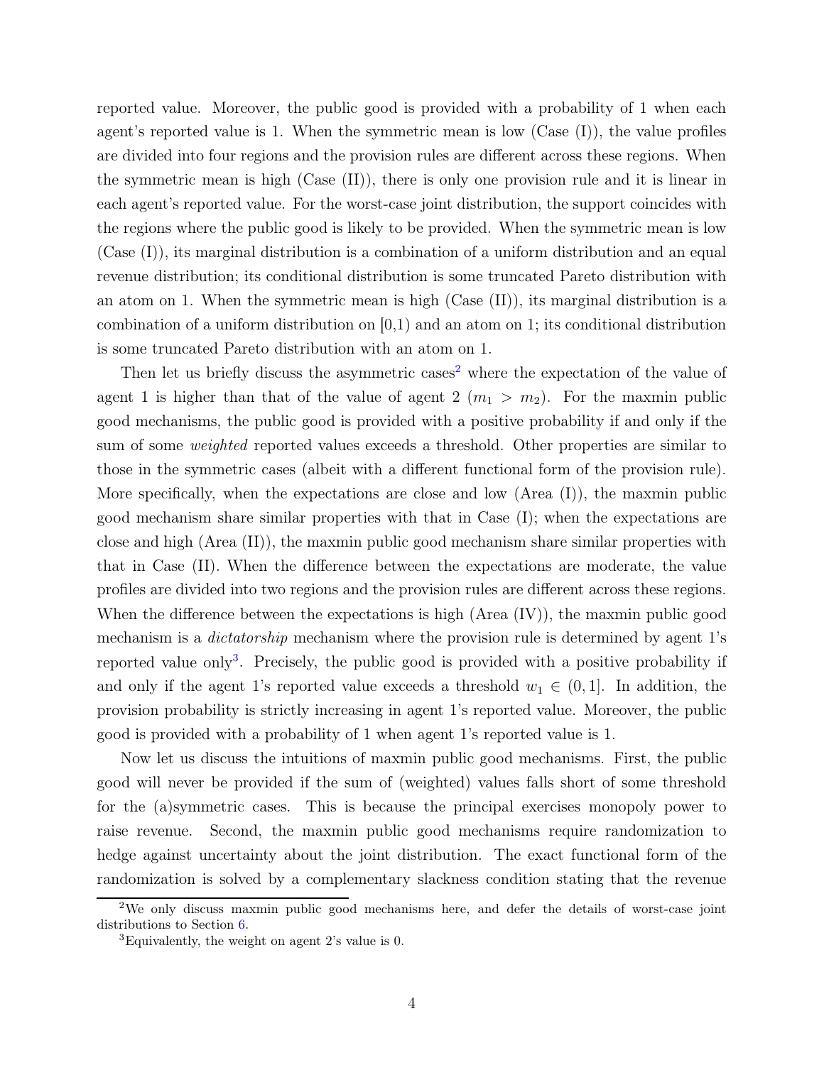reported value. Moreover, the public good is provided with a probability of 1 when each agent's reported value is 1. When the symmetric mean is low (Case (I)), the value profiles are divided into four regions and the provision rules are different across these regions. When the symmetric mean is high (Case (II)), there is only one provision rule and it is linear in each agent's reported value. For the worst-case joint distribution, the support coincides with the regions where the public good is likely to be provided. When the symmetric mean is low (Case (I)), its marginal distribution is a combination of a uniform distribution and an equal revenue distribution; its conditional distribution is some truncated Pareto distribution with an atom on 1. When the symmetric mean is high (Case (II)), its marginal distribution is a combination of a uniform distribution on [0,1) and an atom on 1; its conditional distribution is some truncated Pareto distribution with an atom on 1.

Then let us briefly discuss the asymmetric cases[2] where the expectation of the value of agent 1 is higher than that of the value of agent 2 ($m_1 > m_2$). For the maxmin public good mechanisms, the public good is provided with a positive probability if and only if the sum of some *weighted* reported values exceeds a threshold. Other properties are similar to those in the symmetric cases (albeit with a different functional form of the provision rule). More specifically, when the expectations are close and low (Area (I)), the maxmin public good mechanism share similar properties with that in Case (I); when the expectations are close and high (Area (II)), the maxmin public good mechanism share similar properties with that in Case (II). When the difference between the expectations are moderate, the value profiles are divided into two regions and the provision rules are different across these regions. When the difference between the expectations is high (Area (IV)), the maxmin public good mechanism is a *dictatorship* mechanism where the provision rule is determined by agent 1's reported value only[3]. Precisely, the public good is provided with a positive probability if and only if the agent 1's reported value exceeds a threshold $w_1 \in (0, 1]$. In addition, the provision probability is strictly increasing in agent 1's reported value. Moreover, the public good is provided with a probability of 1 when agent 1's reported value is 1.

Now let us discuss the intuitions of maxmin public good mechanisms. First, the public good will never be provided if the sum of (weighted) values falls short of some threshold for the (a)symmetric cases. This is because the principal exercises monopoly power to raise revenue. Second, the maxmin public good mechanisms require randomization to hedge against uncertainty about the joint distribution. The exact functional form of the randomization is solved by a complementary slackness condition stating that the revenue

[2] We only discuss maxmin public good mechanisms here, and defer the details of worst-case joint distributions to Section 6.

[3] Equivalently, the weight on agent 2's value is 0.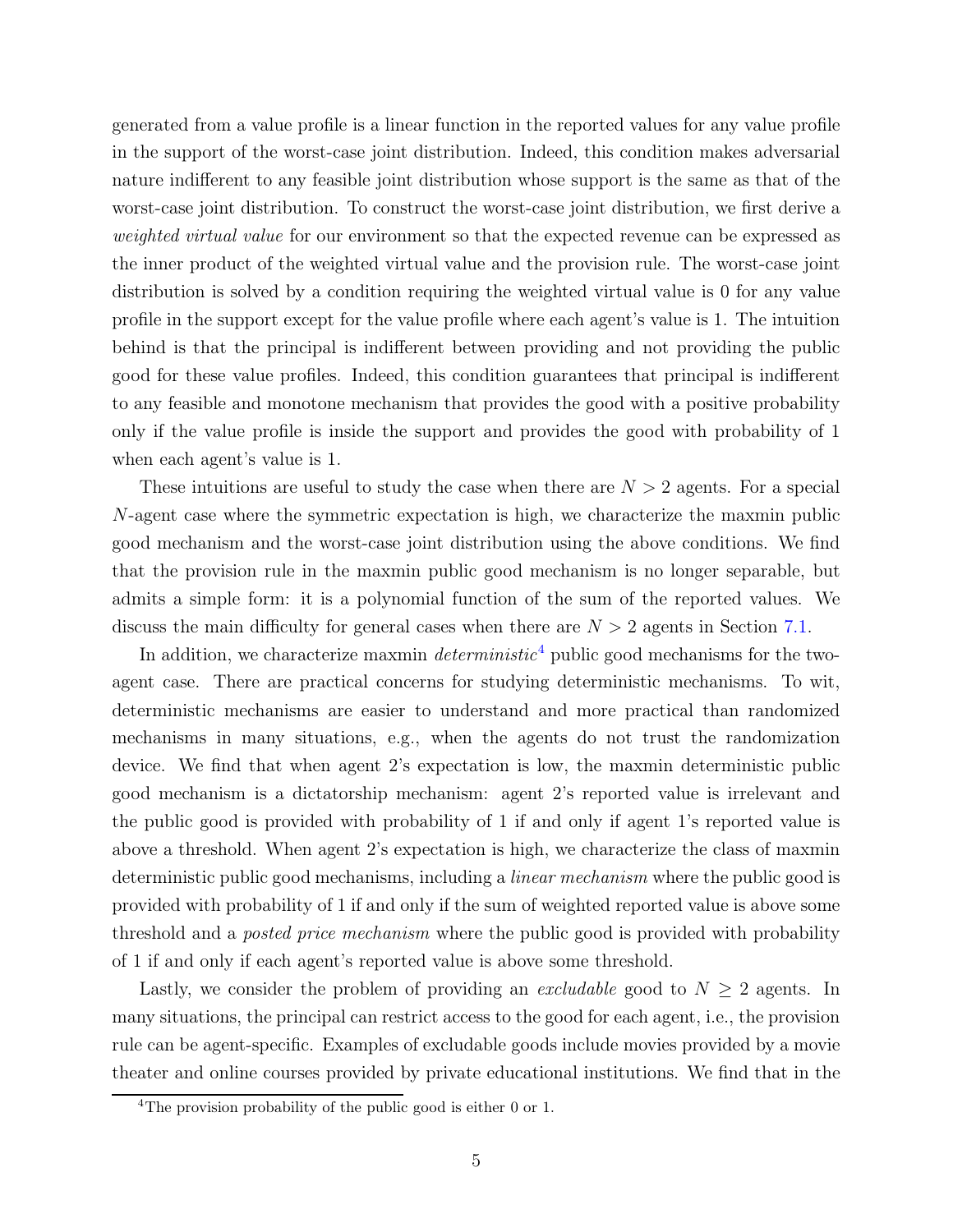generated from a value profile is a linear function in the reported values for any value profile in the support of the worst-case joint distribution. Indeed, this condition makes adversarial nature indifferent to any feasible joint distribution whose support is the same as that of the worst-case joint distribution. To construct the worst-case joint distribution, we first derive a *weighted virtual value* for our environment so that the expected revenue can be expressed as the inner product of the weighted virtual value and the provision rule. The worst-case joint distribution is solved by a condition requiring the weighted virtual value is 0 for any value profile in the support except for the value profile where each agent's value is 1. The intuition behind is that the principal is indifferent between providing and not providing the public good for these value profiles. Indeed, this condition guarantees that principal is indifferent to any feasible and monotone mechanism that provides the good with a positive probability only if the value profile is inside the support and provides the good with probability of 1 when each agent's value is 1.

These intuitions are useful to study the case when there are $N > 2$ agents. For a special $N$-agent case where the symmetric expectation is high, we characterize the maxmin public good mechanism and the worst-case joint distribution using the above conditions. We find that the provision rule in the maxmin public good mechanism is no longer separable, but admits a simple form: it is a polynomial function of the sum of the reported values. We discuss the main difficulty for general cases when there are $N > 2$ agents in Section 7.1.

In addition, we characterize maxmin *deterministic*[4] public good mechanisms for the two-agent case. There are practical concerns for studying deterministic mechanisms. To wit, deterministic mechanisms are easier to understand and more practical than randomized mechanisms in many situations, e.g., when the agents do not trust the randomization device. We find that when agent 2's expectation is low, the maxmin deterministic public good mechanism is a dictatorship mechanism: agent 2's reported value is irrelevant and the public good is provided with probability of 1 if and only if agent 1's reported value is above a threshold. When agent 2's expectation is high, we characterize the class of maxmin deterministic public good mechanisms, including a *linear mechanism* where the public good is provided with probability of 1 if and only if the sum of weighted reported value is above some threshold and a *posted price mechanism* where the public good is provided with probability of 1 if and only if each agent's reported value is above some threshold.

Lastly, we consider the problem of providing an *excludable* good to $N \geq 2$ agents. In many situations, the principal can restrict access to the good for each agent, i.e., the provision rule can be agent-specific. Examples of excludable goods include movies provided by a movie theater and online courses provided by private educational institutions. We find that in the

[4] The provision probability of the public good is either 0 or 1.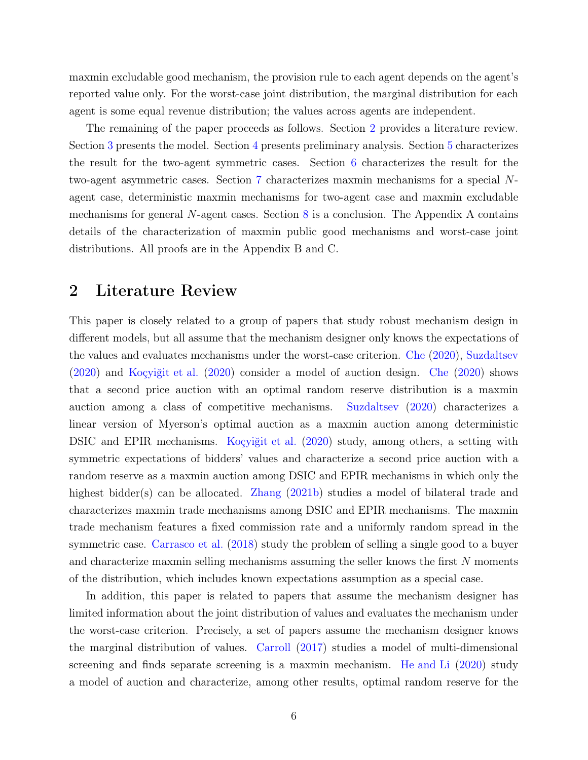maxmin excludable good mechanism, the provision rule to each agent depends on the agent's reported value only. For the worst-case joint distribution, the marginal distribution for each agent is some equal revenue distribution; the values across agents are independent.

The remaining of the paper proceeds as follows. Section 2 provides a literature review. Section 3 presents the model. Section 4 presents preliminary analysis. Section 5 characterizes the result for the two-agent symmetric cases. Section 6 characterizes the result for the two-agent asymmetric cases. Section 7 characterizes maxmin mechanisms for a special $N$-agent case, deterministic maxmin mechanisms for two-agent case and maxmin excludable mechanisms for general $N$-agent cases. Section 8 is a conclusion. The Appendix A contains details of the characterization of maxmin public good mechanisms and worst-case joint distributions. All proofs are in the Appendix B and C.

## 2 Literature Review

This paper is closely related to a group of papers that study robust mechanism design in different models, but all assume that the mechanism designer only knows the expectations of the values and evaluates mechanisms under the worst-case criterion. Che (2020), Suzdaltsev (2020) and Koçyiğit et al. (2020) consider a model of auction design. Che (2020) shows that a second price auction with an optimal random reserve distribution is a maxmin auction among a class of competitive mechanisms. Suzdaltsev (2020) characterizes a linear version of Myerson's optimal auction as a maxmin auction among deterministic DSIC and EPIR mechanisms. Koçyiğit et al. (2020) study, among others, a setting with symmetric expectations of bidders' values and characterize a second price auction with a random reserve as a maxmin auction among DSIC and EPIR mechanisms in which only the highest bidder(s) can be allocated. Zhang (2021b) studies a model of bilateral trade and characterizes maxmin trade mechanisms among DSIC and EPIR mechanisms. The maxmin trade mechanism features a fixed commission rate and a uniformly random spread in the symmetric case. Carrasco et al. (2018) study the problem of selling a single good to a buyer and characterize maxmin selling mechanisms assuming the seller knows the first $N$ moments of the distribution, which includes known expectations assumption as a special case.

In addition, this paper is related to papers that assume the mechanism designer has limited information about the joint distribution of values and evaluates the mechanism under the worst-case criterion. Precisely, a set of papers assume the mechanism designer knows the marginal distribution of values. Carroll (2017) studies a model of multi-dimensional screening and finds separate screening is a maxmin mechanism. He and Li (2020) study a model of auction and characterize, among other results, optimal random reserve for the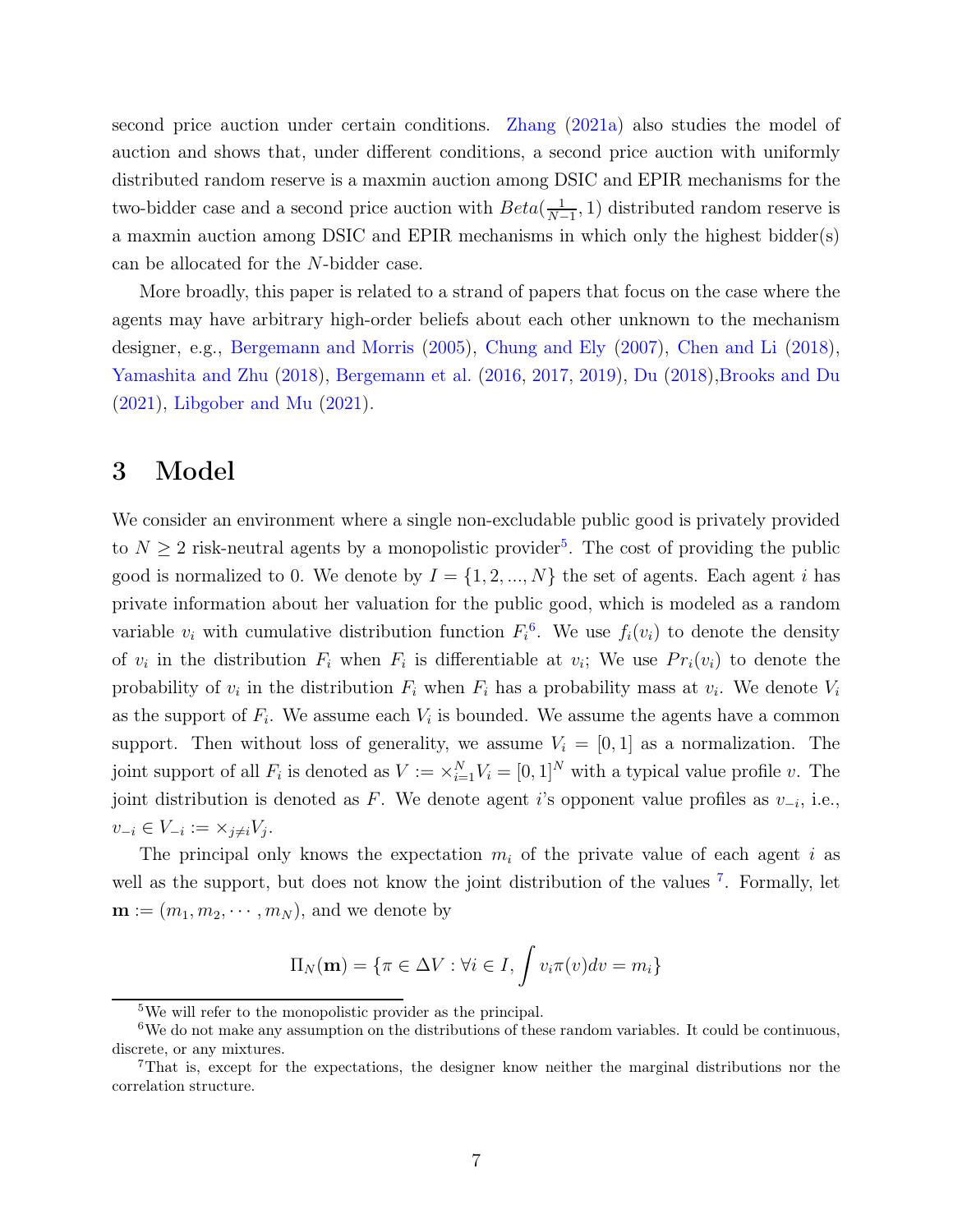second price auction under certain conditions. Zhang (2021a) also studies the model of auction and shows that, under different conditions, a second price auction with uniformly distributed random reserve is a maxmin auction among DSIC and EPIR mechanisms for the two-bidder case and a second price auction with $Beta(\frac{1}{N-1}, 1)$ distributed random reserve is a maxmin auction among DSIC and EPIR mechanisms in which only the highest bidder(s) can be allocated for the $N$-bidder case.

More broadly, this paper is related to a strand of papers that focus on the case where the agents may have arbitrary high-order beliefs about each other unknown to the mechanism designer, e.g., Bergemann and Morris (2005), Chung and Ely (2007), Chen and Li (2018), Yamashita and Zhu (2018), Bergemann et al. (2016, 2017, 2019), Du (2018),Brooks and Du (2021), Libgober and Mu (2021).

# 3 Model

We consider an environment where a single non-excludable public good is privately provided to $N \geq 2$ risk-neutral agents by a monopolistic provider[5]. The cost of providing the public good is normalized to 0. We denote by $I = \{1, 2, ..., N\}$ the set of agents. Each agent $i$ has private information about her valuation for the public good, which is modeled as a random variable $v_i$ with cumulative distribution function $F_i$[6]. We use $f_i(v_i)$ to denote the density of $v_i$ in the distribution $F_i$ when $F_i$ is differentiable at $v_i$; We use $Pr_i(v_i)$ to denote the probability of $v_i$ in the distribution $F_i$ when $F_i$ has a probability mass at $v_i$. We denote $V_i$ as the support of $F_i$. We assume each $V_i$ is bounded. We assume the agents have a common support. Then without loss of generality, we assume $V_i = [0, 1]$ as a normalization. The joint support of all $F_i$ is denoted as $V := \times_{i=1}^{N} V_i = [0, 1]^N$ with a typical value profile $v$. The joint distribution is denoted as $F$. We denote agent $i$'s opponent value profiles as $v_{-i}$, i.e., $v_{-i} \in V_{-i} := \times_{j \neq i} V_j$.

The principal only knows the expectation $m_i$ of the private value of each agent $i$ as well as the support, but does not know the joint distribution of the values [7]. Formally, let $\mathbf{m} := (m_1, m_2, \cdots, m_N)$, and we denote by

$$\Pi_N(\mathbf{m}) = \{\pi \in \Delta V : \forall i \in I, \int v_i \pi(v) dv = m_i\}$$

---

[5] We will refer to the monopolistic provider as the principal.

[6] We do not make any assumption on the distributions of these random variables. It could be continuous, discrete, or any mixtures.

[7] That is, except for the expectations, the designer know neither the marginal distributions nor the correlation structure.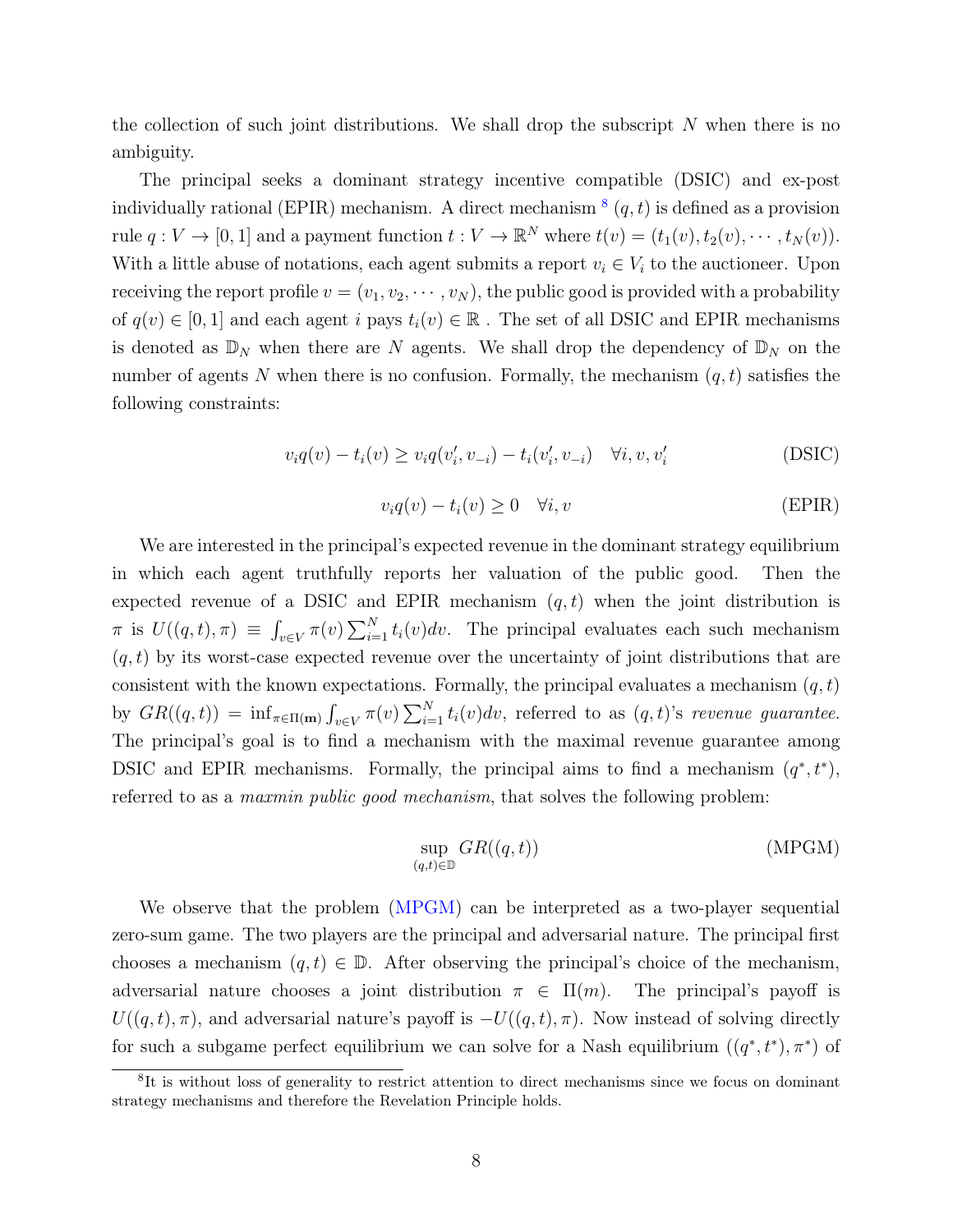the collection of such joint distributions. We shall drop the subscript $N$ when there is no ambiguity.

The principal seeks a dominant strategy incentive compatible (DSIC) and ex-post individually rational (EPIR) mechanism. A direct mechanism [8] $(q,t)$ is defined as a provision rule $q : V \to [0,1]$ and a payment function $t : V \to \mathbb{R}^N$ where $t(v) = (t_1(v), t_2(v), \cdots, t_N(v))$. With a little abuse of notations, each agent submits a report $v_i \in V_i$ to the auctioneer. Upon receiving the report profile $v = (v_1, v_2, \cdots, v_N)$, the public good is provided with a probability of $q(v) \in [0,1]$ and each agent $i$ pays $t_i(v) \in \mathbb{R}$ . The set of all DSIC and EPIR mechanisms is denoted as $\mathbb{D}_N$ when there are $N$ agents. We shall drop the dependency of $\mathbb{D}_N$ on the number of agents $N$ when there is no confusion. Formally, the mechanism $(q,t)$ satisfies the following constraints:

$$v_i q(v) - t_i(v) \geq v_i q(v_i', v_{-i}) - t_i(v_i', v_{-i}) \quad \forall i, v, v_i' \tag{DSIC}$$

$$v_i q(v) - t_i(v) \geq 0 \quad \forall i, v \tag{EPIR}$$

We are interested in the principal's expected revenue in the dominant strategy equilibrium in which each agent truthfully reports her valuation of the public good. Then the expected revenue of a DSIC and EPIR mechanism $(q,t)$ when the joint distribution is $\pi$ is $U((q,t),\pi) \equiv \int_{v\in V} \pi(v) \sum_{i=1}^N t_i(v) dv$. The principal evaluates each such mechanism $(q,t)$ by its worst-case expected revenue over the uncertainty of joint distributions that are consistent with the known expectations. Formally, the principal evaluates a mechanism $(q,t)$ by $GR((q,t)) = \inf_{\pi\in\Pi(\mathbf{m})} \int_{v\in V} \pi(v) \sum_{i=1}^N t_i(v) dv$, referred to as $(q,t)$'s *revenue guarantee*. The principal's goal is to find a mechanism with the maximal revenue guarantee among DSIC and EPIR mechanisms. Formally, the principal aims to find a mechanism $(q^*, t^*)$, referred to as a *maxmin public good mechanism*, that solves the following problem:

$$\sup_{(q,t)\in\mathbb{D}} GR((q,t)) \tag{MPGM}$$

We observe that the problem (MPGM) can be interpreted as a two-player sequential zero-sum game. The two players are the principal and adversarial nature. The principal first chooses a mechanism $(q,t) \in \mathbb{D}$. After observing the principal's choice of the mechanism, adversarial nature chooses a joint distribution $\pi \in \Pi(m)$. The principal's payoff is $U((q,t),\pi)$, and adversarial nature's payoff is $-U((q,t),\pi)$. Now instead of solving directly for such a subgame perfect equilibrium we can solve for a Nash equilibrium $((q^*,t^*),\pi^*)$ of

[8] It is without loss of generality to restrict attention to direct mechanisms since we focus on dominant strategy mechanisms and therefore the Revelation Principle holds.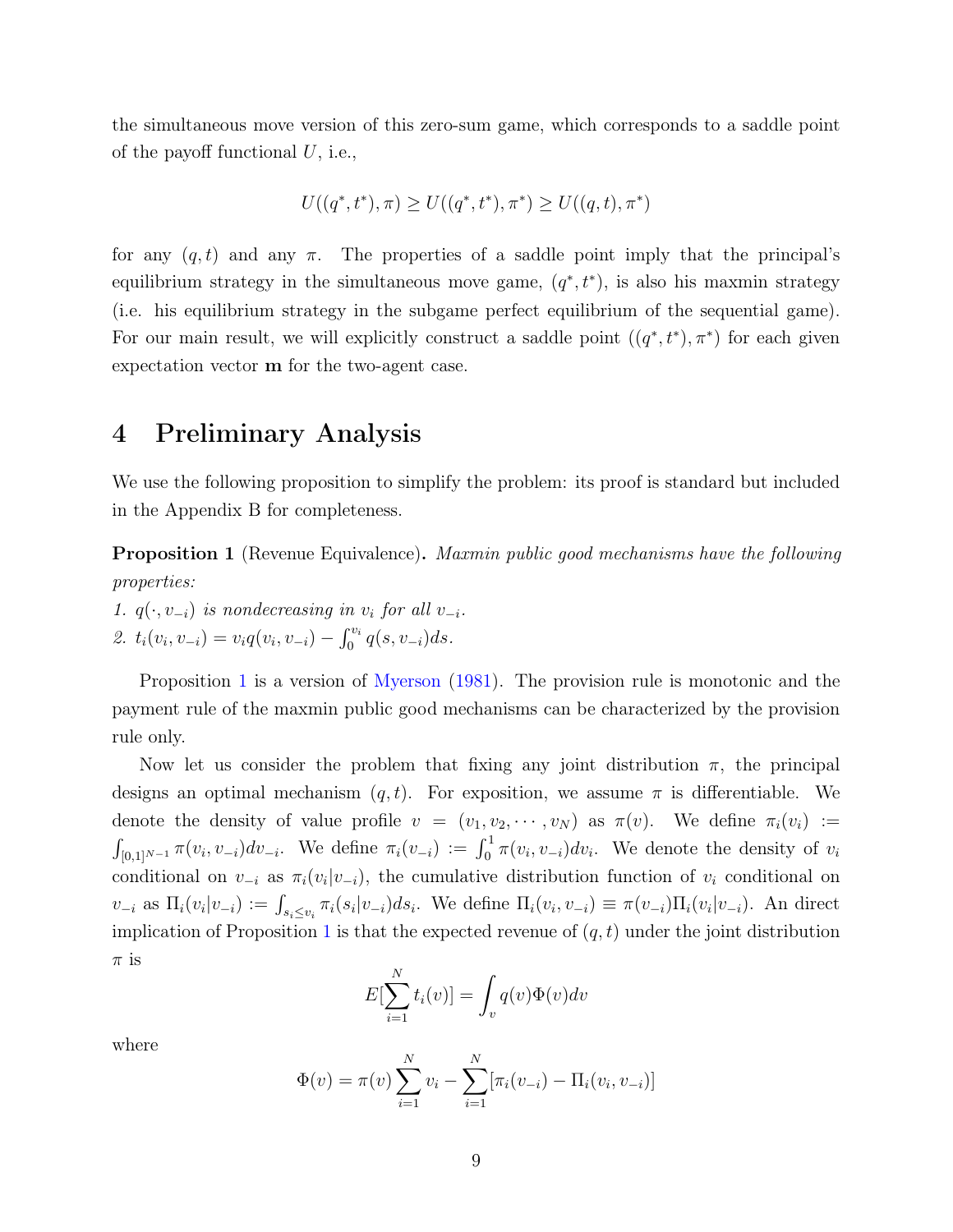the simultaneous move version of this zero-sum game, which corresponds to a saddle point of the payoff functional $U$, i.e.,

$$U((q^*,t^*),\pi) \geq U((q^*,t^*),\pi^*) \geq U((q,t),\pi^*)$$

for any $(q,t)$ and any $\pi$. The properties of a saddle point imply that the principal's equilibrium strategy in the simultaneous move game, $(q^*,t^*)$, is also his maxmin strategy (i.e. his equilibrium strategy in the subgame perfect equilibrium of the sequential game). For our main result, we will explicitly construct a saddle point $((q^*,t^*),\pi^*)$ for each given expectation vector $\mathbf{m}$ for the two-agent case.

# 4 Preliminary Analysis

We use the following proposition to simplify the problem: its proof is standard but included in the Appendix B for completeness.

**Proposition 1** (Revenue Equivalence)**.** *Maxmin public good mechanisms have the following properties:*

*1. $q(\cdot,v_{-i})$ is nondecreasing in $v_i$ for all $v_{-i}$.*

*2. $t_i(v_i,v_{-i}) = v_i q(v_i,v_{-i}) - \int_0^{v_i} q(s,v_{-i})ds$.*

Proposition 1 is a version of Myerson (1981). The provision rule is monotonic and the payment rule of the maxmin public good mechanisms can be characterized by the provision rule only.

Now let us consider the problem that fixing any joint distribution $\pi$, the principal designs an optimal mechanism $(q,t)$. For exposition, we assume $\pi$ is differentiable. We denote the density of value profile $v = (v_1, v_2, \cdots, v_N)$ as $\pi(v)$. We define $\pi_i(v_i) := \int_{[0,1]^{N-1}} \pi(v_i,v_{-i})dv_{-i}$. We define $\pi_i(v_{-i}) := \int_0^1 \pi(v_i,v_{-i})dv_i$. We denote the density of $v_i$ conditional on $v_{-i}$ as $\pi_i(v_i|v_{-i})$, the cumulative distribution function of $v_i$ conditional on $v_{-i}$ as $\Pi_i(v_i|v_{-i}) := \int_{s_i \leq v_i} \pi_i(s_i|v_{-i})ds_i$. We define $\Pi_i(v_i,v_{-i}) \equiv \pi(v_{-i})\Pi_i(v_i|v_{-i})$. An direct implication of Proposition 1 is that the expected revenue of $(q,t)$ under the joint distribution $\pi$ is

$$E[\sum_{i=1}^{N} t_i(v)] = \int_v q(v)\Phi(v)dv$$

where

$$\Phi(v) = \pi(v)\sum_{i=1}^{N} v_i - \sum_{i=1}^{N}[\pi_i(v_{-i}) - \Pi_i(v_i,v_{-i})]$$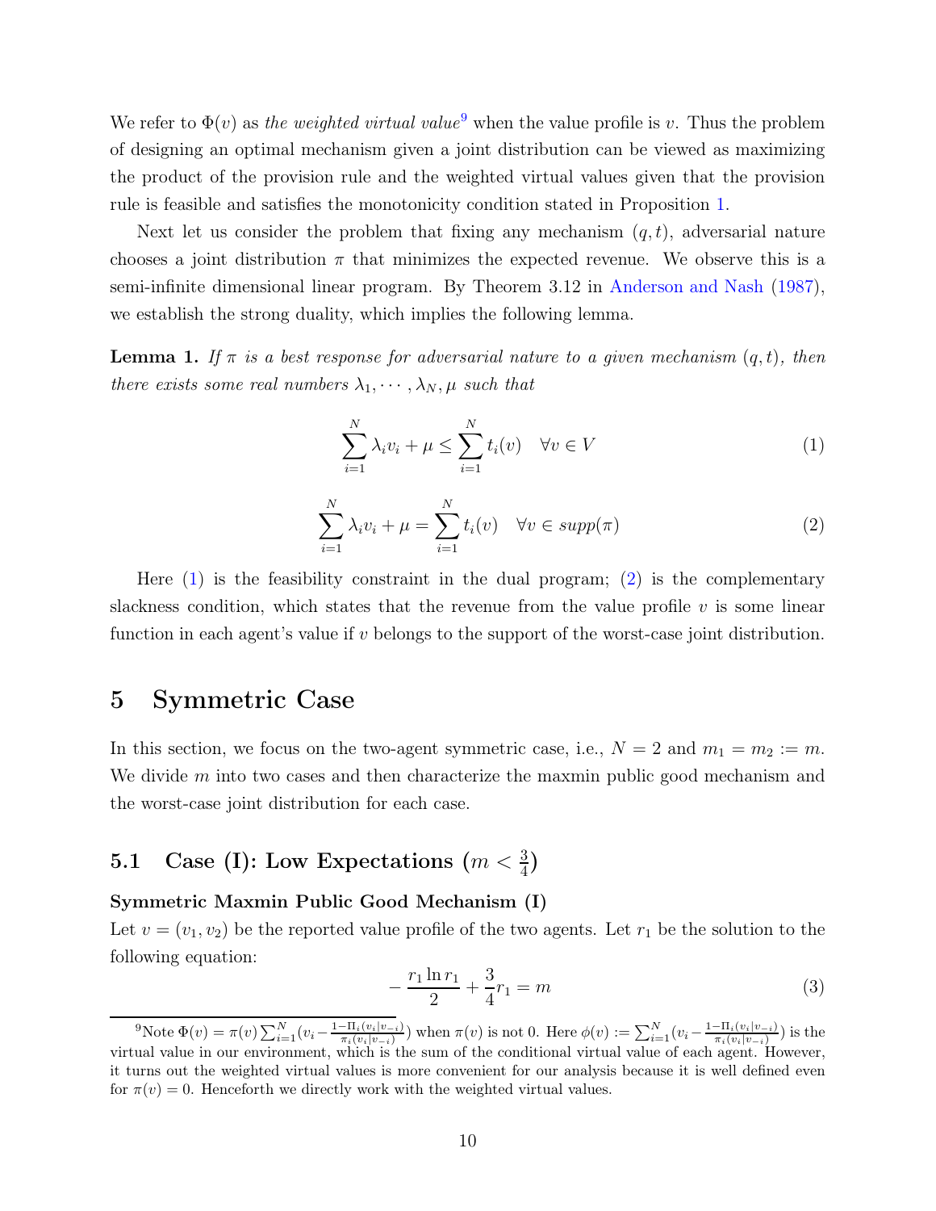We refer to $\Phi(v)$ as *the weighted virtual value*[9] when the value profile is $v$. Thus the problem of designing an optimal mechanism given a joint distribution can be viewed as maximizing the product of the provision rule and the weighted virtual values given that the provision rule is feasible and satisfies the monotonicity condition stated in Proposition 1.

Next let us consider the problem that fixing any mechanism $(q, t)$, adversarial nature chooses a joint distribution $\pi$ that minimizes the expected revenue. We observe this is a semi-infinite dimensional linear program. By Theorem 3.12 in Anderson and Nash (1987), we establish the strong duality, which implies the following lemma.

**Lemma 1.** *If $\pi$ is a best response for adversarial nature to a given mechanism $(q, t)$, then there exists some real numbers $\lambda_1, \cdots, \lambda_N, \mu$ such that*

$$\sum_{i=1}^{N} \lambda_i v_i + \mu \leq \sum_{i=1}^{N} t_i(v) \quad \forall v \in V \tag{1}$$

$$\sum_{i=1}^{N} \lambda_i v_i + \mu = \sum_{i=1}^{N} t_i(v) \quad \forall v \in supp(\pi) \tag{2}$$

Here (1) is the feasibility constraint in the dual program; (2) is the complementary slackness condition, which states that the revenue from the value profile $v$ is some linear function in each agent's value if $v$ belongs to the support of the worst-case joint distribution.

# 5 Symmetric Case

In this section, we focus on the two-agent symmetric case, i.e., $N = 2$ and $m_1 = m_2 := m$. We divide $m$ into two cases and then characterize the maxmin public good mechanism and the worst-case joint distribution for each case.

## 5.1 Case (I): Low Expectations ($m < \frac{3}{4}$)

**Symmetric Maxmin Public Good Mechanism (I)**

Let $v = (v_1, v_2)$ be the reported value profile of the two agents. Let $r_1$ be the solution to the following equation:

$$-\frac{r_1 \ln r_1}{2} + \frac{3}{4} r_1 = m \tag{3}$$

[9] Note $\Phi(v) = \pi(v) \sum_{i=1}^{N} (v_i - \frac{1 - \Pi_i(v_i|v_{-i})}{\pi_i(v_i|v_{-i})})$ when $\pi(v)$ is not 0. Here $\phi(v) := \sum_{i=1}^{N} (v_i - \frac{1 - \Pi_i(v_i|v_{-i})}{\pi_i(v_i|v_{-i})})$ is the virtual value in our environment, which is the sum of the conditional virtual value of each agent. However, it turns out the weighted virtual values is more convenient for our analysis because it is well defined even for $\pi(v) = 0$. Henceforth we directly work with the weighted virtual values.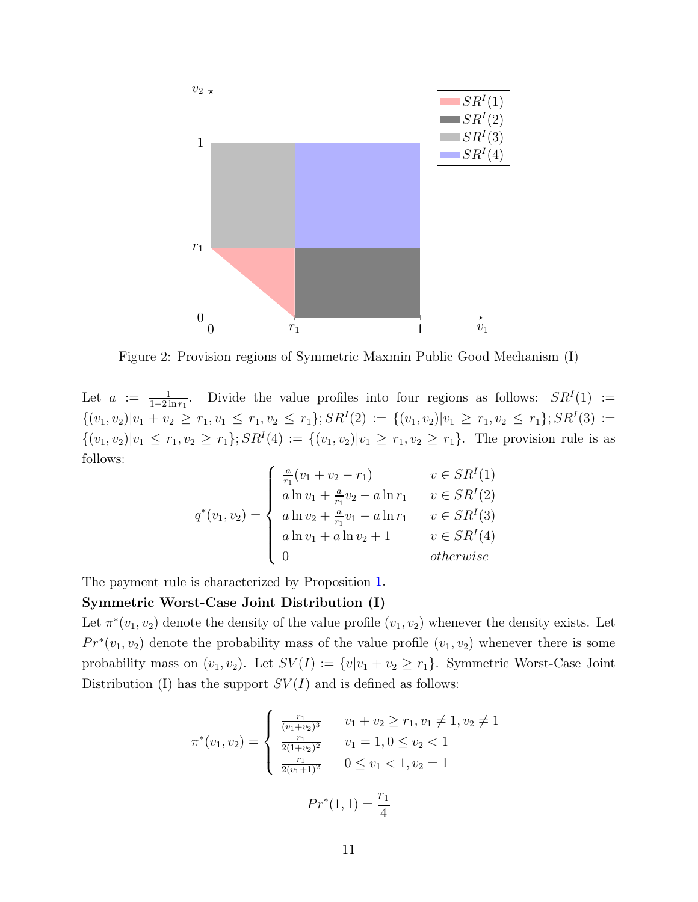Figure 2: Provision regions of Symmetric Maxmin Public Good Mechanism (I)

Let $a := \frac{1}{1-2\ln r_1}$. Divide the value profiles into four regions as follows: $SR^I(1) := \{(v_1, v_2)|v_1 + v_2 \geq r_1, v_1 \leq r_1, v_2 \leq r_1\}; SR^I(2) := \{(v_1, v_2)|v_1 \geq r_1, v_2 \leq r_1\}; SR^I(3) := \{(v_1, v_2)|v_1 \leq r_1, v_2 \geq r_1\}; SR^I(4) := \{(v_1, v_2)|v_1 \geq r_1, v_2 \geq r_1\}$. The provision rule is as follows:

$$q^*(v_1, v_2) = \begin{cases} \frac{a}{r_1}(v_1 + v_2 - r_1) & v \in SR^I(1) \\ a \ln v_1 + \frac{a}{r_1} v_2 - a \ln r_1 & v \in SR^I(2) \\ a \ln v_2 + \frac{a}{r_1} v_1 - a \ln r_1 & v \in SR^I(3) \\ a \ln v_1 + a \ln v_2 + 1 & v \in SR^I(4) \\ 0 & otherwise \end{cases}$$

The payment rule is characterized by Proposition 1.

**Symmetric Worst-Case Joint Distribution (I)**

Let $\pi^*(v_1, v_2)$ denote the density of the value profile $(v_1, v_2)$ whenever the density exists. Let $Pr^*(v_1, v_2)$ denote the probability mass of the value profile $(v_1, v_2)$ whenever there is some probability mass on $(v_1, v_2)$. Let $SV(I) := \{v|v_1 + v_2 \geq r_1\}$. Symmetric Worst-Case Joint Distribution (I) has the support $SV(I)$ and is defined as follows:

$$\pi^*(v_1, v_2) = \begin{cases} \frac{r_1}{(v_1+v_2)^3} & v_1 + v_2 \geq r_1, v_1 \neq 1, v_2 \neq 1 \\ \frac{r_1}{2(1+v_2)^2} & v_1 = 1, 0 \leq v_2 < 1 \\ \frac{r_1}{2(v_1+1)^2} & 0 \leq v_1 < 1, v_2 = 1 \end{cases}$$

$$Pr^*(1, 1) = \frac{r_1}{4}$$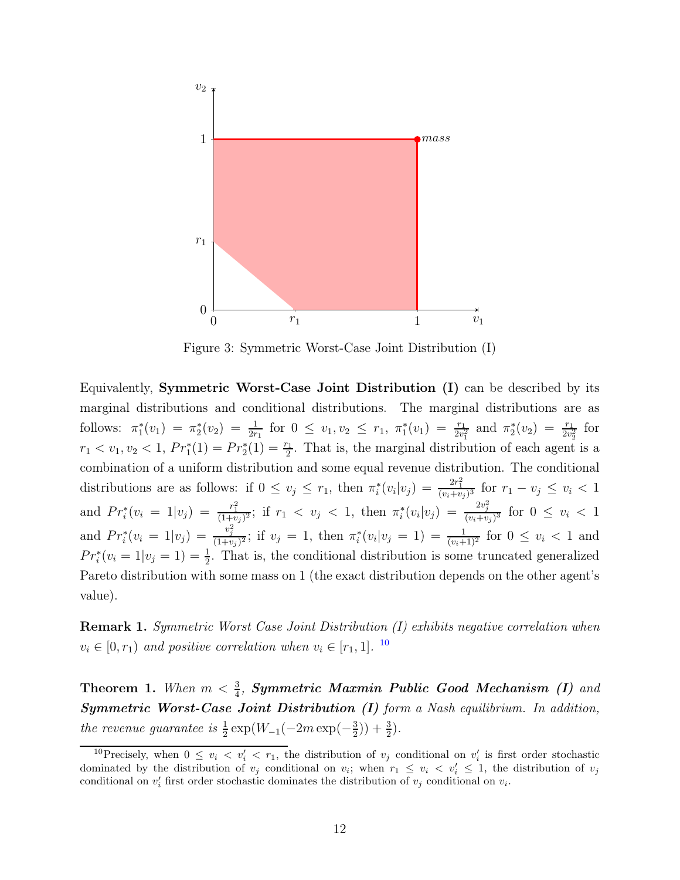Figure 3: Symmetric Worst-Case Joint Distribution (I)

Equivalently, **Symmetric Worst-Case Joint Distribution (I)** can be described by its marginal distributions and conditional distributions. The marginal distributions are as follows: $\pi_1^*(v_1) = \pi_2^*(v_2) = \frac{1}{2r_1}$ for $0 \leq v_1, v_2 \leq r_1$, $\pi_1^*(v_1) = \frac{r_1}{2v_1^2}$ and $\pi_2^*(v_2) = \frac{r_1}{2v_2^2}$ for $r_1 < v_1, v_2 < 1$, $Pr_1^*(1) = Pr_2^*(1) = \frac{r_1}{2}$. That is, the marginal distribution of each agent is a combination of a uniform distribution and some equal revenue distribution. The conditional distributions are as follows: if $0 \leq v_j \leq r_1$, then $\pi_i^*(v_i|v_j) = \frac{2r_1^2}{(v_i+v_j)^3}$ for $r_1 - v_j \leq v_i < 1$ and $Pr_i^*(v_i = 1|v_j) = \frac{r_1^2}{(1+v_j)^2}$; if $r_1 < v_j < 1$, then $\pi_i^*(v_i|v_j) = \frac{2v_j^2}{(v_i+v_j)^3}$ for $0 \leq v_i < 1$ and $Pr_i^*(v_i = 1|v_j) = \frac{v_j^2}{(1+v_j)^2}$; if $v_j = 1$, then $\pi_i^*(v_i|v_j = 1) = \frac{1}{(v_i+1)^2}$ for $0 \leq v_i < 1$ and $Pr_i^*(v_i = 1|v_j = 1) = \frac{1}{2}$. That is, the conditional distribution is some truncated generalized Pareto distribution with some mass on 1 (the exact distribution depends on the other agent's value).

**Remark 1.** *Symmetric Worst Case Joint Distribution (I) exhibits negative correlation when $v_i \in [0, r_1)$ and positive correlation when $v_i \in [r_1, 1]$.* [10]

**Theorem 1.** *When $m < \frac{3}{4}$,* ***Symmetric Maxmin Public Good Mechanism (I)*** *and* ***Symmetric Worst-Case Joint Distribution (I)*** *form a Nash equilibrium. In addition, the revenue guarantee is $\frac{1}{2}\exp(W_{-1}(-2m\exp(-\frac{3}{2})) + \frac{3}{2})$.*

[10] Precisely, when $0 \leq v_i < v_i' < r_1$, the distribution of $v_j$ conditional on $v_i'$ is first order stochastic dominated by the distribution of $v_j$ conditional on $v_i$; when $r_1 \leq v_i < v_i' \leq 1$, the distribution of $v_j$ conditional on $v_i'$ first order stochastic dominates the distribution of $v_j$ conditional on $v_i$.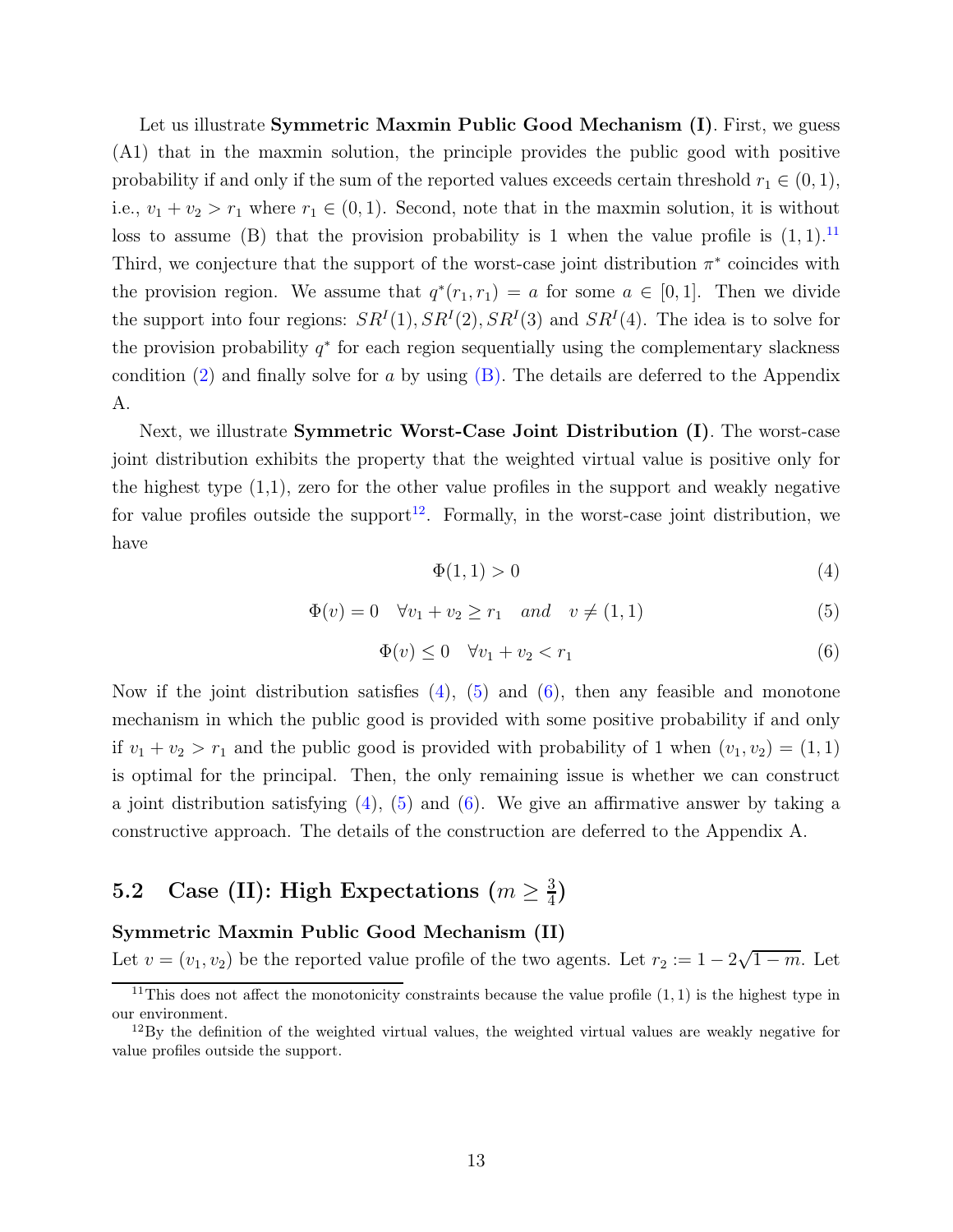Let us illustrate **Symmetric Maxmin Public Good Mechanism (I)**. First, we guess (A1) that in the maxmin solution, the principle provides the public good with positive probability if and only if the sum of the reported values exceeds certain threshold $r_1 \in (0,1)$, i.e., $v_1 + v_2 > r_1$ where $r_1 \in (0,1)$. Second, note that in the maxmin solution, it is without loss to assume (B) that the provision probability is 1 when the value profile is $(1,1)$.[11] Third, we conjecture that the support of the worst-case joint distribution $\pi^*$ coincides with the provision region. We assume that $q^*(r_1, r_1) = a$ for some $a \in [0,1]$. Then we divide the support into four regions: $SR^I(1), SR^I(2), SR^I(3)$ and $SR^I(4)$. The idea is to solve for the provision probability $q^*$ for each region sequentially using the complementary slackness condition (2) and finally solve for $a$ by using (B). The details are deferred to the Appendix A.

Next, we illustrate **Symmetric Worst-Case Joint Distribution (I)**. The worst-case joint distribution exhibits the property that the weighted virtual value is positive only for the highest type (1,1), zero for the other value profiles in the support and weakly negative for value profiles outside the support[12]. Formally, in the worst-case joint distribution, we have

$$\Phi(1,1) > 0 \tag{4}$$

$$\Phi(v) = 0 \quad \forall v_1 + v_2 \geq r_1 \quad \textit{and} \quad v \neq (1,1) \tag{5}$$

$$\Phi(v) \leq 0 \quad \forall v_1 + v_2 < r_1 \tag{6}$$

Now if the joint distribution satisfies (4), (5) and (6), then any feasible and monotone mechanism in which the public good is provided with some positive probability if and only if $v_1 + v_2 > r_1$ and the public good is provided with probability of 1 when $(v_1, v_2) = (1,1)$ is optimal for the principal. Then, the only remaining issue is whether we can construct a joint distribution satisfying (4), (5) and (6). We give an affirmative answer by taking a constructive approach. The details of the construction are deferred to the Appendix A.

## 5.2 Case (II): High Expectations ($m \geq \frac{3}{4}$)

**Symmetric Maxmin Public Good Mechanism (II)**

Let $v = (v_1, v_2)$ be the reported value profile of the two agents. Let $r_2 := 1 - 2\sqrt{1-m}$. Let

[11] This does not affect the monotonicity constraints because the value profile $(1,1)$ is the highest type in our environment.

[12] By the definition of the weighted virtual values, the weighted virtual values are weakly negative for value profiles outside the support.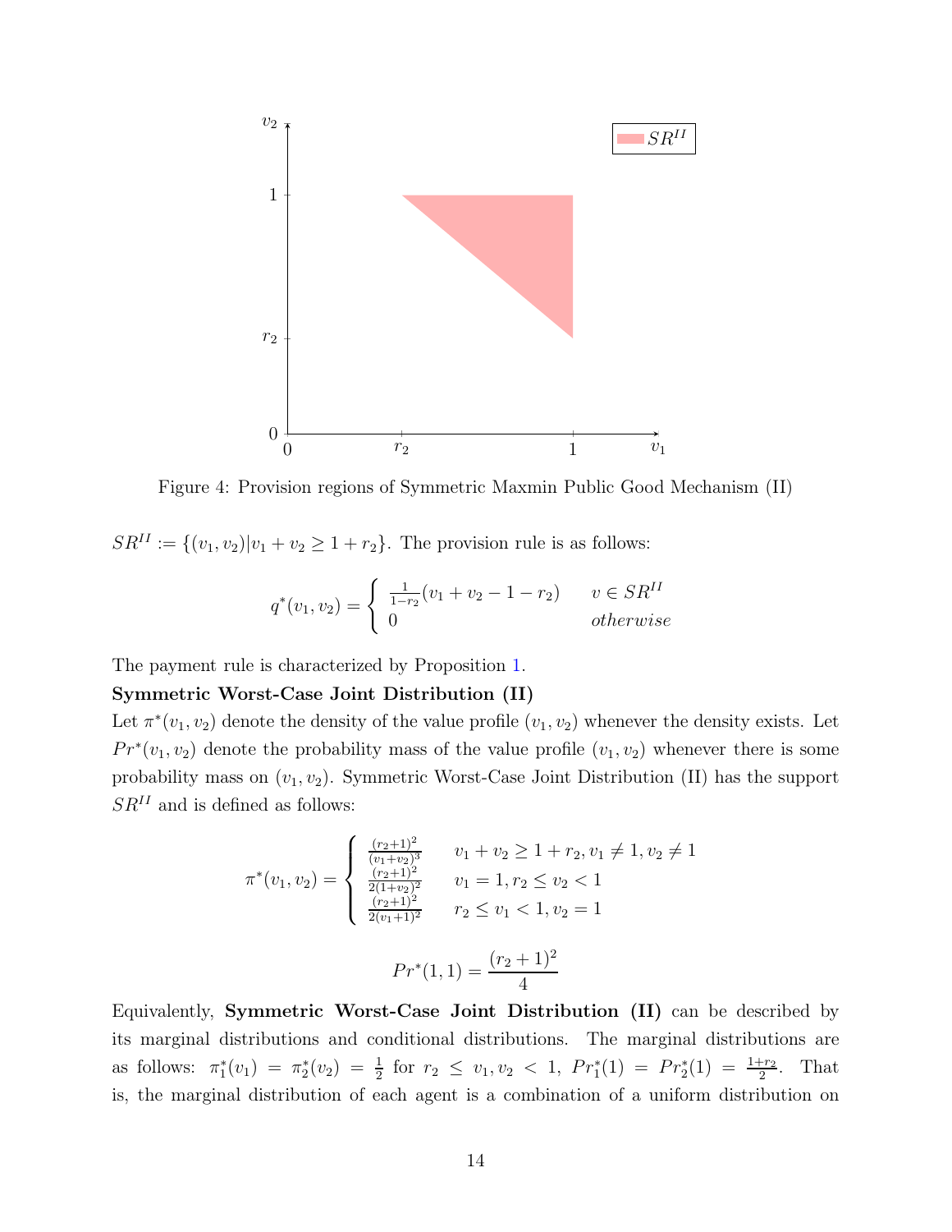Figure 4: Provision regions of Symmetric Maxmin Public Good Mechanism (II)

$SR^{II} := \{(v_1, v_2)|v_1 + v_2 \geq 1 + r_2\}$. The provision rule is as follows:

$$q^*(v_1, v_2) = \begin{cases} \frac{1}{1-r_2}(v_1 + v_2 - 1 - r_2) & v \in SR^{II} \\ 0 & otherwise \end{cases}$$

The payment rule is characterized by Proposition 1.

**Symmetric Worst-Case Joint Distribution (II)**

Let $\pi^*(v_1, v_2)$ denote the density of the value profile $(v_1, v_2)$ whenever the density exists. Let $Pr^*(v_1, v_2)$ denote the probability mass of the value profile $(v_1, v_2)$ whenever there is some probability mass on $(v_1, v_2)$. Symmetric Worst-Case Joint Distribution (II) has the support $SR^{II}$ and is defined as follows:

$$\pi^*(v_1, v_2) = \begin{cases} \frac{(r_2+1)^2}{(v_1+v_2)^3} & v_1 + v_2 \geq 1 + r_2, v_1 \neq 1, v_2 \neq 1 \\ \frac{(r_2+1)^2}{2(1+v_2)^2} & v_1 = 1, r_2 \leq v_2 < 1 \\ \frac{(r_2+1)^2}{2(v_1+1)^2} & r_2 \leq v_1 < 1, v_2 = 1 \end{cases}$$

$$Pr^*(1, 1) = \frac{(r_2 + 1)^2}{4}$$

Equivalently, **Symmetric Worst-Case Joint Distribution (II)** can be described by its marginal distributions and conditional distributions. The marginal distributions are as follows: $\pi_1^*(v_1) = \pi_2^*(v_2) = \frac{1}{2}$ for $r_2 \leq v_1, v_2 < 1$, $Pr_1^*(1) = Pr_2^*(1) = \frac{1+r_2}{2}$. That is, the marginal distribution of each agent is a combination of a uniform distribution on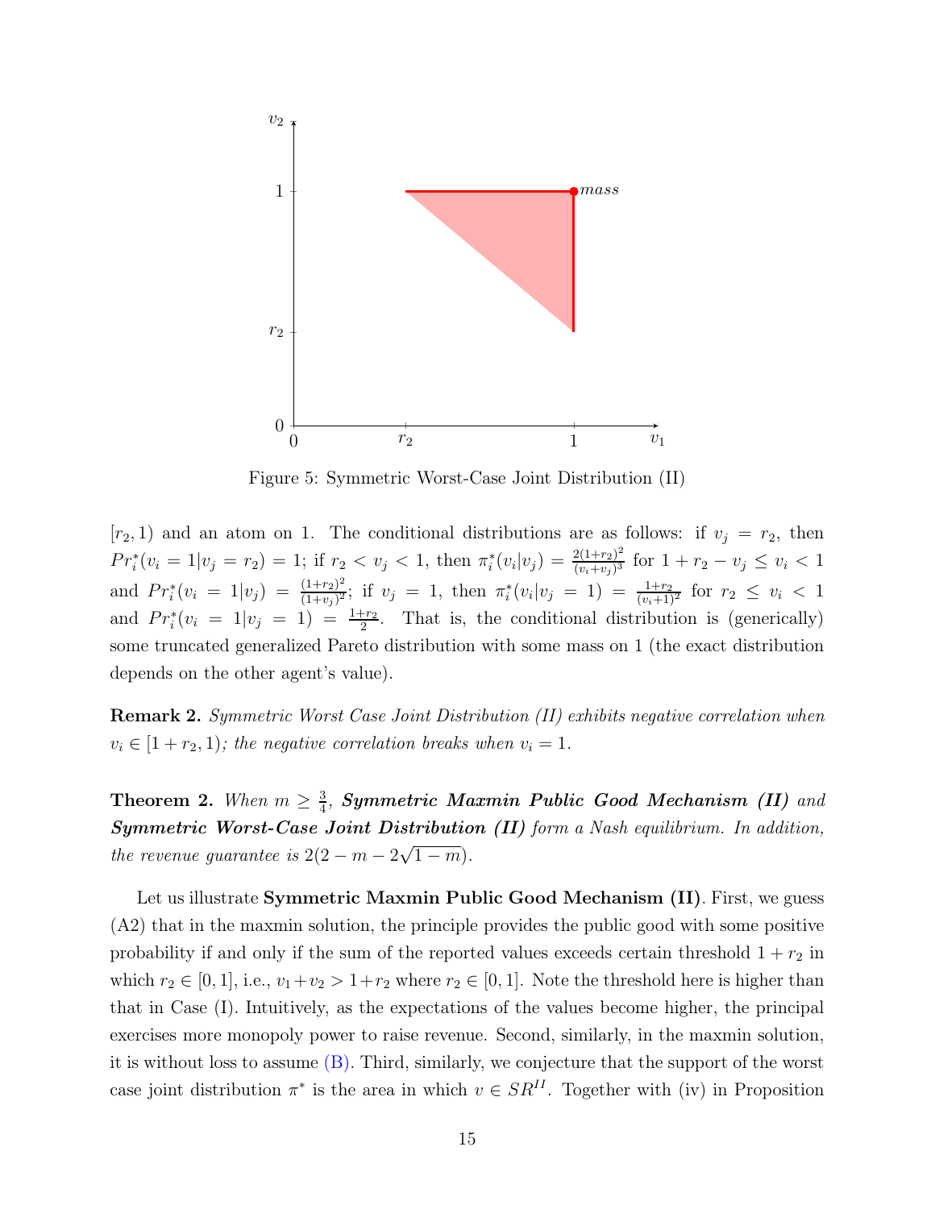Figure 5: Symmetric Worst-Case Joint Distribution (II)

$[r_2, 1)$ and an atom on 1. The conditional distributions are as follows: if $v_j = r_2$, then $Pr_i^*(v_i = 1|v_j = r_2) = 1$; if $r_2 < v_j < 1$, then $\pi_i^*(v_i|v_j) = \frac{2(1+r_2)^2}{(v_i+v_j)^3}$ for $1 + r_2 - v_j \leq v_i < 1$ and $Pr_i^*(v_i = 1|v_j) = \frac{(1+r_2)^2}{(1+v_j)^2}$; if $v_j = 1$, then $\pi_i^*(v_i|v_j = 1) = \frac{1+r_2}{(v_i+1)^2}$ for $r_2 \leq v_i < 1$ and $Pr_i^*(v_i = 1|v_j = 1) = \frac{1+r_2}{2}$. That is, the conditional distribution is (generically) some truncated generalized Pareto distribution with some mass on 1 (the exact distribution depends on the other agent's value).

**Remark 2.** *Symmetric Worst Case Joint Distribution (II) exhibits negative correlation when $v_i \in [1 + r_2, 1)$; the negative correlation breaks when $v_i = 1$.*

**Theorem 2.** *When $m \geq \frac{3}{4}$, **Symmetric Maxmin Public Good Mechanism (II)** and **Symmetric Worst-Case Joint Distribution (II)** form a Nash equilibrium. In addition, the revenue guarantee is $2(2 - m - 2\sqrt{1-m})$.*

Let us illustrate **Symmetric Maxmin Public Good Mechanism (II)**. First, we guess (A2) that in the maxmin solution, the principle provides the public good with some positive probability if and only if the sum of the reported values exceeds certain threshold $1 + r_2$ in which $r_2 \in [0, 1]$, i.e., $v_1 + v_2 > 1 + r_2$ where $r_2 \in [0, 1]$. Note the threshold here is higher than that in Case (I). Intuitively, as the expectations of the values become higher, the principal exercises more monopoly power to raise revenue. Second, similarly, in the maxmin solution, it is without loss to assume (B). Third, similarly, we conjecture that the support of the worst case joint distribution $\pi^*$ is the area in which $v \in SR^{II}$. Together with (iv) in Proposition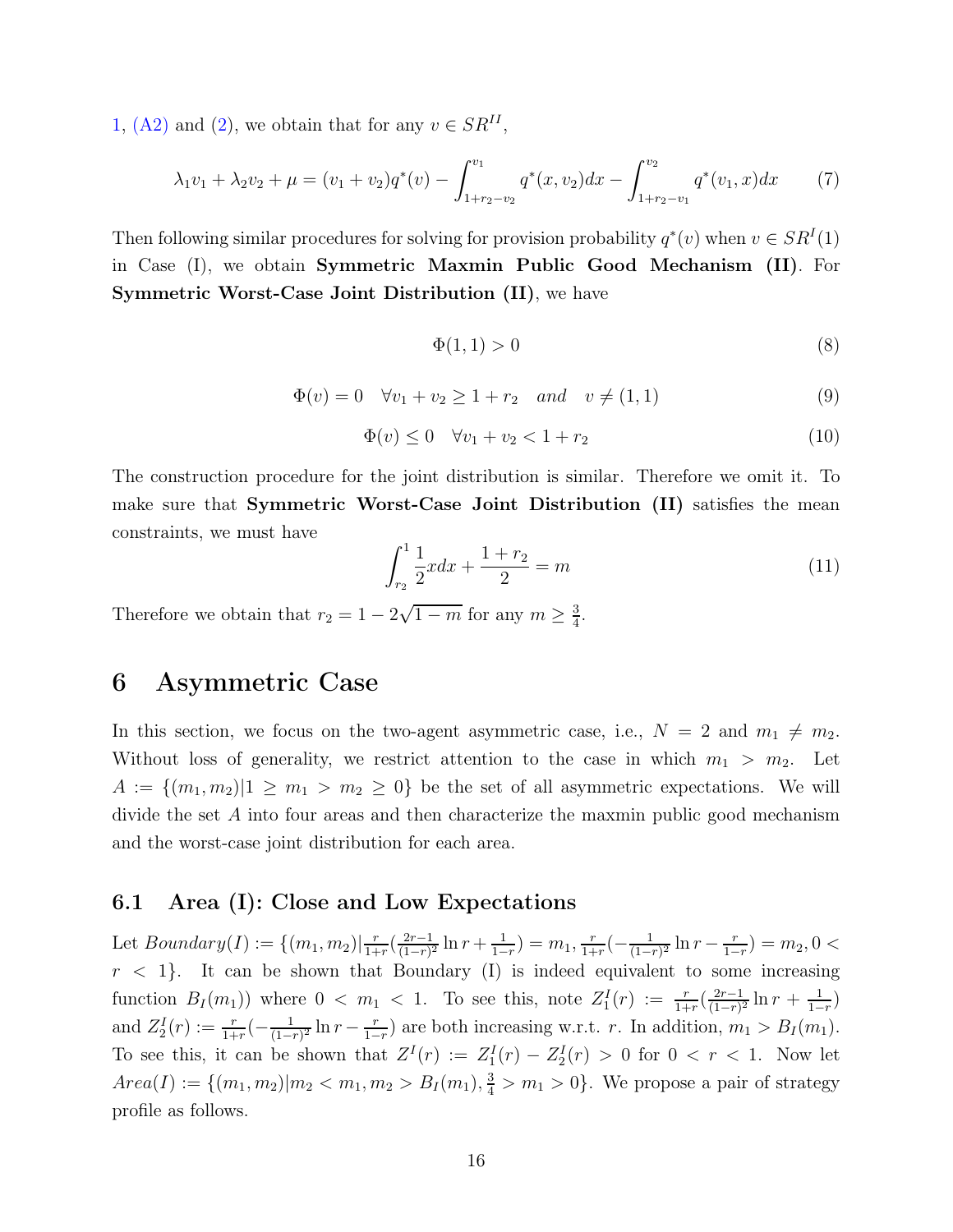1, (A2) and (2), we obtain that for any $v \in SR^{II}$,

$$\lambda_1 v_1 + \lambda_2 v_2 + \mu = (v_1 + v_2) q^*(v) - \int_{1+r_2-v_2}^{v_1} q^*(x, v_2) dx - \int_{1+r_2-v_1}^{v_2} q^*(v_1, x) dx \tag{7}$$

Then following similar procedures for solving for provision probability $q^*(v)$ when $v \in SR^I(1)$ in Case (I), we obtain **Symmetric Maxmin Public Good Mechanism (II)**. For **Symmetric Worst-Case Joint Distribution (II)**, we have

$$\Phi(1,1) > 0 \tag{8}$$

$$\Phi(v) = 0 \quad \forall v_1 + v_2 \geq 1 + r_2 \quad \textit{and} \quad v \neq (1,1) \tag{9}$$

$$\Phi(v) \leq 0 \quad \forall v_1 + v_2 < 1 + r_2 \tag{10}$$

The construction procedure for the joint distribution is similar. Therefore we omit it. To make sure that **Symmetric Worst-Case Joint Distribution (II)** satisfies the mean constraints, we must have

$$\int_{r_2}^{1} \frac{1}{2} x dx + \frac{1 + r_2}{2} = m \tag{11}$$

Therefore we obtain that $r_2 = 1 - 2\sqrt{1-m}$ for any $m \geq \frac{3}{4}$.

# 6 Asymmetric Case

In this section, we focus on the two-agent asymmetric case, i.e., $N = 2$ and $m_1 \neq m_2$. Without loss of generality, we restrict attention to the case in which $m_1 > m_2$. Let $A := \{(m_1, m_2) | 1 \geq m_1 > m_2 \geq 0\}$ be the set of all asymmetric expectations. We will divide the set $A$ into four areas and then characterize the maxmin public good mechanism and the worst-case joint distribution for each area.

## 6.1 Area (I): Close and Low Expectations

Let $Boundary(I) := \{(m_1, m_2) | \frac{r}{1+r}(\frac{2r-1}{(1-r)^2} \ln r + \frac{1}{1-r}) = m_1, \frac{r}{1+r}(-\frac{1}{(1-r)^2} \ln r - \frac{r}{1-r}) = m_2, 0 < r < 1\}$. It can be shown that Boundary (I) is indeed equivalent to some increasing function $B_I(m_1))$ where $0 < m_1 < 1$. To see this, note $Z_1^I(r) := \frac{r}{1+r}(\frac{2r-1}{(1-r)^2} \ln r + \frac{1}{1-r})$ and $Z_2^I(r) := \frac{r}{1+r}(-\frac{1}{(1-r)^2} \ln r - \frac{r}{1-r})$ are both increasing w.r.t. $r$. In addition, $m_1 > B_I(m_1)$. To see this, it can be shown that $Z^I(r) := Z_1^I(r) - Z_2^I(r) > 0$ for $0 < r < 1$. Now let $Area(I) := \{(m_1, m_2) | m_2 < m_1, m_2 > B_I(m_1), \frac{3}{4} > m_1 > 0\}$. We propose a pair of strategy profile as follows.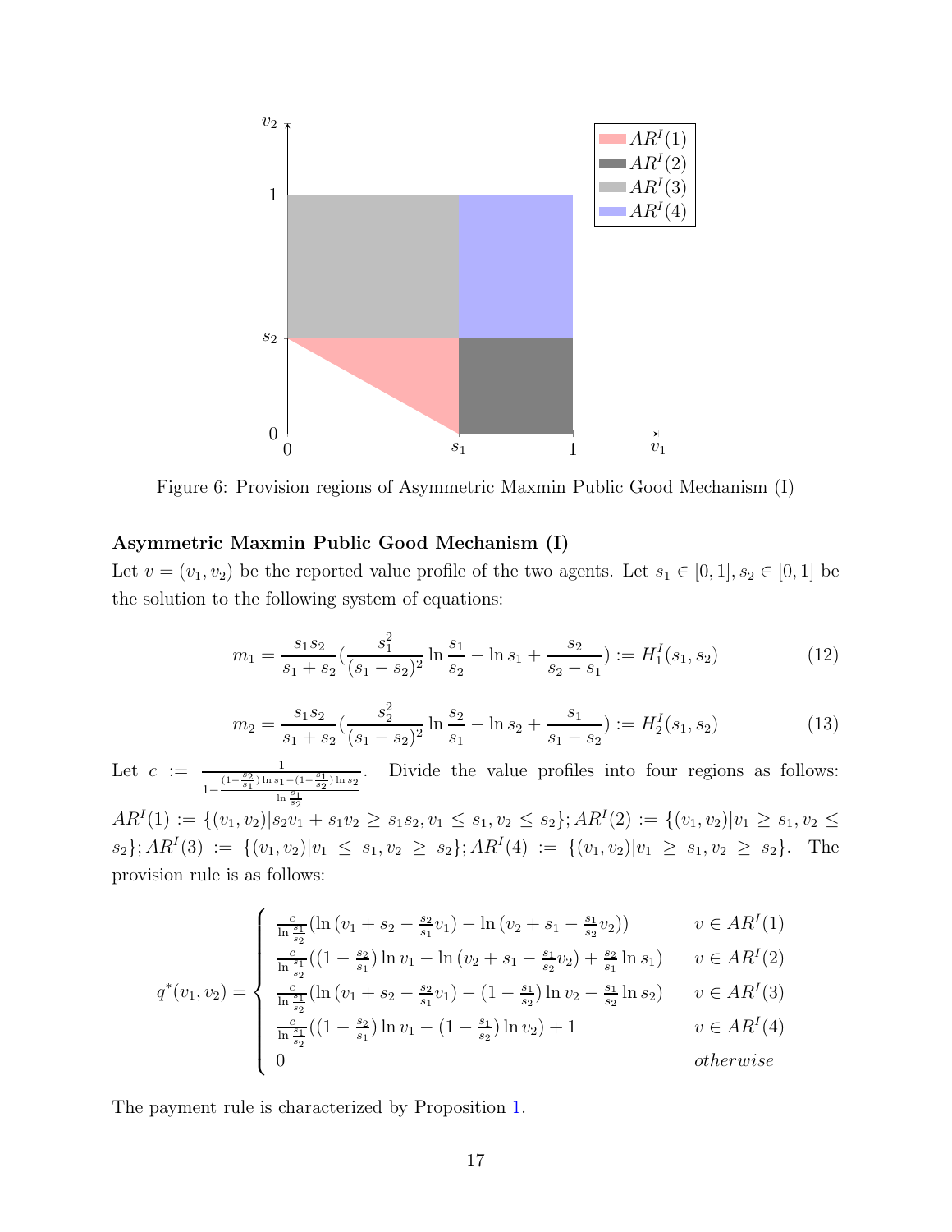Figure 6: Provision regions of Asymmetric Maxmin Public Good Mechanism (I)

**Asymmetric Maxmin Public Good Mechanism (I)**

Let $v = (v_1, v_2)$ be the reported value profile of the two agents. Let $s_1 \in [0,1], s_2 \in [0,1]$ be the solution to the following system of equations:

$$m_1 = \frac{s_1 s_2}{s_1 + s_2}\left(\frac{s_1^2}{(s_1 - s_2)^2}\ln\frac{s_1}{s_2} - \ln s_1 + \frac{s_2}{s_2 - s_1}\right) := H_1^I(s_1, s_2) \tag{12}$$

$$m_2 = \frac{s_1 s_2}{s_1 + s_2}\left(\frac{s_2^2}{(s_1 - s_2)^2}\ln\frac{s_2}{s_1} - \ln s_2 + \frac{s_1}{s_1 - s_2}\right) := H_2^I(s_1, s_2) \tag{13}$$

Let $c := \frac{1}{1 - \frac{(1-\frac{s_2}{s_1})\ln s_1 - (1-\frac{s_1}{s_2})\ln s_2}{\ln\frac{s_1}{s_2}}}$. Divide the value profiles into four regions as follows: $AR^I(1) := \{(v_1, v_2) | s_2 v_1 + s_1 v_2 \geq s_1 s_2, v_1 \leq s_1, v_2 \leq s_2\}; AR^I(2) := \{(v_1, v_2) | v_1 \geq s_1, v_2 \leq s_2\}; AR^I(3) := \{(v_1, v_2) | v_1 \leq s_1, v_2 \geq s_2\}; AR^I(4) := \{(v_1, v_2) | v_1 \geq s_1, v_2 \geq s_2\}$. The provision rule is as follows:

$$q^*(v_1, v_2) = \begin{cases} \frac{c}{\ln\frac{s_1}{s_2}}\left(\ln\left(v_1 + s_2 - \frac{s_2}{s_1}v_1\right) - \ln\left(v_2 + s_1 - \frac{s_1}{s_2}v_2\right)\right) & v \in AR^I(1) \\ \frac{c}{\ln\frac{s_1}{s_2}}\left((1 - \frac{s_2}{s_1})\ln v_1 - \ln\left(v_2 + s_1 - \frac{s_1}{s_2}v_2\right) + \frac{s_2}{s_1}\ln s_1\right) & v \in AR^I(2) \\ \frac{c}{\ln\frac{s_1}{s_2}}\left(\ln\left(v_1 + s_2 - \frac{s_2}{s_1}v_1\right) - (1 - \frac{s_1}{s_2})\ln v_2 - \frac{s_1}{s_2}\ln s_2\right) & v \in AR^I(3) \\ \frac{c}{\ln\frac{s_1}{s_2}}\left((1 - \frac{s_2}{s_1})\ln v_1 - (1 - \frac{s_1}{s_2})\ln v_2\right) + 1 & v \in AR^I(4) \\ 0 & otherwise \end{cases}$$

The payment rule is characterized by Proposition 1.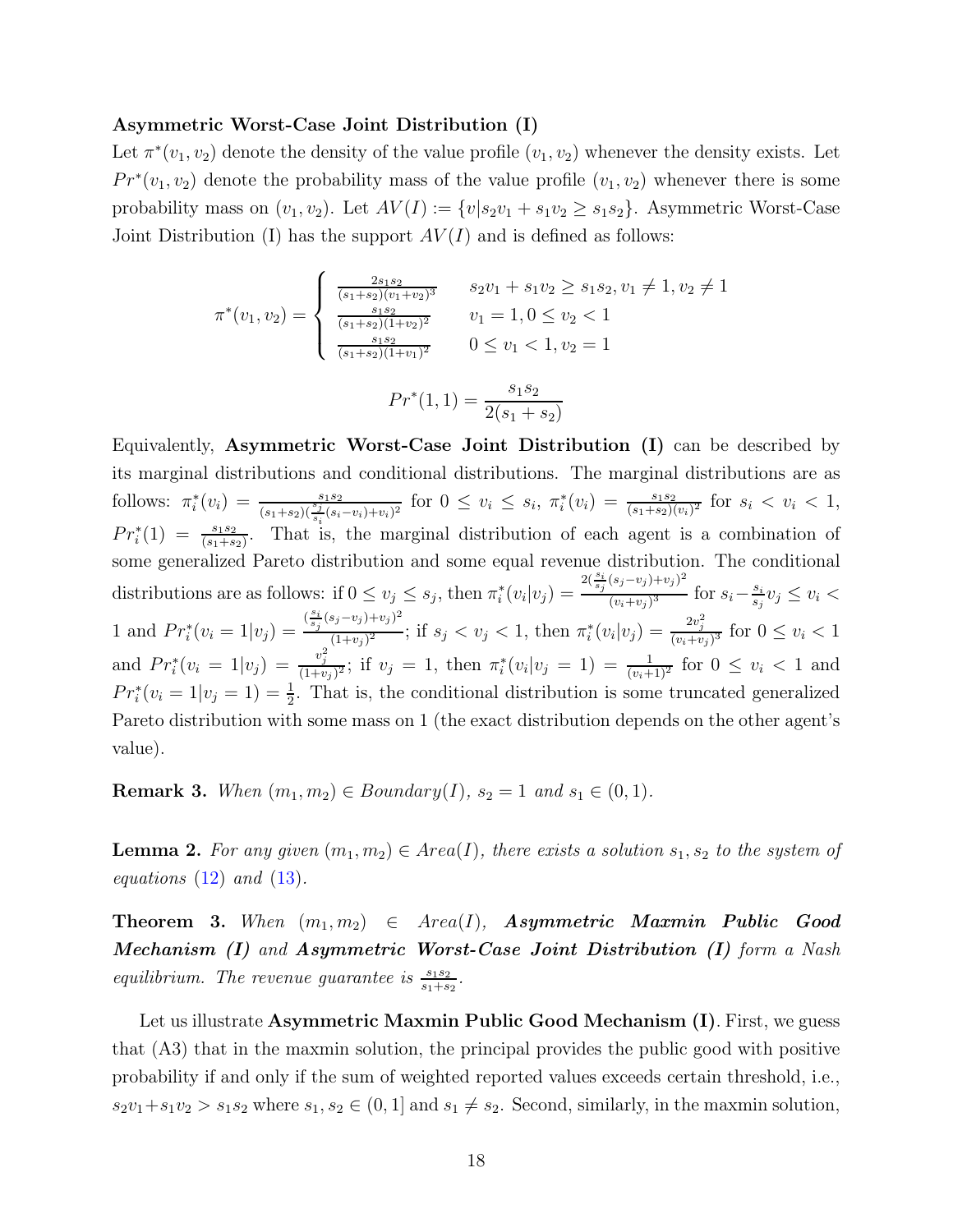**Asymmetric Worst-Case Joint Distribution (I)**

Let $\pi^*(v_1, v_2)$ denote the density of the value profile $(v_1, v_2)$ whenever the density exists. Let $Pr^*(v_1, v_2)$ denote the probability mass of the value profile $(v_1, v_2)$ whenever there is some probability mass on $(v_1, v_2)$. Let $AV(I) := \{v | s_2 v_1 + s_1 v_2 \geq s_1 s_2\}$. Asymmetric Worst-Case Joint Distribution (I) has the support $AV(I)$ and is defined as follows:

$$\pi^*(v_1, v_2) = \begin{cases} \frac{2 s_1 s_2}{(s_1+s_2)(v_1+v_2)^3} & s_2 v_1 + s_1 v_2 \geq s_1 s_2, v_1 \neq 1, v_2 \neq 1 \\ \frac{s_1 s_2}{(s_1+s_2)(1+v_2)^2} & v_1 = 1, 0 \leq v_2 < 1 \\ \frac{s_1 s_2}{(s_1+s_2)(1+v_1)^2} & 0 \leq v_1 < 1, v_2 = 1 \end{cases}$$

$$Pr^*(1,1) = \frac{s_1 s_2}{2(s_1+s_2)}$$

Equivalently, **Asymmetric Worst-Case Joint Distribution (I)** can be described by its marginal distributions and conditional distributions. The marginal distributions are as follows: $\pi_i^*(v_i) = \frac{s_1 s_2}{(s_1+s_2)(\frac{s_j}{s_i}(s_i - v_i) + v_i)^2}$ for $0 \leq v_i \leq s_i$, $\pi_i^*(v_i) = \frac{s_1 s_2}{(s_1+s_2)(v_i)^2}$ for $s_i < v_i < 1$, $Pr_i^*(1) = \frac{s_1 s_2}{(s_1+s_2)}$. That is, the marginal distribution of each agent is a combination of some generalized Pareto distribution and some equal revenue distribution. The conditional distributions are as follows: if $0 \leq v_j \leq s_j$, then $\pi_i^*(v_i | v_j) = \frac{2(\frac{s_i}{s_j}(s_j - v_j) + v_j)^2}{(v_i + v_j)^3}$ for $s_i - \frac{s_i}{s_j} v_j \leq v_i < 1$ and $Pr_i^*(v_i = 1 | v_j) = \frac{(\frac{s_i}{s_j}(s_j - v_j) + v_j)^2}{(1+v_j)^2}$; if $s_j < v_j < 1$, then $\pi_i^*(v_i | v_j) = \frac{2 v_j^2}{(v_i + v_j)^3}$ for $0 \leq v_i < 1$ and $Pr_i^*(v_i = 1 | v_j) = \frac{v_j^2}{(1+v_j)^2}$; if $v_j = 1$, then $\pi_i^*(v_i | v_j = 1) = \frac{1}{(v_i+1)^2}$ for $0 \leq v_i < 1$ and $Pr_i^*(v_i = 1 | v_j = 1) = \frac{1}{2}$. That is, the conditional distribution is some truncated generalized Pareto distribution with some mass on 1 (the exact distribution depends on the other agent's value).

**Remark 3.** *When $(m_1, m_2) \in Boundary(I)$, $s_2 = 1$ and $s_1 \in (0, 1)$.*

**Lemma 2.** *For any given $(m_1, m_2) \in Area(I)$, there exists a solution $s_1, s_2$ to the system of equations (12) and (13).*

**Theorem 3.** *When $(m_1, m_2) \in Area(I)$,* ***Asymmetric Maxmin Public Good Mechanism (I)*** *and* ***Asymmetric Worst-Case Joint Distribution (I)*** *form a Nash equilibrium. The revenue guarantee is $\frac{s_1 s_2}{s_1 + s_2}$.*

Let us illustrate **Asymmetric Maxmin Public Good Mechanism (I)**. First, we guess that (A3) that in the maxmin solution, the principal provides the public good with positive probability if and only if the sum of weighted reported values exceeds certain threshold, i.e., $s_2 v_1 + s_1 v_2 > s_1 s_2$ where $s_1, s_2 \in (0, 1]$ and $s_1 \neq s_2$. Second, similarly, in the maxmin solution,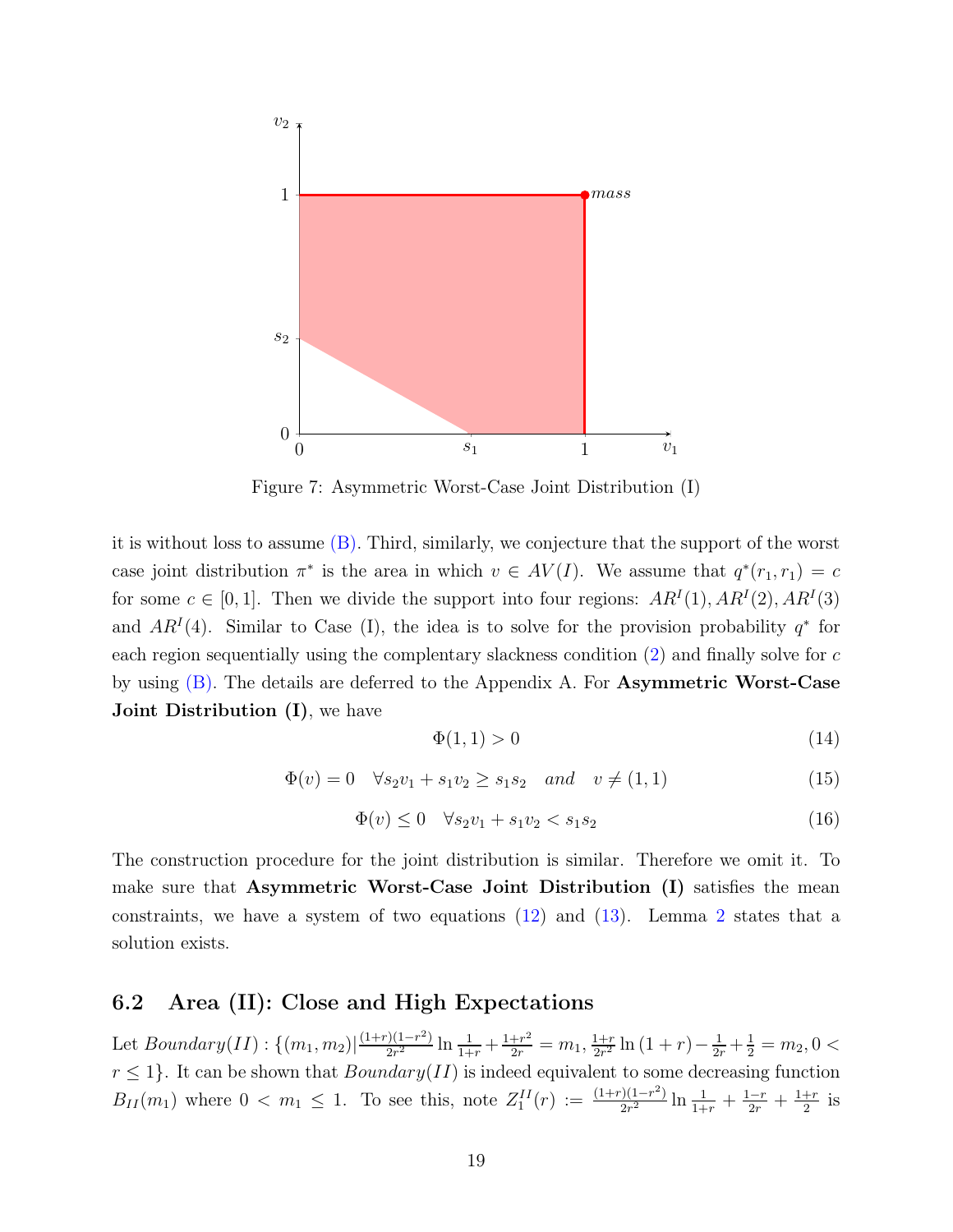Figure 7: Asymmetric Worst-Case Joint Distribution (I)

it is without loss to assume (B). Third, similarly, we conjecture that the support of the worst case joint distribution $\pi^*$ is the area in which $v \in AV(I)$. We assume that $q^*(r_1, r_1) = c$ for some $c \in [0, 1]$. Then we divide the support into four regions: $AR^I(1), AR^I(2), AR^I(3)$ and $AR^I(4)$. Similar to Case (I), the idea is to solve for the provision probability $q^*$ for each region sequentially using the complentary slackness condition (2) and finally solve for $c$ by using (B). The details are deferred to the Appendix A. For **Asymmetric Worst-Case Joint Distribution (I)**, we have

$$\Phi(1, 1) > 0 \tag{14}$$

$$\Phi(v) = 0 \quad \forall s_2 v_1 + s_1 v_2 \geq s_1 s_2 \quad and \quad v \neq (1, 1) \tag{15}$$

$$\Phi(v) \leq 0 \quad \forall s_2 v_1 + s_1 v_2 < s_1 s_2 \tag{16}$$

The construction procedure for the joint distribution is similar. Therefore we omit it. To make sure that **Asymmetric Worst-Case Joint Distribution (I)** satisfies the mean constraints, we have a system of two equations (12) and (13). Lemma 2 states that a solution exists.

## 6.2 Area (II): Close and High Expectations

Let $Boundary(II) : \{(m_1, m_2) | \frac{(1+r)(1-r^2)}{2r^2} \ln \frac{1}{1+r} + \frac{1+r^2}{2r} = m_1, \frac{1+r}{2r^2} \ln (1+r) - \frac{1}{2r} + \frac{1}{2} = m_2, 0 < r \leq 1\}$. It can be shown that $Boundary(II)$ is indeed equivalent to some decreasing function $B_{II}(m_1)$ where $0 < m_1 \leq 1$. To see this, note $Z_1^{II}(r) := \frac{(1+r)(1-r^2)}{2r^2} \ln \frac{1}{1+r} + \frac{1-r}{2r} + \frac{1+r}{2}$ is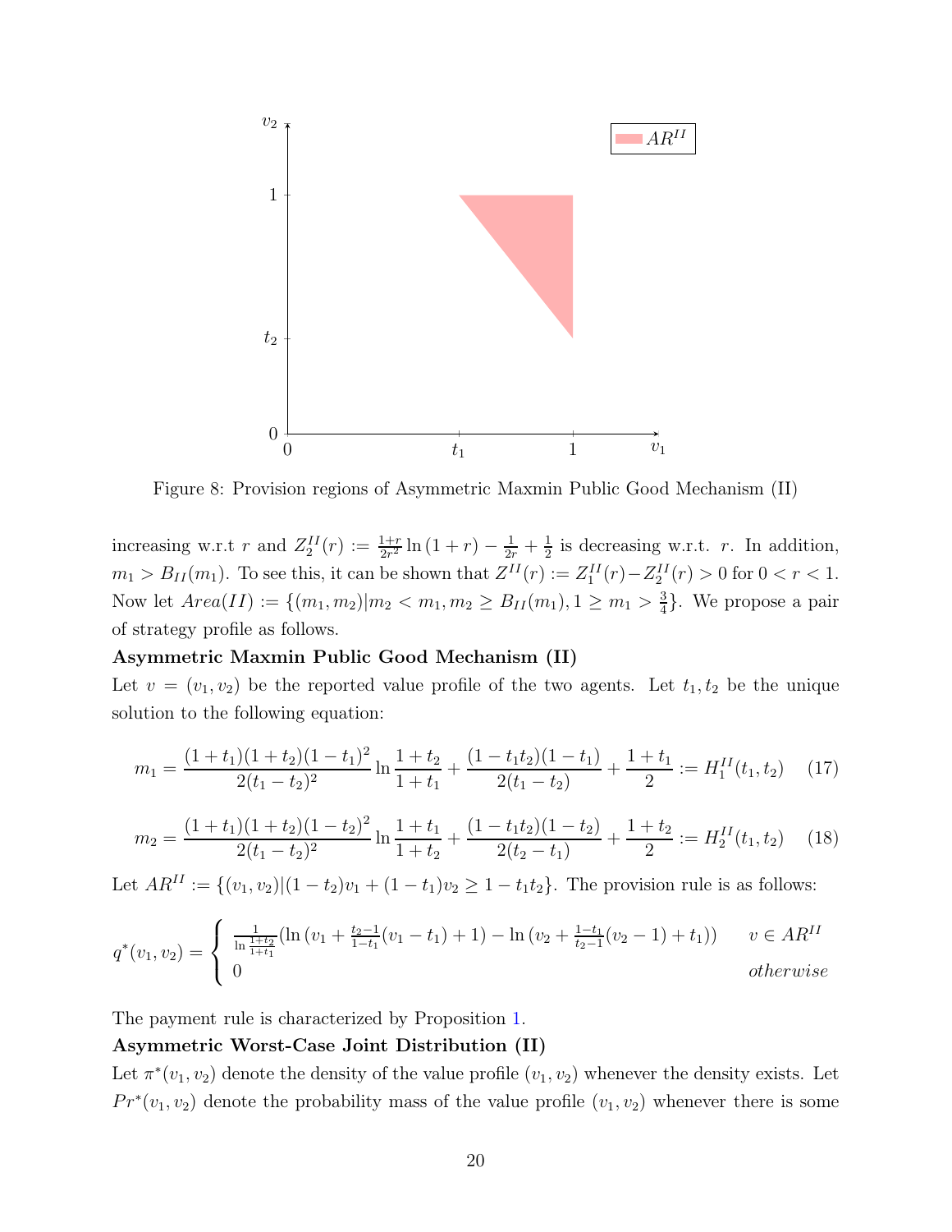Figure 8: Provision regions of Asymmetric Maxmin Public Good Mechanism (II)

increasing w.r.t $r$ and $Z_2^{II}(r) := \frac{1+r}{2r^2}\ln(1+r) - \frac{1}{2r} + \frac{1}{2}$ is decreasing w.r.t. $r$. In addition, $m_1 > B_{II}(m_1)$. To see this, it can be shown that $Z^{II}(r) := Z_1^{II}(r) - Z_2^{II}(r) > 0$ for $0 < r < 1$. Now let $Area(II) := \{(m_1, m_2) | m_2 < m_1, m_2 \geq B_{II}(m_1), 1 \geq m_1 > \frac{3}{4}\}$. We propose a pair of strategy profile as follows.

**Asymmetric Maxmin Public Good Mechanism (II)**

Let $v = (v_1, v_2)$ be the reported value profile of the two agents. Let $t_1, t_2$ be the unique solution to the following equation:

$$m_1 = \frac{(1+t_1)(1+t_2)(1-t_1)^2}{2(t_1-t_2)^2}\ln\frac{1+t_2}{1+t_1} + \frac{(1-t_1t_2)(1-t_1)}{2(t_1-t_2)} + \frac{1+t_1}{2} := H_1^{II}(t_1, t_2) \quad (17)$$

$$m_2 = \frac{(1+t_1)(1+t_2)(1-t_2)^2}{2(t_1-t_2)^2}\ln\frac{1+t_1}{1+t_2} + \frac{(1-t_1t_2)(1-t_2)}{2(t_2-t_1)} + \frac{1+t_2}{2} := H_2^{II}(t_1, t_2) \quad (18)$$

Let $AR^{II} := \{(v_1, v_2) | (1-t_2)v_1 + (1-t_1)v_2 \geq 1 - t_1t_2\}$. The provision rule is as follows:

$$q^*(v_1, v_2) = \begin{cases} \frac{1}{\ln\frac{1+t_2}{1+t_1}}\left(\ln\left(v_1 + \frac{t_2-1}{1-t_1}(v_1-t_1)+1\right) - \ln\left(v_2 + \frac{1-t_1}{t_2-1}(v_2-1)+t_1\right)\right) & v \in AR^{II} \\ 0 & otherwise \end{cases}$$

The payment rule is characterized by Proposition 1.

**Asymmetric Worst-Case Joint Distribution (II)**

Let $\pi^*(v_1, v_2)$ denote the density of the value profile $(v_1, v_2)$ whenever the density exists. Let $Pr^*(v_1, v_2)$ denote the probability mass of the value profile $(v_1, v_2)$ whenever there is some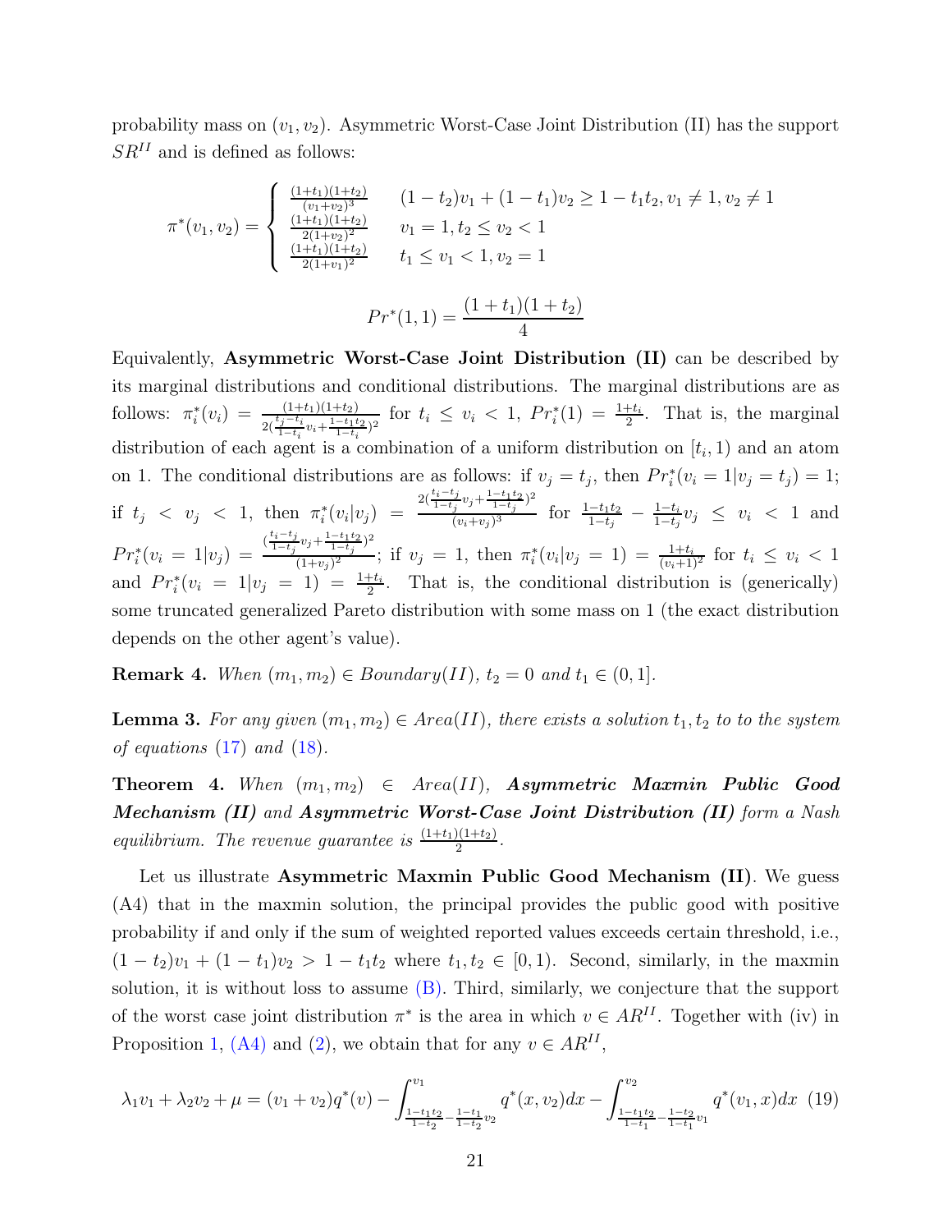probability mass on $(v_1, v_2)$. Asymmetric Worst-Case Joint Distribution (II) has the support $SR^{II}$ and is defined as follows:

$$
\pi^*(v_1, v_2) = \begin{cases} \frac{(1+t_1)(1+t_2)}{(v_1+v_2)^3} & (1-t_2)v_1 + (1-t_1)v_2 \geq 1 - t_1 t_2, v_1 \neq 1, v_2 \neq 1 \\ \frac{(1+t_1)(1+t_2)}{2(1+v_2)^2} & v_1 = 1, t_2 \leq v_2 < 1 \\ \frac{(1+t_1)(1+t_2)}{2(1+v_1)^2} & t_1 \leq v_1 < 1, v_2 = 1 \end{cases}
$$

$$
Pr^*(1,1) = \frac{(1+t_1)(1+t_2)}{4}
$$

Equivalently, **Asymmetric Worst-Case Joint Distribution (II)** can be described by its marginal distributions and conditional distributions. The marginal distributions are as follows: $\pi_i^*(v_i) = \frac{(1+t_1)(1+t_2)}{2(\frac{t_j - t_i}{1-t_i}v_i + \frac{1-t_1t_2}{1-t_i})^2}$ for $t_i \leq v_i < 1$, $Pr_i^*(1) = \frac{1+t_i}{2}$. That is, the marginal distribution of each agent is a combination of a uniform distribution on $[t_i, 1)$ and an atom on 1. The conditional distributions are as follows: if $v_j = t_j$, then $Pr_i^*(v_i = 1 | v_j = t_j) = 1$; if $t_j < v_j < 1$, then $\pi_i^*(v_i|v_j) = \frac{2(\frac{t_i - t_j}{1-t_j}v_j + \frac{1-t_1t_2}{1-t_j})^2}{(v_i+v_j)^3}$ for $\frac{1-t_1t_2}{1-t_j} - \frac{1-t_i}{1-t_j}v_j \leq v_i < 1$ and $Pr_i^*(v_i = 1|v_j) = \frac{(\frac{t_i - t_j}{1-t_j}v_j + \frac{1-t_1t_2}{1-t_j})^2}{(1+v_j)^2}$; if $v_j = 1$, then $\pi_i^*(v_i|v_j = 1) = \frac{1+t_i}{(v_i+1)^2}$ for $t_i \leq v_i < 1$ and $Pr_i^*(v_i = 1|v_j = 1) = \frac{1+t_i}{2}$. That is, the conditional distribution is (generically) some truncated generalized Pareto distribution with some mass on 1 (the exact distribution depends on the other agent's value).

**Remark 4.** *When $(m_1, m_2) \in Boundary(II)$, $t_2 = 0$ and $t_1 \in (0, 1]$.*

**Lemma 3.** *For any given $(m_1, m_2) \in Area(II)$, there exists a solution $t_1, t_2$ to to the system of equations (17) and (18).*

**Theorem 4.** *When $(m_1, m_2) \in Area(II)$, **Asymmetric Maxmin Public Good Mechanism (II)** and **Asymmetric Worst-Case Joint Distribution (II)** form a Nash equilibrium. The revenue guarantee is $\frac{(1+t_1)(1+t_2)}{2}$.*

Let us illustrate **Asymmetric Maxmin Public Good Mechanism (II)**. We guess (A4) that in the maxmin solution, the principal provides the public good with positive probability if and only if the sum of weighted reported values exceeds certain threshold, i.e., $(1-t_2)v_1 + (1-t_1)v_2 > 1 - t_1t_2$ where $t_1, t_2 \in [0, 1)$. Second, similarly, in the maxmin solution, it is without loss to assume (B). Third, similarly, we conjecture that the support of the worst case joint distribution $\pi^*$ is the area in which $v \in AR^{II}$. Together with (iv) in Proposition 1, (A4) and (2), we obtain that for any $v \in AR^{II}$,

$$
\lambda_1 v_1 + \lambda_2 v_2 + \mu = (v_1 + v_2)q^*(v) - \int_{\frac{1-t_1t_2}{1-t_2} - \frac{1-t_1}{1-t_2}v_2}^{v_1} q^*(x, v_2)dx - \int_{\frac{1-t_1t_2}{1-t_1} - \frac{1-t_2}{1-t_1}v_1}^{v_2} q^*(v_1, x)dx \quad (19)
$$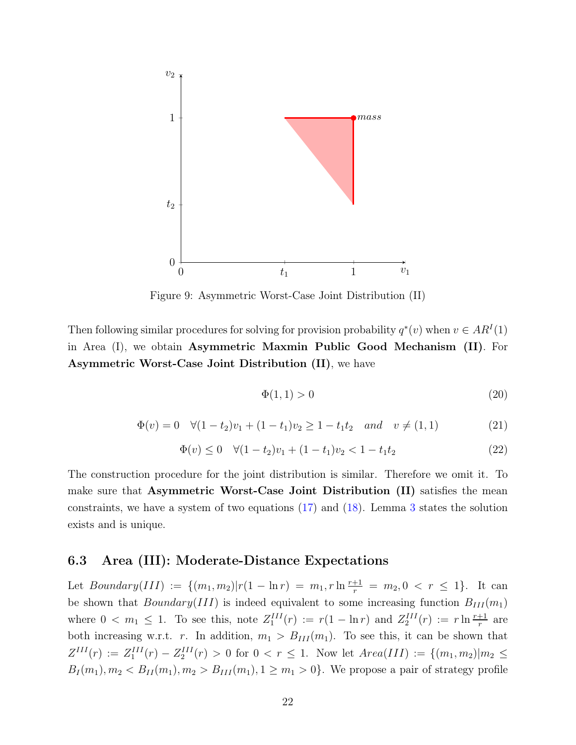Figure 9: Asymmetric Worst-Case Joint Distribution (II)

Then following similar procedures for solving for provision probability $q^*(v)$ when $v \in AR^I(1)$ in Area (I), we obtain **Asymmetric Maxmin Public Good Mechanism (II)**. For **Asymmetric Worst-Case Joint Distribution (II)**, we have

$$\Phi(1,1) > 0 \tag{20}$$

$$\Phi(v) = 0 \quad \forall (1-t_2)v_1 + (1-t_1)v_2 \geq 1 - t_1 t_2 \quad and \quad v \neq (1,1) \tag{21}$$

$$\Phi(v) \leq 0 \quad \forall (1-t_2)v_1 + (1-t_1)v_2 < 1 - t_1 t_2 \tag{22}$$

The construction procedure for the joint distribution is similar. Therefore we omit it. To make sure that **Asymmetric Worst-Case Joint Distribution (II)** satisfies the mean constraints, we have a system of two equations (17) and (18). Lemma 3 states the solution exists and is unique.

### 6.3 Area (III): Moderate-Distance Expectations

Let $Boundary(III) := \{(m_1, m_2) | r(1 - \ln r) = m_1, r \ln \frac{r+1}{r} = m_2, 0 < r \leq 1\}$. It can be shown that $Boundary(III)$ is indeed equivalent to some increasing function $B_{III}(m_1)$ where $0 < m_1 \leq 1$. To see this, note $Z_1^{III}(r) := r(1 - \ln r)$ and $Z_2^{III}(r) := r \ln \frac{r+1}{r}$ are both increasing w.r.t. $r$. In addition, $m_1 > B_{III}(m_1)$. To see this, it can be shown that $Z^{III}(r) := Z_1^{III}(r) - Z_2^{III}(r) > 0$ for $0 < r \leq 1$. Now let $Area(III) := \{(m_1, m_2) | m_2 \leq B_I(m_1), m_2 < B_{II}(m_1), m_2 > B_{III}(m_1), 1 \geq m_1 > 0\}$. We propose a pair of strategy profile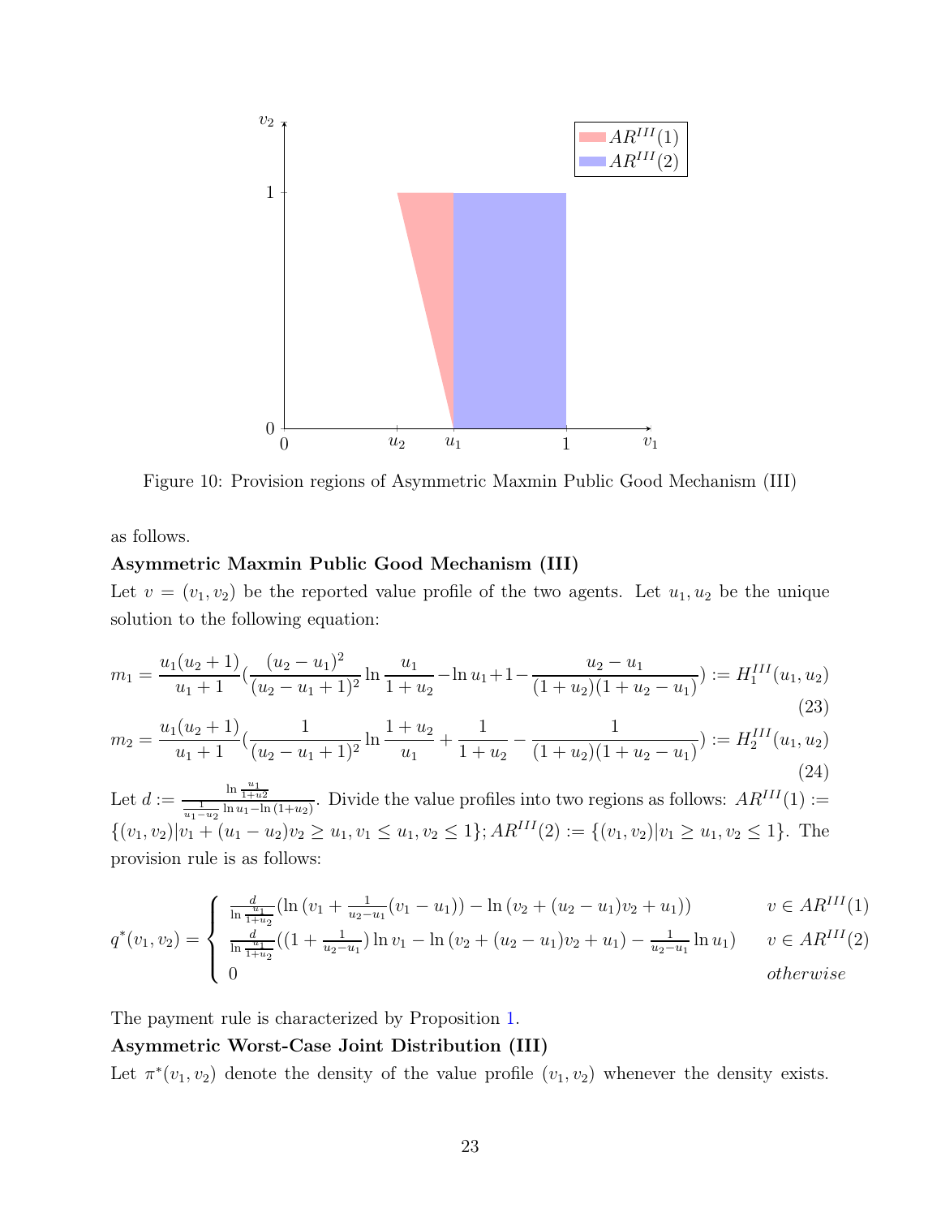Figure 10: Provision regions of Asymmetric Maxmin Public Good Mechanism (III)

as follows.

**Asymmetric Maxmin Public Good Mechanism (III)**

Let $v = (v_1, v_2)$ be the reported value profile of the two agents. Let $u_1, u_2$ be the unique solution to the following equation:

$$m_1 = \frac{u_1(u_2+1)}{u_1+1}\left(\frac{(u_2-u_1)^2}{(u_2-u_1+1)^2}\ln\frac{u_1}{1+u_2} - \ln u_1 + 1 - \frac{u_2-u_1}{(1+u_2)(1+u_2-u_1)}\right) := H_1^{III}(u_1,u_2) \tag{23}$$

$$m_2 = \frac{u_1(u_2+1)}{u_1+1}\left(\frac{1}{(u_2-u_1+1)^2}\ln\frac{1+u_2}{u_1} + \frac{1}{1+u_2} - \frac{1}{(1+u_2)(1+u_2-u_1)}\right) := H_2^{III}(u_1,u_2) \tag{24}$$

Let $d := \frac{\ln\frac{u_1}{1+u_2}}{\frac{1}{u_1-u_2}\ln u_1 - \ln(1+u_2)}$. Divide the value profiles into two regions as follows: $AR^{III}(1) := \{(v_1,v_2) | v_1 + (u_1-u_2)v_2 \geq u_1, v_1 \leq u_1, v_2 \leq 1\}$; $AR^{III}(2) := \{(v_1,v_2) | v_1 \geq u_1, v_2 \leq 1\}$. The provision rule is as follows:

$$q^*(v_1,v_2) = \begin{cases} \frac{d}{\ln\frac{u_1}{1+u_2}}\left(\ln\left(v_1 + \frac{1}{u_2-u_1}(v_1-u_1)\right) - \ln\left(v_2 + (u_2-u_1)v_2 + u_1\right)\right) & v \in AR^{III}(1) \\ \frac{d}{\ln\frac{u_1}{1+u_2}}\left(\left(1+\frac{1}{u_2-u_1}\right)\ln v_1 - \ln\left(v_2+(u_2-u_1)v_2+u_1\right) - \frac{1}{u_2-u_1}\ln u_1\right) & v \in AR^{III}(2) \\ 0 & otherwise \end{cases}$$

The payment rule is characterized by Proposition 1.

**Asymmetric Worst-Case Joint Distribution (III)**

Let $\pi^*(v_1, v_2)$ denote the density of the value profile $(v_1, v_2)$ whenever the density exists.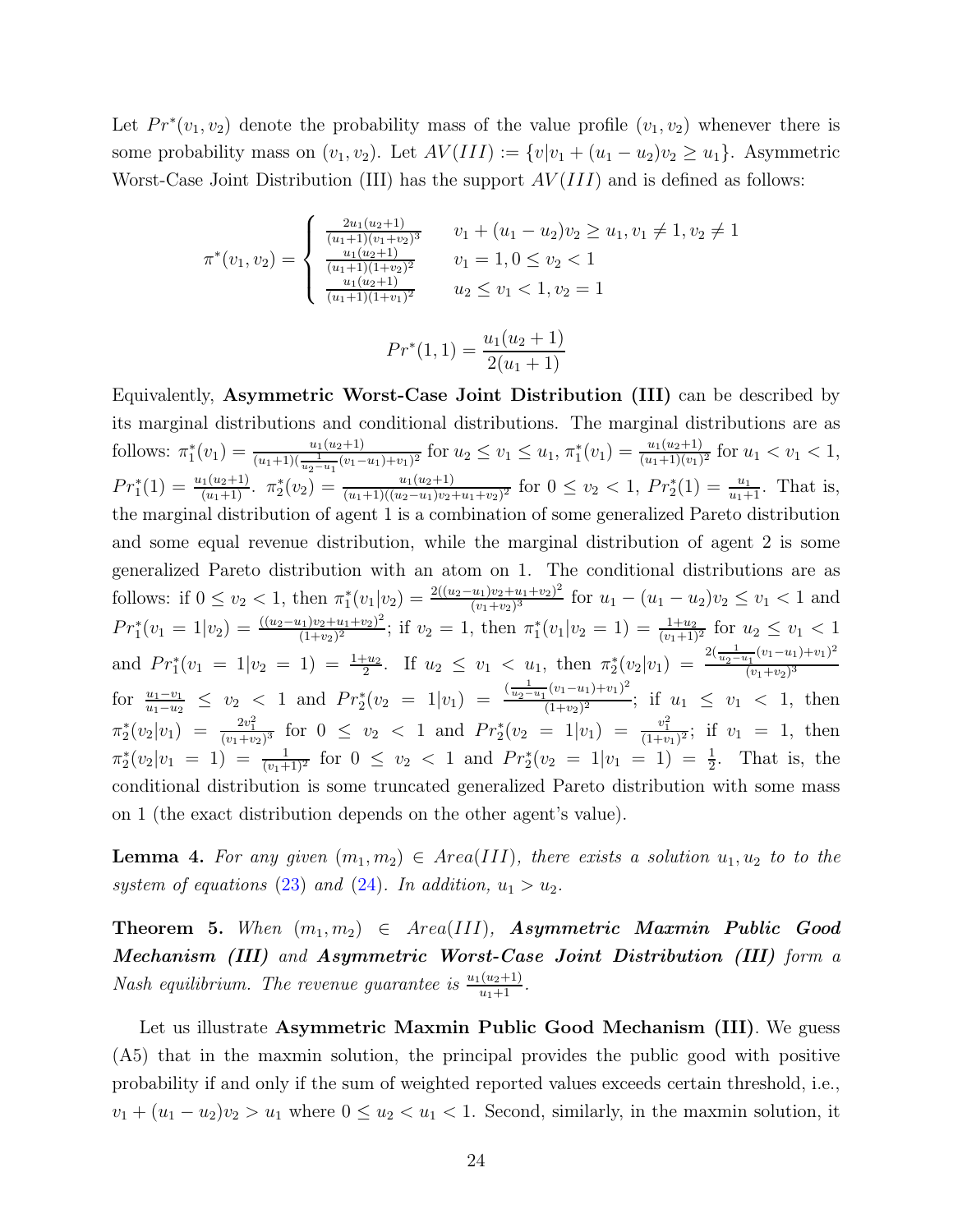Let $Pr^*(v_1, v_2)$ denote the probability mass of the value profile $(v_1, v_2)$ whenever there is some probability mass on $(v_1, v_2)$. Let $AV(III) := \{v | v_1 + (u_1 - u_2)v_2 \geq u_1\}$. Asymmetric Worst-Case Joint Distribution (III) has the support $AV(III)$ and is defined as follows:

$$\pi^*(v_1, v_2) = \begin{cases} \frac{2u_1(u_2+1)}{(u_1+1)(v_1+v_2)^3} & v_1 + (u_1 - u_2)v_2 \geq u_1, v_1 \neq 1, v_2 \neq 1 \\ \frac{u_1(u_2+1)}{(u_1+1)(1+v_2)^2} & v_1 = 1, 0 \leq v_2 < 1 \\ \frac{u_1(u_2+1)}{(u_1+1)(1+v_1)^2} & u_2 \leq v_1 < 1, v_2 = 1 \end{cases}$$

$$Pr^*(1, 1) = \frac{u_1(u_2 + 1)}{2(u_1 + 1)}$$

Equivalently, **Asymmetric Worst-Case Joint Distribution (III)** can be described by its marginal distributions and conditional distributions. The marginal distributions are as follows: $\pi_1^*(v_1) = \frac{u_1(u_2+1)}{(u_1+1)(\frac{1}{u_2-u_1}(v_1-u_1)+v_1)^2}$ for $u_2 \leq v_1 \leq u_1$, $\pi_1^*(v_1) = \frac{u_1(u_2+1)}{(u_1+1)(v_1)^2}$ for $u_1 < v_1 < 1$, $Pr_1^*(1) = \frac{u_1(u_2+1)}{(u_1+1)}$. $\pi_2^*(v_2) = \frac{u_1(u_2+1)}{(u_1+1)((u_2-u_1)v_2+u_1+v_2)^2}$ for $0 \leq v_2 < 1$, $Pr_2^*(1) = \frac{u_1}{u_1+1}$. That is, the marginal distribution of agent 1 is a combination of some generalized Pareto distribution and some equal revenue distribution, while the marginal distribution of agent 2 is some generalized Pareto distribution with an atom on 1. The conditional distributions are as follows: if $0 \leq v_2 < 1$, then $\pi_1^*(v_1|v_2) = \frac{2((u_2-u_1)v_2+u_1+v_2)^2}{(v_1+v_2)^3}$ for $u_1 - (u_1 - u_2)v_2 \leq v_1 < 1$ and $Pr_1^*(v_1 = 1|v_2) = \frac{((u_2-u_1)v_2+u_1+v_2)^2}{(1+v_2)^2}$; if $v_2 = 1$, then $\pi_1^*(v_1|v_2 = 1) = \frac{1+u_2}{(v_1+1)^2}$ for $u_2 \leq v_1 < 1$ and $Pr_1^*(v_1 = 1|v_2 = 1) = \frac{1+u_2}{2}$. If $u_2 \leq v_1 < u_1$, then $\pi_2^*(v_2|v_1) = \frac{2(\frac{1}{u_2-u_1}(v_1-u_1)+v_1)^2}{(v_1+v_2)^3}$ for $\frac{u_1-v_1}{u_1-u_2} \leq v_2 < 1$ and $Pr_2^*(v_2 = 1|v_1) = \frac{(\frac{1}{u_2-u_1}(v_1-u_1)+v_1)^2}{(1+v_2)^2}$; if $u_1 \leq v_1 < 1$, then $\pi_2^*(v_2|v_1) = \frac{2v_1^2}{(v_1+v_2)^3}$ for $0 \leq v_2 < 1$ and $Pr_2^*(v_2 = 1|v_1) = \frac{v_1^2}{(1+v_1)^2}$; if $v_1 = 1$, then $\pi_2^*(v_2|v_1 = 1) = \frac{1}{(v_1+1)^2}$ for $0 \leq v_2 < 1$ and $Pr_2^*(v_2 = 1|v_1 = 1) = \frac{1}{2}$. That is, the conditional distribution is some truncated generalized Pareto distribution with some mass on 1 (the exact distribution depends on the other agent's value).

**Lemma 4.** *For any given $(m_1, m_2) \in Area(III)$, there exists a solution $u_1, u_2$ to to the system of equations (23) and (24). In addition, $u_1 > u_2$.*

**Theorem 5.** *When $(m_1, m_2) \in Area(III)$, **Asymmetric Maxmin Public Good Mechanism (III)** and **Asymmetric Worst-Case Joint Distribution (III)** form a Nash equilibrium. The revenue guarantee is $\frac{u_1(u_2+1)}{u_1+1}$.*

Let us illustrate **Asymmetric Maxmin Public Good Mechanism (III)**. We guess (A5) that in the maxmin solution, the principal provides the public good with positive probability if and only if the sum of weighted reported values exceeds certain threshold, i.e., $v_1 + (u_1 - u_2)v_2 > u_1$ where $0 \leq u_2 < u_1 < 1$. Second, similarly, in the maxmin solution, it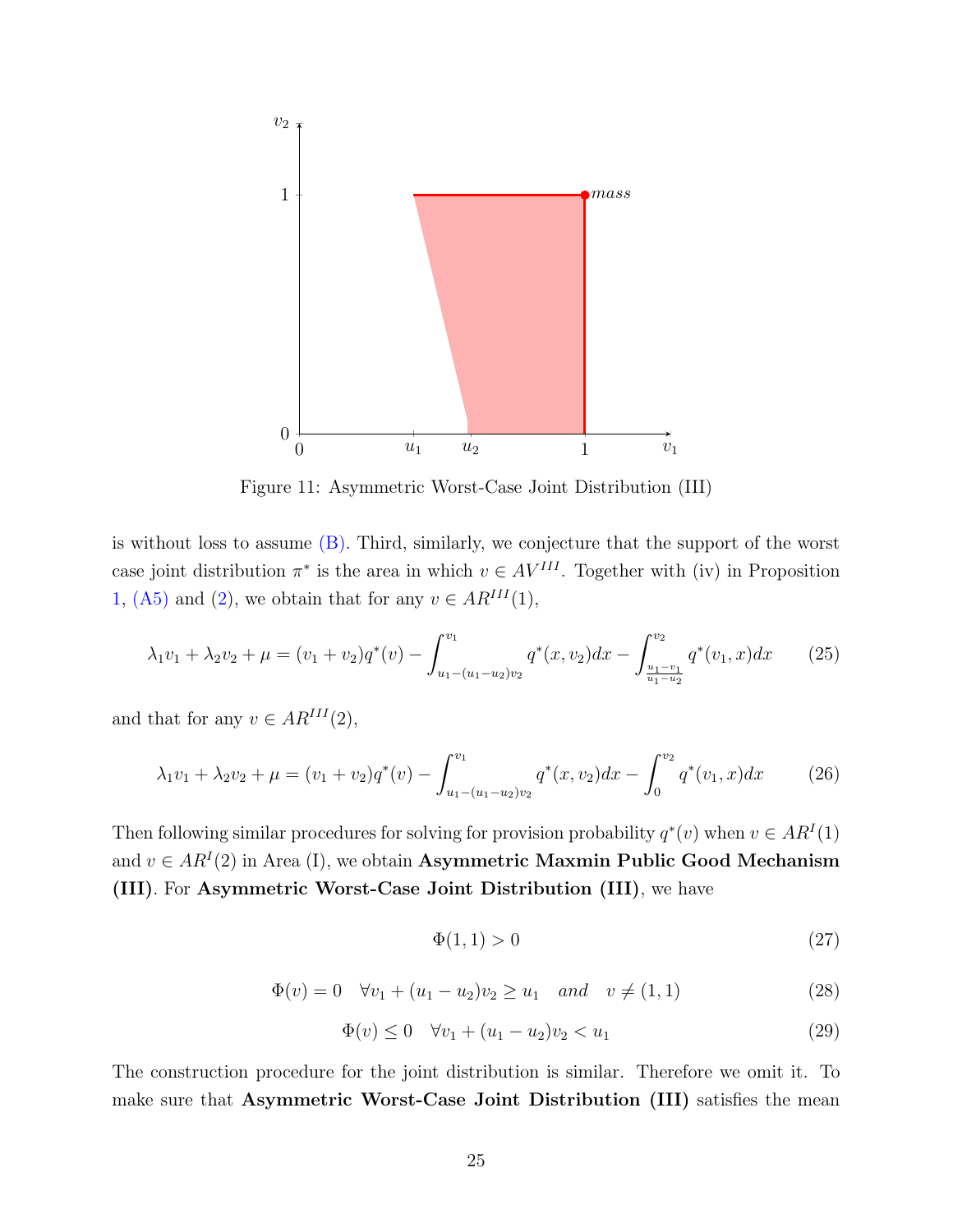Figure 11: Asymmetric Worst-Case Joint Distribution (III)

is without loss to assume (B). Third, similarly, we conjecture that the support of the worst case joint distribution $\pi^*$ is the area in which $v \in AV^{III}$. Together with (iv) in Proposition 1, (A5) and (2), we obtain that for any $v \in AR^{III}(1)$,

$$\lambda_1 v_1 + \lambda_2 v_2 + \mu = (v_1 + v_2)q^*(v) - \int_{u_1-(u_1-u_2)v_2}^{v_1} q^*(x, v_2)dx - \int_{\frac{u_1-v_1}{u_1-u_2}}^{v_2} q^*(v_1, x)dx \tag{25}$$

and that for any $v \in AR^{III}(2)$,

$$\lambda_1 v_1 + \lambda_2 v_2 + \mu = (v_1 + v_2)q^*(v) - \int_{u_1-(u_1-u_2)v_2}^{v_1} q^*(x, v_2)dx - \int_{0}^{v_2} q^*(v_1, x)dx \tag{26}$$

Then following similar procedures for solving for provision probability $q^*(v)$ when $v \in AR^I(1)$ and $v \in AR^I(2)$ in Area (I), we obtain **Asymmetric Maxmin Public Good Mechanism (III)**. For **Asymmetric Worst-Case Joint Distribution (III)**, we have

$$\Phi(1, 1) > 0 \tag{27}$$

$$\Phi(v) = 0 \quad \forall v_1 + (u_1 - u_2)v_2 \geq u_1 \quad and \quad v \neq (1, 1) \tag{28}$$

$$\Phi(v) \leq 0 \quad \forall v_1 + (u_1 - u_2)v_2 < u_1 \tag{29}$$

The construction procedure for the joint distribution is similar. Therefore we omit it. To make sure that **Asymmetric Worst-Case Joint Distribution (III)** satisfies the mean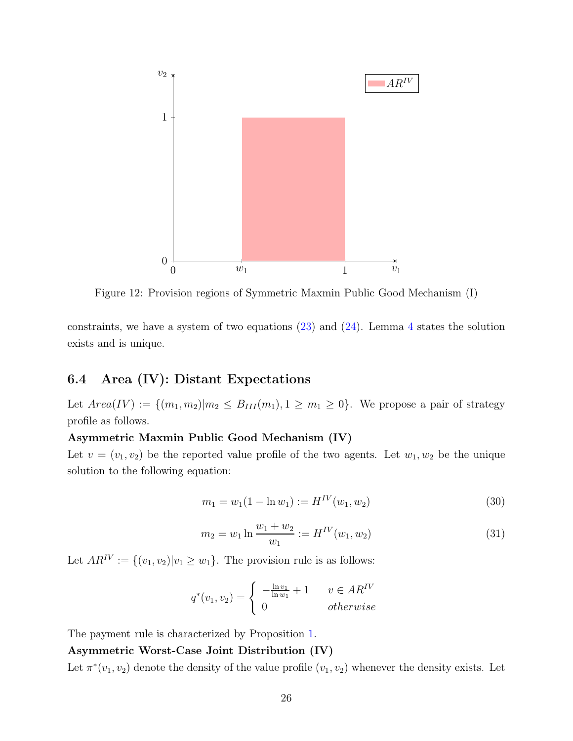Figure 12: Provision regions of Symmetric Maxmin Public Good Mechanism (I)

constraints, we have a system of two equations (23) and (24). Lemma 4 states the solution exists and is unique.

## 6.4 Area (IV): Distant Expectations

Let $Area(IV) := \{(m_1, m_2) | m_2 \leq B_{III}(m_1), 1 \geq m_1 \geq 0\}$. We propose a pair of strategy profile as follows.

**Asymmetric Maxmin Public Good Mechanism (IV)**

Let $v = (v_1, v_2)$ be the reported value profile of the two agents. Let $w_1, w_2$ be the unique solution to the following equation:

$$m_1 = w_1(1 - \ln w_1) := H^{IV}(w_1, w_2) \tag{30}$$

$$m_2 = w_1 \ln \frac{w_1 + w_2}{w_1} := H^{IV}(w_1, w_2) \tag{31}$$

Let $AR^{IV} := \{(v_1, v_2) | v_1 \geq w_1\}$. The provision rule is as follows:

$$q^*(v_1, v_2) = \begin{cases} -\frac{\ln v_1}{\ln w_1} + 1 & v \in AR^{IV} \\ 0 & otherwise \end{cases}$$

The payment rule is characterized by Proposition 1.

**Asymmetric Worst-Case Joint Distribution (IV)**

Let $\pi^*(v_1, v_2)$ denote the density of the value profile $(v_1, v_2)$ whenever the density exists. Let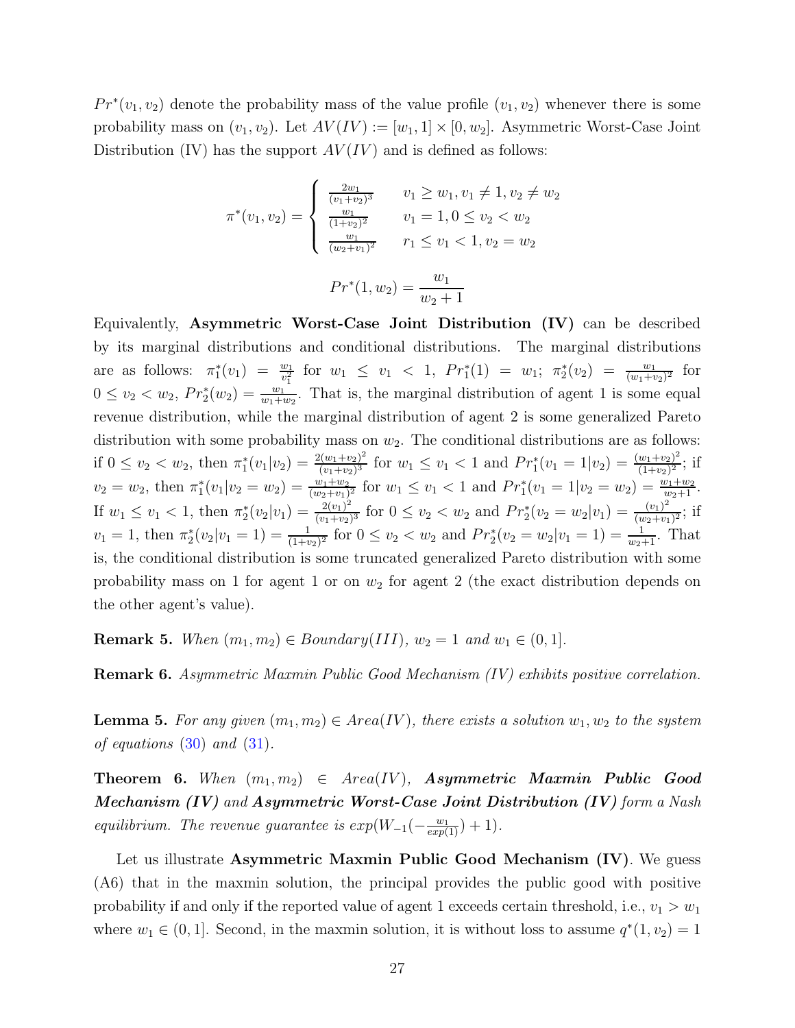$Pr^*(v_1, v_2)$ denote the probability mass of the value profile $(v_1, v_2)$ whenever there is some probability mass on $(v_1, v_2)$. Let $AV(IV) := [w_1, 1] \times [0, w_2]$. Asymmetric Worst-Case Joint Distribution (IV) has the support $AV(IV)$ and is defined as follows:

$$\pi^*(v_1, v_2) = \begin{cases} \frac{2w_1}{(v_1+v_2)^3} & v_1 \geq w_1, v_1 \neq 1, v_2 \neq w_2 \\ \frac{w_1}{(1+v_2)^2} & v_1 = 1, 0 \leq v_2 < w_2 \\ \frac{w_1}{(w_2+v_1)^2} & r_1 \leq v_1 < 1, v_2 = w_2 \end{cases}$$

$$Pr^*(1, w_2) = \frac{w_1}{w_2 + 1}$$

Equivalently, **Asymmetric Worst-Case Joint Distribution (IV)** can be described by its marginal distributions and conditional distributions. The marginal distributions are as follows: $\pi_1^*(v_1) = \frac{w_1}{v_1^2}$ for $w_1 \leq v_1 < 1$, $Pr_1^*(1) = w_1$; $\pi_2^*(v_2) = \frac{w_1}{(w_1+v_2)^2}$ for $0 \leq v_2 < w_2$, $Pr_2^*(w_2) = \frac{w_1}{w_1+w_2}$. That is, the marginal distribution of agent 1 is some equal revenue distribution, while the marginal distribution of agent 2 is some generalized Pareto distribution with some probability mass on $w_2$. The conditional distributions are as follows: if $0 \leq v_2 < w_2$, then $\pi_1^*(v_1|v_2) = \frac{2(w_1+v_2)^2}{(v_1+v_2)^3}$ for $w_1 \leq v_1 < 1$ and $Pr_1^*(v_1 = 1|v_2) = \frac{(w_1+v_2)^2}{(1+v_2)^2}$; if $v_2 = w_2$, then $\pi_1^*(v_1|v_2 = w_2) = \frac{w_1+w_2}{(w_2+v_1)^2}$ for $w_1 \leq v_1 < 1$ and $Pr_1^*(v_1 = 1|v_2 = w_2) = \frac{w_1+w_2}{w_2+1}$. If $w_1 \leq v_1 < 1$, then $\pi_2^*(v_2|v_1) = \frac{2(v_1)^2}{(v_1+v_2)^3}$ for $0 \leq v_2 < w_2$ and $Pr_2^*(v_2 = w_2|v_1) = \frac{(v_1)^2}{(w_2+v_1)^2}$; if $v_1 = 1$, then $\pi_2^*(v_2|v_1 = 1) = \frac{1}{(1+v_2)^2}$ for $0 \leq v_2 < w_2$ and $Pr_2^*(v_2 = w_2|v_1 = 1) = \frac{1}{w_2+1}$. That is, the conditional distribution is some truncated generalized Pareto distribution with some probability mass on 1 for agent 1 or on $w_2$ for agent 2 (the exact distribution depends on the other agent's value).

**Remark 5.** *When $(m_1, m_2) \in Boundary(III)$, $w_2 = 1$ and $w_1 \in (0, 1]$.*

**Remark 6.** *Asymmetric Maxmin Public Good Mechanism (IV) exhibits positive correlation.*

**Lemma 5.** *For any given $(m_1, m_2) \in Area(IV)$, there exists a solution $w_1, w_2$ to the system of equations (30) and (31).*

**Theorem 6.** *When $(m_1, m_2) \in Area(IV)$, **Asymmetric Maxmin Public Good Mechanism (IV)** and **Asymmetric Worst-Case Joint Distribution (IV)** form a Nash equilibrium. The revenue guarantee is $exp(W_{-1}(-\frac{w_1}{exp(1)}) + 1)$.*

Let us illustrate **Asymmetric Maxmin Public Good Mechanism (IV)**. We guess (A6) that in the maxmin solution, the principal provides the public good with positive probability if and only if the reported value of agent 1 exceeds certain threshold, i.e., $v_1 > w_1$ where $w_1 \in (0, 1]$. Second, in the maxmin solution, it is without loss to assume $q^*(1, v_2) = 1$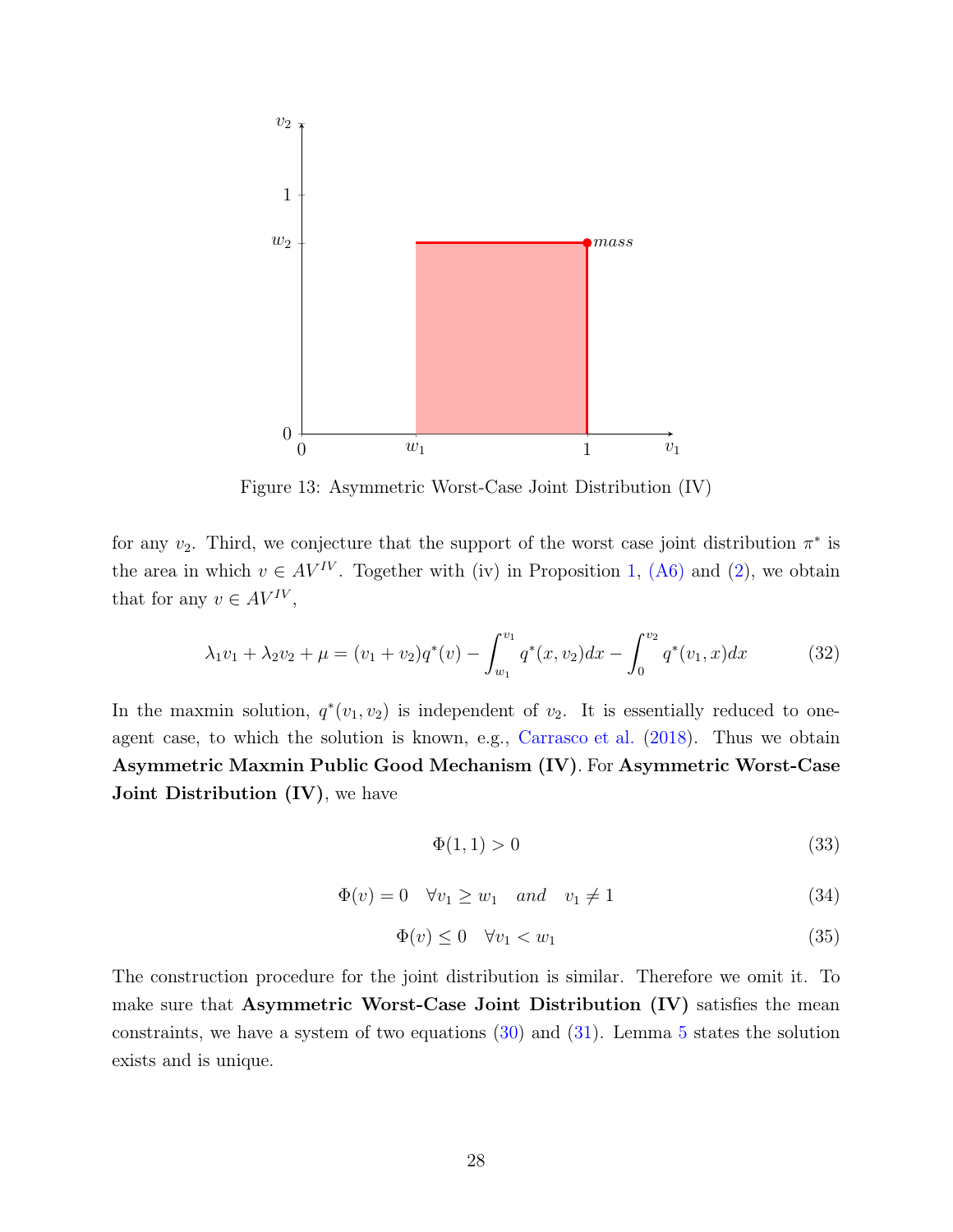Figure 13: Asymmetric Worst-Case Joint Distribution (IV)

for any $v_2$. Third, we conjecture that the support of the worst case joint distribution $\pi^*$ is the area in which $v \in AV^{IV}$. Together with (iv) in Proposition 1, (A6) and (2), we obtain that for any $v \in AV^{IV}$,

$$\lambda_1 v_1 + \lambda_2 v_2 + \mu = (v_1 + v_2)q^*(v) - \int_{w_1}^{v_1} q^*(x, v_2)dx - \int_0^{v_2} q^*(v_1, x)dx \tag{32}$$

In the maxmin solution, $q^*(v_1, v_2)$ is independent of $v_2$. It is essentially reduced to one-agent case, to which the solution is known, e.g., Carrasco et al. (2018). Thus we obtain **Asymmetric Maxmin Public Good Mechanism (IV)**. For **Asymmetric Worst-Case Joint Distribution (IV)**, we have

$$\Phi(1, 1) > 0 \tag{33}$$

$$\Phi(v) = 0 \quad \forall v_1 \geq w_1 \quad and \quad v_1 \neq 1 \tag{34}$$

$$\Phi(v) \leq 0 \quad \forall v_1 < w_1 \tag{35}$$

The construction procedure for the joint distribution is similar. Therefore we omit it. To make sure that **Asymmetric Worst-Case Joint Distribution (IV)** satisfies the mean constraints, we have a system of two equations (30) and (31). Lemma 5 states the solution exists and is unique.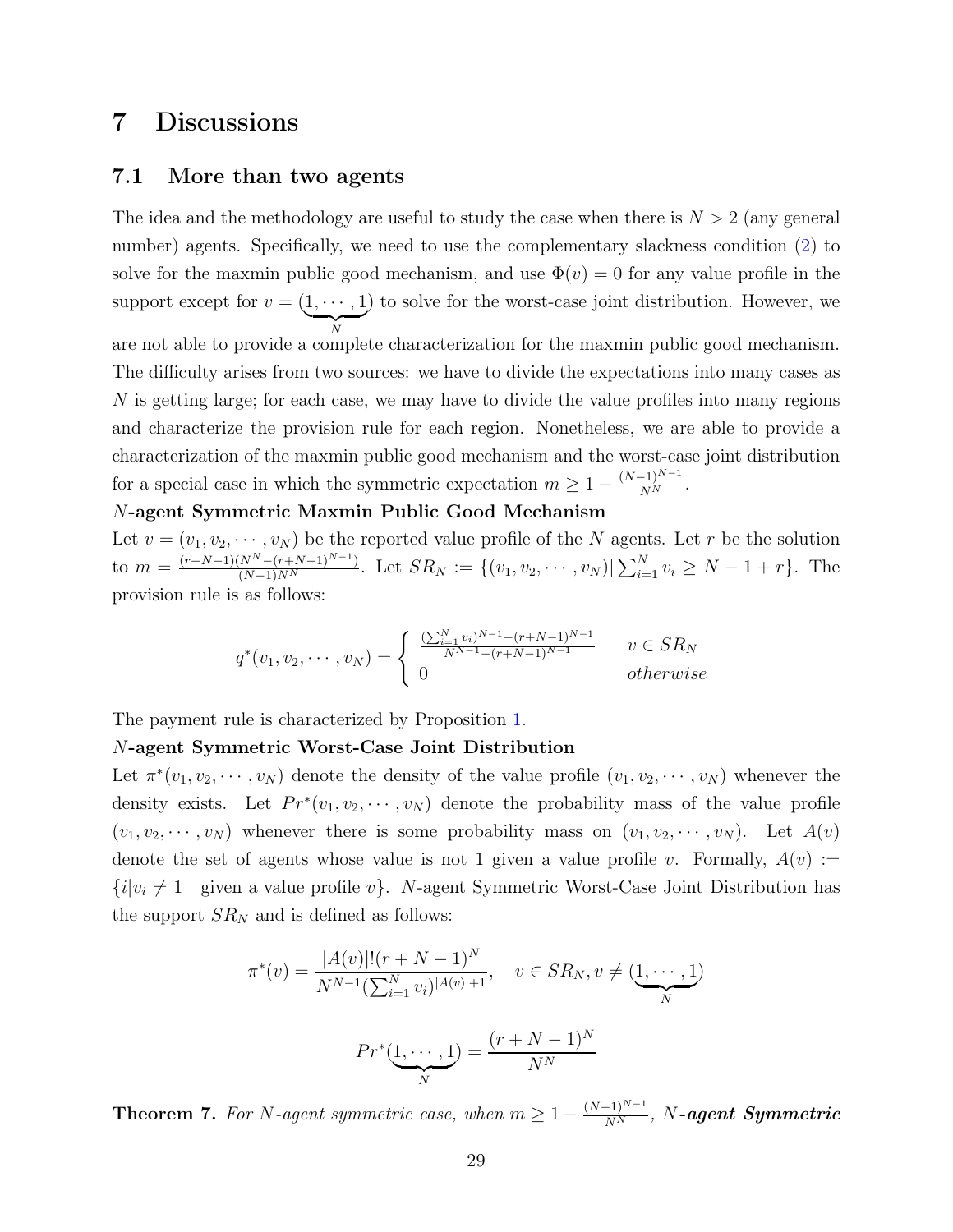# 7 Discussions

## 7.1 More than two agents

The idea and the methodology are useful to study the case when there is $N > 2$ (any general number) agents. Specifically, we need to use the complementary slackness condition (2) to solve for the maxmin public good mechanism, and use $\Phi(v) = 0$ for any value profile in the support except for $v = (\underbrace{1, \cdots, 1}_{N})$ to solve for the worst-case joint distribution. However, we are not able to provide a complete characterization for the maxmin public good mechanism. The difficulty arises from two sources: we have to divide the expectations into many cases as $N$ is getting large; for each case, we may have to divide the value profiles into many regions and characterize the provision rule for each region. Nonetheless, we are able to provide a characterization of the maxmin public good mechanism and the worst-case joint distribution for a special case in which the symmetric expectation $m \geq 1 - \frac{(N-1)^{N-1}}{N^N}$.

***N*-agent Symmetric Maxmin Public Good Mechanism**

Let $v = (v_1, v_2, \cdots, v_N)$ be the reported value profile of the $N$ agents. Let $r$ be the solution to $m = \frac{(r+N-1)(N^N-(r+N-1)^{N-1})}{(N-1)N^N}$. Let $SR_N := \{(v_1, v_2, \cdots, v_N) | \sum_{i=1}^N v_i \geq N - 1 + r\}$. The provision rule is as follows:

$$q^*(v_1, v_2, \cdots, v_N) = \begin{cases} \frac{(\sum_{i=1}^N v_i)^{N-1} - (r+N-1)^{N-1}}{N^{N-1} - (r+N-1)^{N-1}} & v \in SR_N \\ 0 & otherwise \end{cases}$$

The payment rule is characterized by Proposition 1.

***N*-agent Symmetric Worst-Case Joint Distribution**

Let $\pi^*(v_1, v_2, \cdots, v_N)$ denote the density of the value profile $(v_1, v_2, \cdots, v_N)$ whenever the density exists. Let $Pr^*(v_1, v_2, \cdots, v_N)$ denote the probability mass of the value profile $(v_1, v_2, \cdots, v_N)$ whenever there is some probability mass on $(v_1, v_2, \cdots, v_N)$. Let $A(v)$ denote the set of agents whose value is not 1 given a value profile $v$. Formally, $A(v) := \{i | v_i \neq 1 \text{ given a value profile } v\}$. $N$-agent Symmetric Worst-Case Joint Distribution has the support $SR_N$ and is defined as follows:

$$\pi^*(v) = \frac{|A(v)|!(r+N-1)^N}{N^{N-1}(\sum_{i=1}^N v_i)^{|A(v)|+1}}, \quad v \in SR_N, v \neq (\underbrace{1, \cdots, 1}_{N})$$

$$Pr^*(\underbrace{1, \cdots, 1}_{N}) = \frac{(r+N-1)^N}{N^N}$$

**Theorem 7.** *For N-agent symmetric case, when $m \geq 1 - \frac{(N-1)^{N-1}}{N^N}$, **N-agent Symmetric***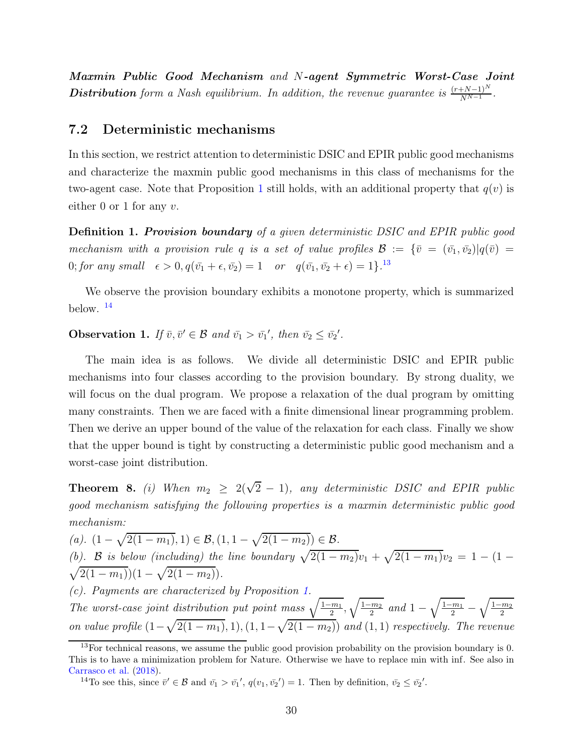***Maxmin Public Good Mechanism*** *and* $N$***-agent Symmetric Worst-Case Joint Distribution*** *form a Nash equilibrium. In addition, the revenue guarantee is* $\frac{(r+N-1)^N}{N^{N-1}}$.

## 7.2 Deterministic mechanisms

In this section, we restrict attention to deterministic DSIC and EPIR public good mechanisms and characterize the maxmin public good mechanisms in this class of mechanisms for the two-agent case. Note that Proposition 1 still holds, with an additional property that $q(v)$ is either 0 or 1 for any $v$.

**Definition 1.** ***Provision boundary*** *of a given deterministic DSIC and EPIR public good mechanism with a provision rule* $q$ *is a set of value profiles* $\mathcal{B} := \{\bar{v} = (\bar{v_1}, \bar{v_2}) | q(\bar{v}) = 0; \text{for any small} \quad \epsilon > 0, q(\bar{v_1} + \epsilon, \bar{v_2}) = 1 \quad \text{or} \quad q(\bar{v_1}, \bar{v_2} + \epsilon) = 1\}$.[13]

We observe the provision boundary exhibits a monotone property, which is summarized below. [14]

**Observation 1.** *If* $\bar{v}, \bar{v}' \in \mathcal{B}$ *and* $\bar{v_1} > \bar{v_1}'$, *then* $\bar{v_2} \leq \bar{v_2}'$.

The main idea is as follows. We divide all deterministic DSIC and EPIR public mechanisms into four classes according to the provision boundary. By strong duality, we will focus on the dual program. We propose a relaxation of the dual program by omitting many constraints. Then we are faced with a finite dimensional linear programming problem. Then we derive an upper bound of the value of the relaxation for each class. Finally we show that the upper bound is tight by constructing a deterministic public good mechanism and a worst-case joint distribution.

**Theorem 8.** *(i) When* $m_2 \geq 2(\sqrt{2} - 1)$, *any deterministic DSIC and EPIR public good mechanism satisfying the following properties is a maxmin deterministic public good mechanism:*

*(a).* $(1 - \sqrt{2(1 - m_1)}, 1) \in \mathcal{B}, (1, 1 - \sqrt{2(1 - m_2)}) \in \mathcal{B}$.

*(b).* $\mathcal{B}$ *is below (including) the line boundary* $\sqrt{2(1 - m_2)}v_1 + \sqrt{2(1 - m_1)}v_2 = 1 - (1 - \sqrt{2(1 - m_1)})(1 - \sqrt{2(1 - m_2)})$.

*(c). Payments are characterized by Proposition 1.*

*The worst-case joint distribution put point mass* $\sqrt{\frac{1-m_1}{2}}, \sqrt{\frac{1-m_2}{2}}$ *and* $1 - \sqrt{\frac{1-m_1}{2}} - \sqrt{\frac{1-m_2}{2}}$ *on value profile* $(1 - \sqrt{2(1 - m_1)}, 1), (1, 1 - \sqrt{2(1 - m_2)})$ *and* $(1, 1)$ *respectively. The revenue*

[13] For technical reasons, we assume the public good provision probability on the provision boundary is 0. This is to have a minimization problem for Nature. Otherwise we have to replace min with inf. See also in Carrasco et al. (2018).

[14] To see this, since $\bar{v}' \in \mathcal{B}$ and $\bar{v_1} > \bar{v_1}'$, $q(v_1, \bar{v_2}') = 1$. Then by definition, $\bar{v_2} \leq \bar{v_2}'$.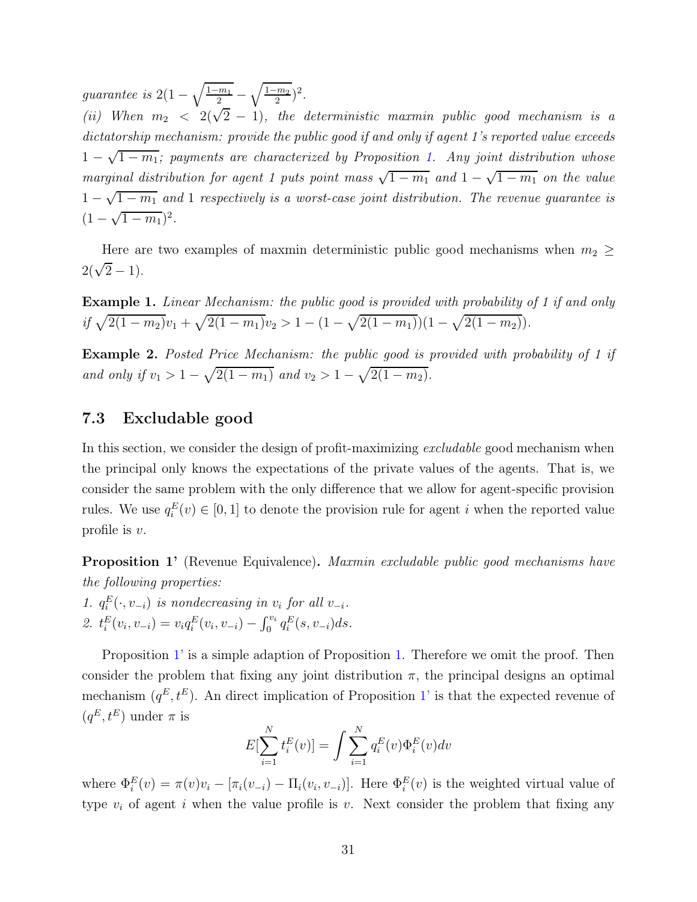*guarantee is* $2(1 - \sqrt{\frac{1-m_1}{2}} - \sqrt{\frac{1-m_2}{2}})^2$.

*(ii) When* $m_2 < 2(\sqrt{2}-1)$*, the deterministic maxmin public good mechanism is a dictatorship mechanism: provide the public good if and only if agent 1's reported value exceeds* $1 - \sqrt{1-m_1}$*; payments are characterized by Proposition 1. Any joint distribution whose marginal distribution for agent 1 puts point mass* $\sqrt{1-m_1}$ *and* $1 - \sqrt{1-m_1}$ *on the value* $1 - \sqrt{1-m_1}$ *and 1 respectively is a worst-case joint distribution. The revenue guarantee is* $(1 - \sqrt{1-m_1})^2$.

Here are two examples of maxmin deterministic public good mechanisms when $m_2 \geq 2(\sqrt{2}-1)$.

**Example 1.** *Linear Mechanism: the public good is provided with probability of 1 if and only if* $\sqrt{2(1-m_2)}v_1 + \sqrt{2(1-m_1)}v_2 > 1 - (1 - \sqrt{2(1-m_1)})(1 - \sqrt{2(1-m_2)})$.

**Example 2.** *Posted Price Mechanism: the public good is provided with probability of 1 if and only if* $v_1 > 1 - \sqrt{2(1-m_1)}$ *and* $v_2 > 1 - \sqrt{2(1-m_2)}$.

### 7.3 Excludable good

In this section, we consider the design of profit-maximizing *excludable* good mechanism when the principal only knows the expectations of the private values of the agents. That is, we consider the same problem with the only difference that we allow for agent-specific provision rules. We use $q_i^E(v) \in [0,1]$ to denote the provision rule for agent $i$ when the reported value profile is $v$.

**Proposition 1'** (Revenue Equivalence)**.** *Maxmin excludable public good mechanisms have the following properties:*

1. $q_i^E(\cdot, v_{-i})$ *is nondecreasing in* $v_i$ *for all* $v_{-i}$.
2. $t_i^E(v_i, v_{-i}) = v_i q_i^E(v_i, v_{-i}) - \int_0^{v_i} q_i^E(s, v_{-i})ds$.

Proposition 1' is a simple adaption of Proposition 1. Therefore we omit the proof. Then consider the problem that fixing any joint distribution $\pi$, the principal designs an optimal mechanism $(q^E, t^E)$. An direct implication of Proposition 1' is that the expected revenue of $(q^E, t^E)$ under $\pi$ is

$$E[\sum_{i=1}^{N} t_i^E(v)] = \int \sum_{i=1}^{N} q_i^E(v)\Phi_i^E(v)dv$$

where $\Phi_i^E(v) = \pi(v)v_i - [\pi_i(v_{-i}) - \Pi_i(v_i, v_{-i})]$. Here $\Phi_i^E(v)$ is the weighted virtual value of type $v_i$ of agent $i$ when the value profile is $v$. Next consider the problem that fixing any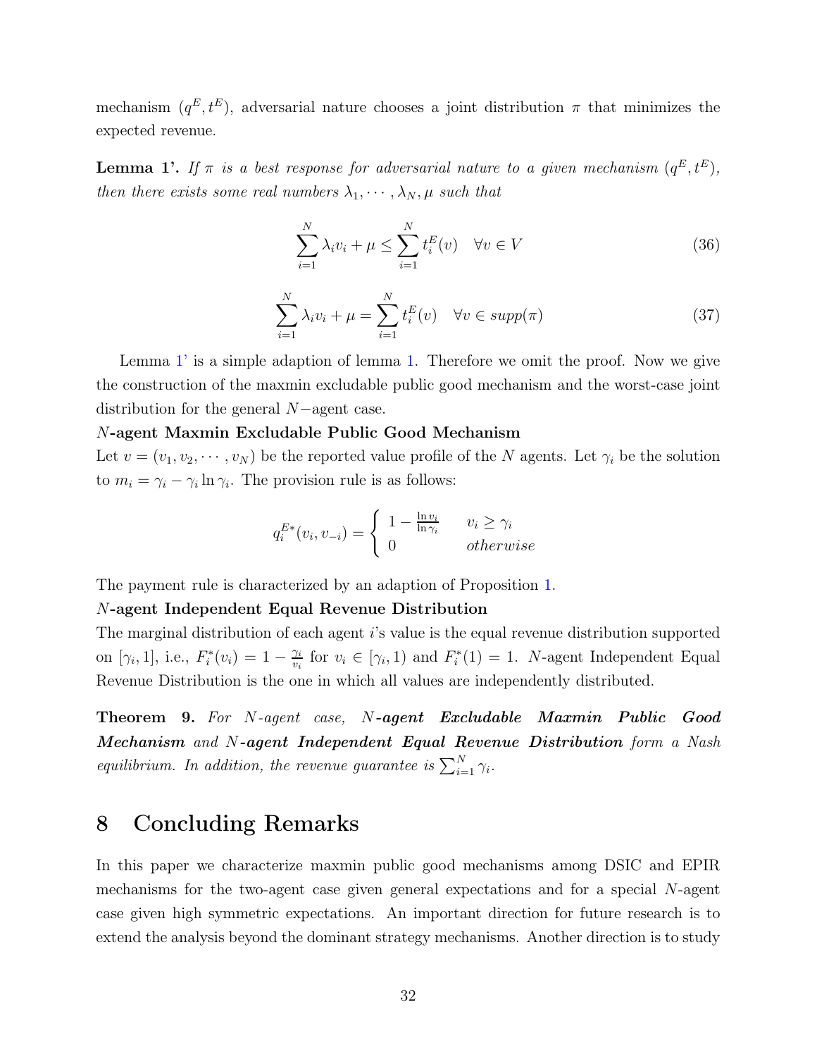mechanism $(q^E, t^E)$, adversarial nature chooses a joint distribution $\pi$ that minimizes the expected revenue.

**Lemma 1'.** *If $\pi$ is a best response for adversarial nature to a given mechanism $(q^E, t^E)$, then there exists some real numbers $\lambda_1, \cdots, \lambda_N, \mu$ such that*

$$\sum_{i=1}^{N} \lambda_i v_i + \mu \leq \sum_{i=1}^{N} t_i^E(v) \quad \forall v \in V \tag{36}$$

$$\sum_{i=1}^{N} \lambda_i v_i + \mu = \sum_{i=1}^{N} t_i^E(v) \quad \forall v \in supp(\pi) \tag{37}$$

Lemma 1' is a simple adaption of lemma 1. Therefore we omit the proof. Now we give the construction of the maxmin excludable public good mechanism and the worst-case joint distribution for the general $N-$agent case.

***N*-agent Maxmin Excludable Public Good Mechanism**

Let $v = (v_1, v_2, \cdots, v_N)$ be the reported value profile of the $N$ agents. Let $\gamma_i$ be the solution to $m_i = \gamma_i - \gamma_i \ln \gamma_i$. The provision rule is as follows:

$$q_i^{E*}(v_i, v_{-i}) = \begin{cases} 1 - \frac{\ln v_i}{\ln \gamma_i} & v_i \geq \gamma_i \\ 0 & otherwise \end{cases}$$

The payment rule is characterized by an adaption of Proposition 1.

***N*-agent Independent Equal Revenue Distribution**

The marginal distribution of each agent $i$'s value is the equal revenue distribution supported on $[\gamma_i, 1]$, i.e., $F_i^*(v_i) = 1 - \frac{\gamma_i}{v_i}$ for $v_i \in [\gamma_i, 1)$ and $F_i^*(1) = 1$. $N$-agent Independent Equal Revenue Distribution is the one in which all values are independently distributed.

**Theorem 9.** *For $N$-agent case, **$N$-agent Excludable Maxmin Public Good Mechanism** and **$N$-agent Independent Equal Revenue Distribution** form a Nash equilibrium. In addition, the revenue guarantee is $\sum_{i=1}^{N} \gamma_i$.*

# 8 Concluding Remarks

In this paper we characterize maxmin public good mechanisms among DSIC and EPIR mechanisms for the two-agent case given general expectations and for a special $N$-agent case given high symmetric expectations. An important direction for future research is to extend the analysis beyond the dominant strategy mechanisms. Another direction is to study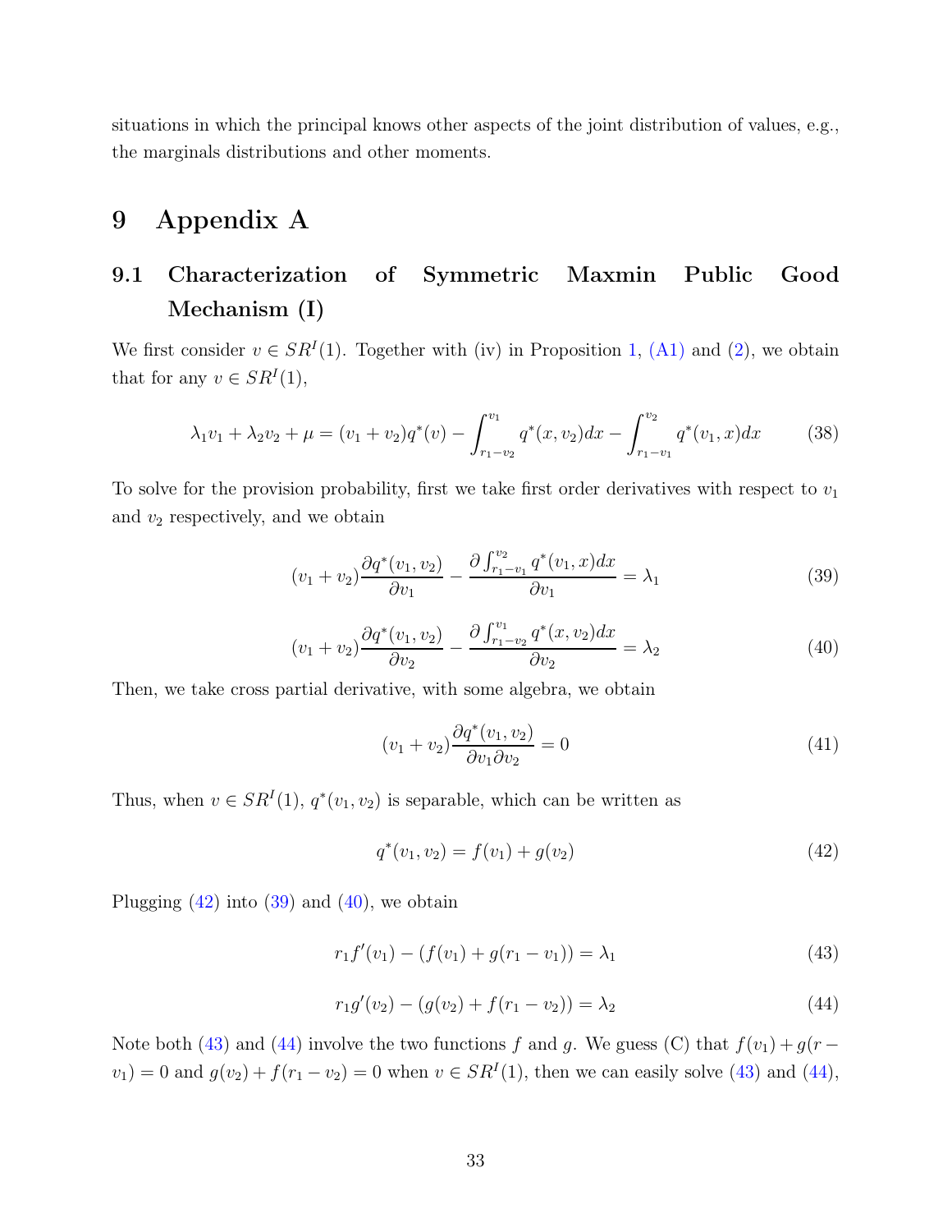situations in which the principal knows other aspects of the joint distribution of values, e.g., the marginals distributions and other moments.

# 9 Appendix A

## 9.1 Characterization of Symmetric Maxmin Public Good Mechanism (I)

We first consider $v \in SR^I(1)$. Together with (iv) in Proposition 1, (A1) and (2), we obtain that for any $v \in SR^I(1)$,

$$\lambda_1 v_1 + \lambda_2 v_2 + \mu = (v_1 + v_2)q^*(v) - \int_{r_1 - v_2}^{v_1} q^*(x, v_2)dx - \int_{r_1 - v_1}^{v_2} q^*(v_1, x)dx \tag{38}$$

To solve for the provision probability, first we take first order derivatives with respect to $v_1$ and $v_2$ respectively, and we obtain

$$(v_1 + v_2)\frac{\partial q^*(v_1, v_2)}{\partial v_1} - \frac{\partial \int_{r_1 - v_1}^{v_2} q^*(v_1, x)dx}{\partial v_1} = \lambda_1 \tag{39}$$

$$(v_1 + v_2)\frac{\partial q^*(v_1, v_2)}{\partial v_2} - \frac{\partial \int_{r_1 - v_2}^{v_1} q^*(x, v_2)dx}{\partial v_2} = \lambda_2 \tag{40}$$

Then, we take cross partial derivative, with some algebra, we obtain

$$(v_1 + v_2)\frac{\partial q^*(v_1, v_2)}{\partial v_1 \partial v_2} = 0 \tag{41}$$

Thus, when $v \in SR^I(1)$, $q^*(v_1, v_2)$ is separable, which can be written as

$$q^*(v_1, v_2) = f(v_1) + g(v_2) \tag{42}$$

Plugging (42) into (39) and (40), we obtain

$$r_1 f'(v_1) - (f(v_1) + g(r_1 - v_1)) = \lambda_1 \tag{43}$$

$$r_1 g'(v_2) - (g(v_2) + f(r_1 - v_2)) = \lambda_2 \tag{44}$$

Note both (43) and (44) involve the two functions $f$ and $g$. We guess (C) that $f(v_1) + g(r - v_1) = 0$ and $g(v_2) + f(r_1 - v_2) = 0$ when $v \in SR^I(1)$, then we can easily solve (43) and (44),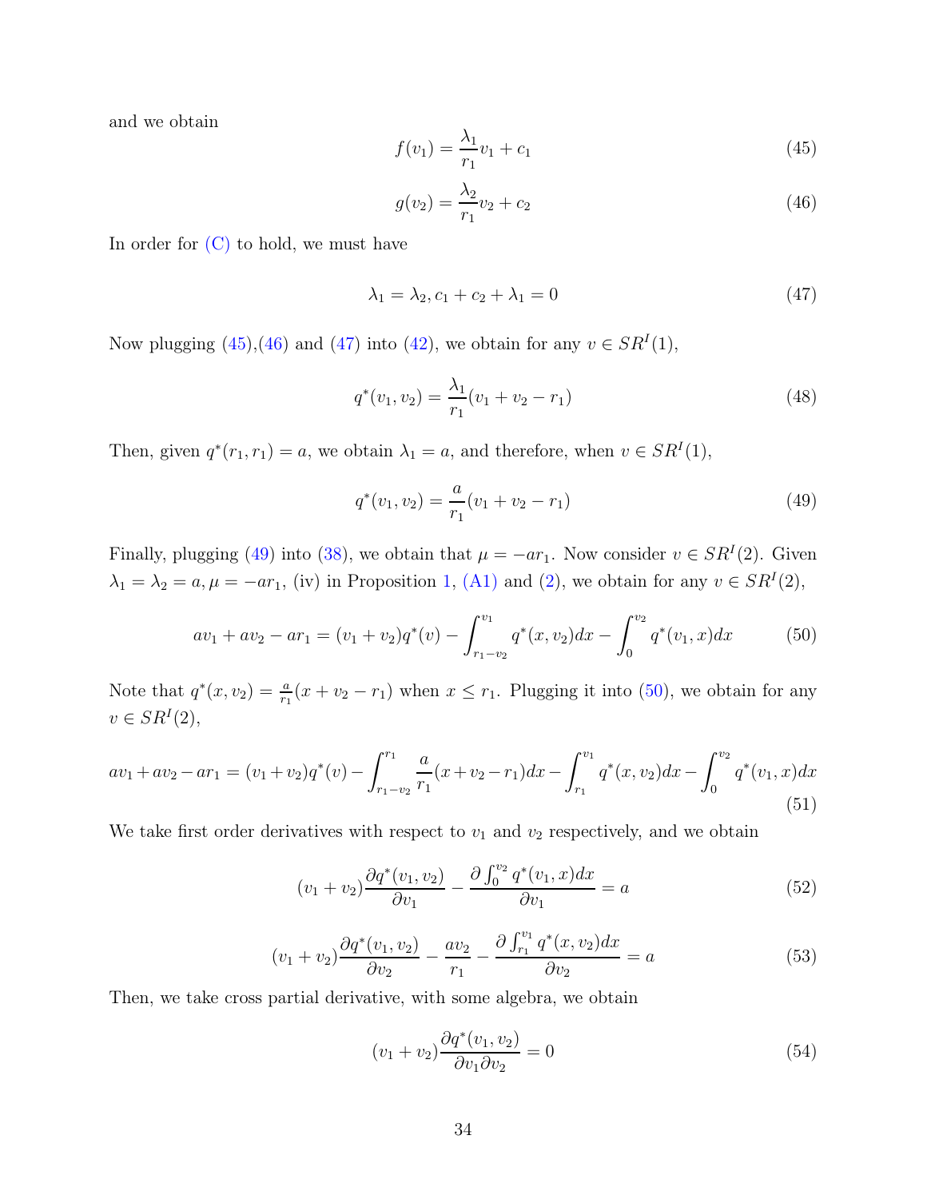and we obtain

$$f(v_1) = \frac{\lambda_1}{r_1} v_1 + c_1 \tag{45}$$

$$g(v_2) = \frac{\lambda_2}{r_1} v_2 + c_2 \tag{46}$$

In order for (C) to hold, we must have

$$\lambda_1 = \lambda_2, c_1 + c_2 + \lambda_1 = 0 \tag{47}$$

Now plugging (45),(46) and (47) into (42), we obtain for any $v \in SR^I(1)$,

$$q^*(v_1, v_2) = \frac{\lambda_1}{r_1}(v_1 + v_2 - r_1) \tag{48}$$

Then, given $q^*(r_1, r_1) = a$, we obtain $\lambda_1 = a$, and therefore, when $v \in SR^I(1)$,

$$q^*(v_1, v_2) = \frac{a}{r_1}(v_1 + v_2 - r_1) \tag{49}$$

Finally, plugging (49) into (38), we obtain that $\mu = -ar_1$. Now consider $v \in SR^I(2)$. Given $\lambda_1 = \lambda_2 = a, \mu = -ar_1$, (iv) in Proposition 1, (A1) and (2), we obtain for any $v \in SR^I(2)$,

$$av_1 + av_2 - ar_1 = (v_1 + v_2)q^*(v) - \int_{r_1 - v_2}^{v_1} q^*(x, v_2)dx - \int_0^{v_2} q^*(v_1, x)dx \tag{50}$$

Note that $q^*(x, v_2) = \frac{a}{r_1}(x + v_2 - r_1)$ when $x \le r_1$. Plugging it into (50), we obtain for any $v \in SR^I(2)$,

$$av_1 + av_2 - ar_1 = (v_1 + v_2)q^*(v) - \int_{r_1 - v_2}^{r_1} \frac{a}{r_1}(x + v_2 - r_1)dx - \int_{r_1}^{v_1} q^*(x, v_2)dx - \int_0^{v_2} q^*(v_1, x)dx \tag{51}$$

We take first order derivatives with respect to $v_1$ and $v_2$ respectively, and we obtain

$$(v_1 + v_2)\frac{\partial q^*(v_1, v_2)}{\partial v_1} - \frac{\partial \int_0^{v_2} q^*(v_1, x)dx}{\partial v_1} = a \tag{52}$$

$$(v_1 + v_2)\frac{\partial q^*(v_1, v_2)}{\partial v_2} - \frac{av_2}{r_1} - \frac{\partial \int_{r_1}^{v_1} q^*(x, v_2)dx}{\partial v_2} = a \tag{53}$$

Then, we take cross partial derivative, with some algebra, we obtain

$$(v_1 + v_2)\frac{\partial q^*(v_1, v_2)}{\partial v_1 \partial v_2} = 0 \tag{54}$$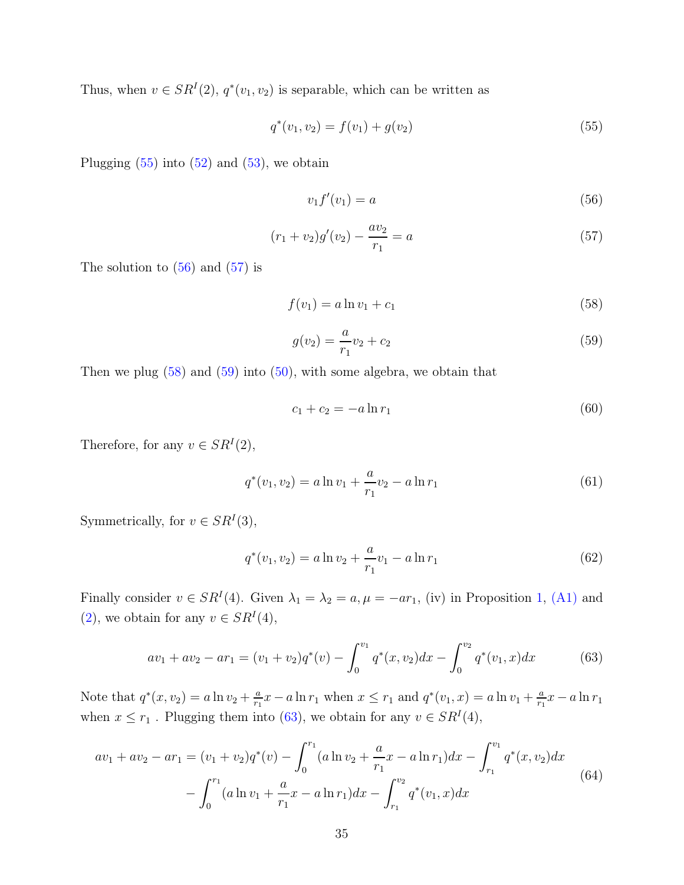Thus, when $v \in SR^I(2)$, $q^*(v_1, v_2)$ is separable, which can be written as

$$q^*(v_1, v_2) = f(v_1) + g(v_2) \tag{55}$$

Plugging (55) into (52) and (53), we obtain

$$v_1 f'(v_1) = a \tag{56}$$

$$(r_1 + v_2) g'(v_2) - \frac{a v_2}{r_1} = a \tag{57}$$

The solution to (56) and (57) is

$$f(v_1) = a \ln v_1 + c_1 \tag{58}$$

$$g(v_2) = \frac{a}{r_1} v_2 + c_2 \tag{59}$$

Then we plug (58) and (59) into (50), with some algebra, we obtain that

$$c_1 + c_2 = -a \ln r_1 \tag{60}$$

Therefore, for any $v \in SR^I(2)$,

$$q^*(v_1, v_2) = a \ln v_1 + \frac{a}{r_1} v_2 - a \ln r_1 \tag{61}$$

Symmetrically, for $v \in SR^I(3)$,

$$q^*(v_1, v_2) = a \ln v_2 + \frac{a}{r_1} v_1 - a \ln r_1 \tag{62}$$

Finally consider $v \in SR^I(4)$. Given $\lambda_1 = \lambda_2 = a, \mu = -a r_1$, (iv) in Proposition 1, (A1) and (2), we obtain for any $v \in SR^I(4)$,

$$a v_1 + a v_2 - a r_1 = (v_1 + v_2) q^*(v) - \int_0^{v_1} q^*(x, v_2) dx - \int_0^{v_2} q^*(v_1, x) dx \tag{63}$$

Note that $q^*(x, v_2) = a \ln v_2 + \frac{a}{r_1} x - a \ln r_1$ when $x \leq r_1$ and $q^*(v_1, x) = a \ln v_1 + \frac{a}{r_1} x - a \ln r_1$ when $x \leq r_1$ . Plugging them into (63), we obtain for any $v \in SR^I(4)$,

$$\begin{aligned} a v_1 + a v_2 - a r_1 = (v_1 + v_2) q^*(v) &- \int_0^{r_1} (a \ln v_2 + \frac{a}{r_1} x - a \ln r_1) dx - \int_{r_1}^{v_1} q^*(x, v_2) dx \\ &- \int_0^{r_1} (a \ln v_1 + \frac{a}{r_1} x - a \ln r_1) dx - \int_{r_1}^{v_2} q^*(v_1, x) dx \end{aligned} \tag{64}$$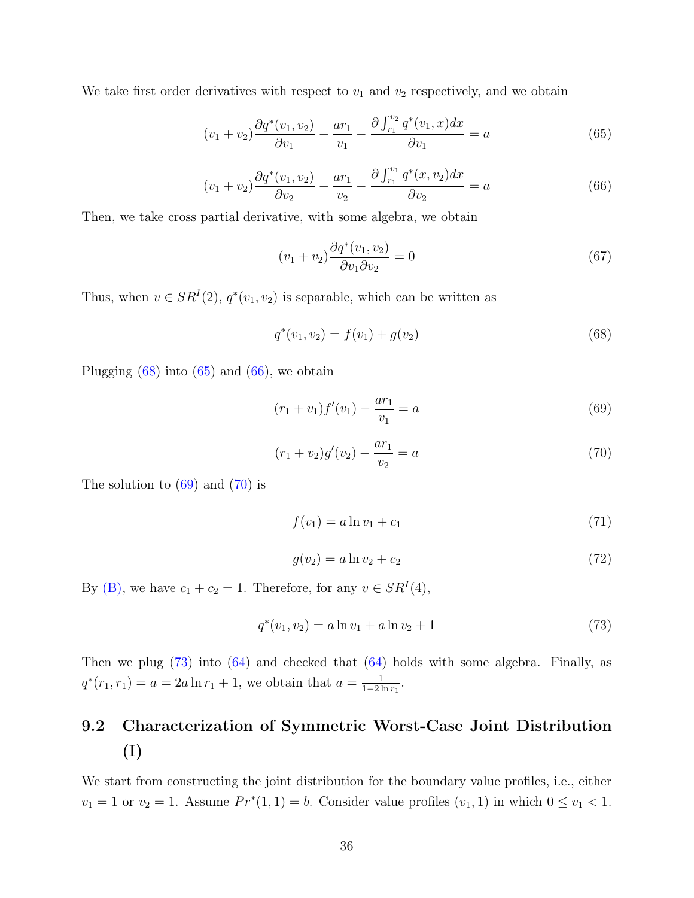We take first order derivatives with respect to $v_1$ and $v_2$ respectively, and we obtain

$$(v_1+v_2)\frac{\partial q^*(v_1,v_2)}{\partial v_1} - \frac{ar_1}{v_1} - \frac{\partial \int_{r_1}^{v_2} q^*(v_1,x)dx}{\partial v_1} = a \tag{65}$$

$$(v_1+v_2)\frac{\partial q^*(v_1,v_2)}{\partial v_2} - \frac{ar_1}{v_2} - \frac{\partial \int_{r_1}^{v_1} q^*(x,v_2)dx}{\partial v_2} = a \tag{66}$$

Then, we take cross partial derivative, with some algebra, we obtain

$$(v_1+v_2)\frac{\partial q^*(v_1,v_2)}{\partial v_1 \partial v_2} = 0 \tag{67}$$

Thus, when $v \in SR^I(2)$, $q^*(v_1,v_2)$ is separable, which can be written as

$$q^*(v_1,v_2) = f(v_1) + g(v_2) \tag{68}$$

Plugging (68) into (65) and (66), we obtain

$$(r_1+v_1)f'(v_1) - \frac{ar_1}{v_1} = a \tag{69}$$

$$(r_1+v_2)g'(v_2) - \frac{ar_1}{v_2} = a \tag{70}$$

The solution to (69) and (70) is

$$f(v_1) = a\ln v_1 + c_1 \tag{71}$$

$$g(v_2) = a\ln v_2 + c_2 \tag{72}$$

By (B), we have $c_1 + c_2 = 1$. Therefore, for any $v \in SR^I(4)$,

$$q^*(v_1,v_2) = a\ln v_1 + a\ln v_2 + 1 \tag{73}$$

Then we plug (73) into (64) and checked that (64) holds with some algebra. Finally, as $q^*(r_1,r_1) = a = 2a\ln r_1 + 1$, we obtain that $a = \frac{1}{1-2\ln r_1}$.

## 9.2 Characterization of Symmetric Worst-Case Joint Distribution (I)

We start from constructing the joint distribution for the boundary value profiles, i.e., either $v_1 = 1$ or $v_2 = 1$. Assume $Pr^*(1,1) = b$. Consider value profiles $(v_1, 1)$ in which $0 \leq v_1 < 1$.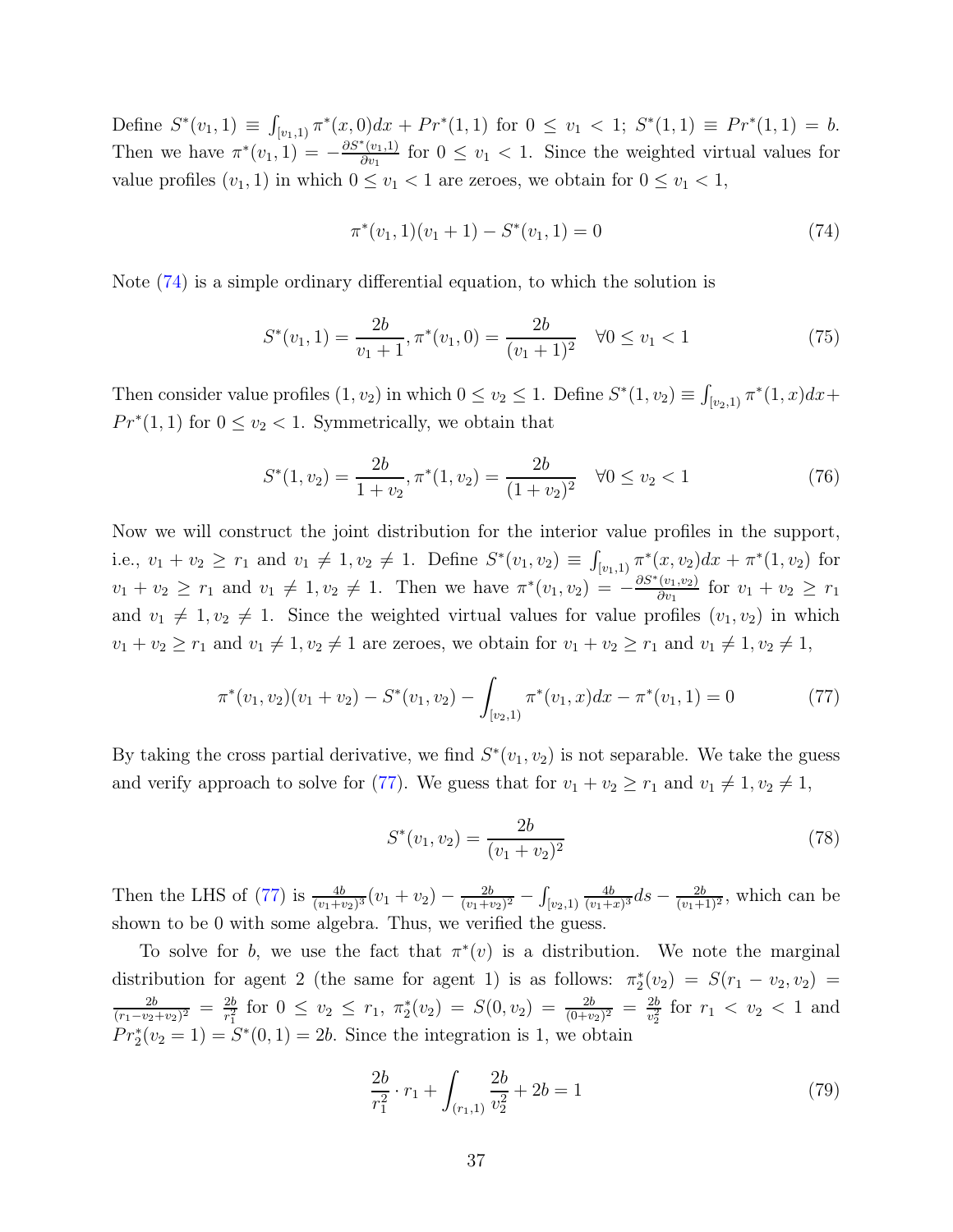Define $S^*(v_1, 1) \equiv \int_{[v_1,1)} \pi^*(x, 0)dx + Pr^*(1, 1)$ for $0 \le v_1 < 1$; $S^*(1, 1) \equiv Pr^*(1, 1) = b$. Then we have $\pi^*(v_1, 1) = -\frac{\partial S^*(v_1,1)}{\partial v_1}$ for $0 \le v_1 < 1$. Since the weighted virtual values for value profiles $(v_1, 1)$ in which $0 \le v_1 < 1$ are zeroes, we obtain for $0 \le v_1 < 1$,

$$\pi^*(v_1, 1)(v_1 + 1) - S^*(v_1, 1) = 0 \tag{74}$$

Note (74) is a simple ordinary differential equation, to which the solution is

$$S^*(v_1, 1) = \frac{2b}{v_1 + 1}, \pi^*(v_1, 0) = \frac{2b}{(v_1 + 1)^2} \quad \forall 0 \le v_1 < 1 \tag{75}$$

Then consider value profiles $(1, v_2)$ in which $0 \le v_2 \le 1$. Define $S^*(1, v_2) \equiv \int_{[v_2,1)} \pi^*(1, x)dx + Pr^*(1, 1)$ for $0 \le v_2 < 1$. Symmetrically, we obtain that

$$S^*(1, v_2) = \frac{2b}{1 + v_2}, \pi^*(1, v_2) = \frac{2b}{(1 + v_2)^2} \quad \forall 0 \le v_2 < 1 \tag{76}$$

Now we will construct the joint distribution for the interior value profiles in the support, i.e., $v_1 + v_2 \ge r_1$ and $v_1 \ne 1, v_2 \ne 1$. Define $S^*(v_1, v_2) \equiv \int_{[v_1,1)} \pi^*(x, v_2)dx + \pi^*(1, v_2)$ for $v_1 + v_2 \ge r_1$ and $v_1 \ne 1, v_2 \ne 1$. Then we have $\pi^*(v_1, v_2) = -\frac{\partial S^*(v_1,v_2)}{\partial v_1}$ for $v_1 + v_2 \ge r_1$ and $v_1 \ne 1, v_2 \ne 1$. Since the weighted virtual values for value profiles $(v_1, v_2)$ in which $v_1 + v_2 \ge r_1$ and $v_1 \ne 1, v_2 \ne 1$ are zeroes, we obtain for $v_1 + v_2 \ge r_1$ and $v_1 \ne 1, v_2 \ne 1$,

$$\pi^*(v_1, v_2)(v_1 + v_2) - S^*(v_1, v_2) - \int_{[v_2,1)} \pi^*(v_1, x)dx - \pi^*(v_1, 1) = 0 \tag{77}$$

By taking the cross partial derivative, we find $S^*(v_1, v_2)$ is not separable. We take the guess and verify approach to solve for (77). We guess that for $v_1 + v_2 \ge r_1$ and $v_1 \ne 1, v_2 \ne 1$,

$$S^*(v_1, v_2) = \frac{2b}{(v_1 + v_2)^2} \tag{78}$$

Then the LHS of (77) is $\frac{4b}{(v_1+v_2)^3}(v_1 + v_2) - \frac{2b}{(v_1+v_2)^2} - \int_{[v_2,1)} \frac{4b}{(v_1+x)^3}ds - \frac{2b}{(v_1+1)^2}$, which can be shown to be 0 with some algebra. Thus, we verified the guess.

To solve for $b$, we use the fact that $\pi^*(v)$ is a distribution. We note the marginal distribution for agent 2 (the same for agent 1) is as follows: $\pi_2^*(v_2) = S(r_1 - v_2, v_2) = \frac{2b}{(r_1-v_2+v_2)^2} = \frac{2b}{r_1^2}$ for $0 \le v_2 \le r_1$, $\pi_2^*(v_2) = S(0, v_2) = \frac{2b}{(0+v_2)^2} = \frac{2b}{v_2^2}$ for $r_1 < v_2 < 1$ and $Pr_2^*(v_2 = 1) = S^*(0, 1) = 2b$. Since the integration is 1, we obtain

$$\frac{2b}{r_1^2} \cdot r_1 + \int_{(r_1,1)} \frac{2b}{v_2^2} + 2b = 1 \tag{79}$$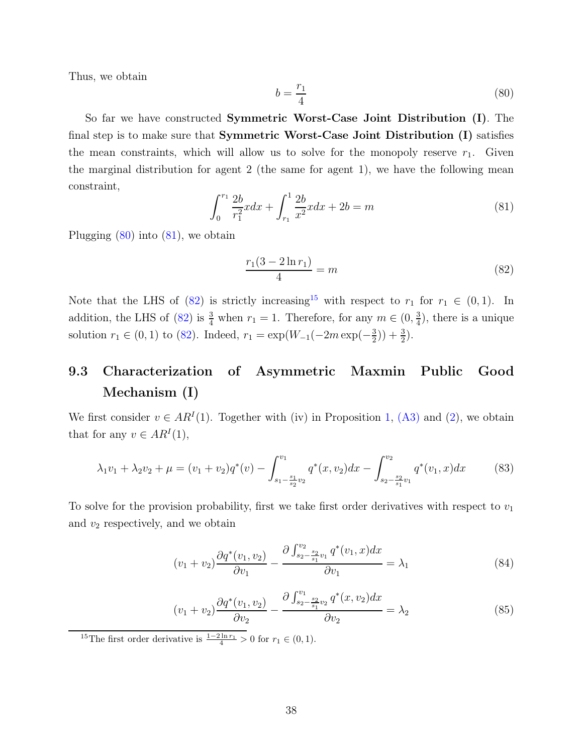Thus, we obtain

$$b = \frac{r_1}{4} \tag{80}$$

So far we have constructed **Symmetric Worst-Case Joint Distribution (I)**. The final step is to make sure that **Symmetric Worst-Case Joint Distribution (I)** satisfies the mean constraints, which will allow us to solve for the monopoly reserve $r_1$. Given the marginal distribution for agent 2 (the same for agent 1), we have the following mean constraint,

$$\int_0^{r_1} \frac{2b}{r_1^2} x dx + \int_{r_1}^1 \frac{2b}{x^2} x dx + 2b = m \tag{81}$$

Plugging (80) into (81), we obtain

$$\frac{r_1(3 - 2\ln r_1)}{4} = m \tag{82}$$

Note that the LHS of (82) is strictly increasing[15] with respect to $r_1$ for $r_1 \in (0, 1)$. In addition, the LHS of (82) is $\frac{3}{4}$ when $r_1 = 1$. Therefore, for any $m \in (0, \frac{3}{4})$, there is a unique solution $r_1 \in (0, 1)$ to (82). Indeed, $r_1 = \exp(W_{-1}(-2m\exp(-\frac{3}{2})) + \frac{3}{2})$.

## 9.3 Characterization of Asymmetric Maxmin Public Good Mechanism (I)

We first consider $v \in AR^I(1)$. Together with (iv) in Proposition 1, (A3) and (2), we obtain that for any $v \in AR^I(1)$,

$$\lambda_1 v_1 + \lambda_2 v_2 + \mu = (v_1 + v_2) q^*(v) - \int_{s_1 - \frac{s_1}{s_2} v_2}^{v_1} q^*(x, v_2) dx - \int_{s_2 - \frac{s_2}{s_1} v_1}^{v_2} q^*(v_1, x) dx \tag{83}$$

To solve for the provision probability, first we take first order derivatives with respect to $v_1$ and $v_2$ respectively, and we obtain

$$(v_1 + v_2) \frac{\partial q^*(v_1, v_2)}{\partial v_1} - \frac{\partial \int_{s_2 - \frac{s_2}{s_1} v_1}^{v_2} q^*(v_1, x) dx}{\partial v_1} = \lambda_1 \tag{84}$$

$$(v_1 + v_2) \frac{\partial q^*(v_1, v_2)}{\partial v_2} - \frac{\partial \int_{s_2 - \frac{s_2}{s_1} v_2}^{v_1} q^*(x, v_2) dx}{\partial v_2} = \lambda_2 \tag{85}$$

[15] The first order derivative is $\frac{1 - 2\ln r_1}{4} > 0$ for $r_1 \in (0, 1)$.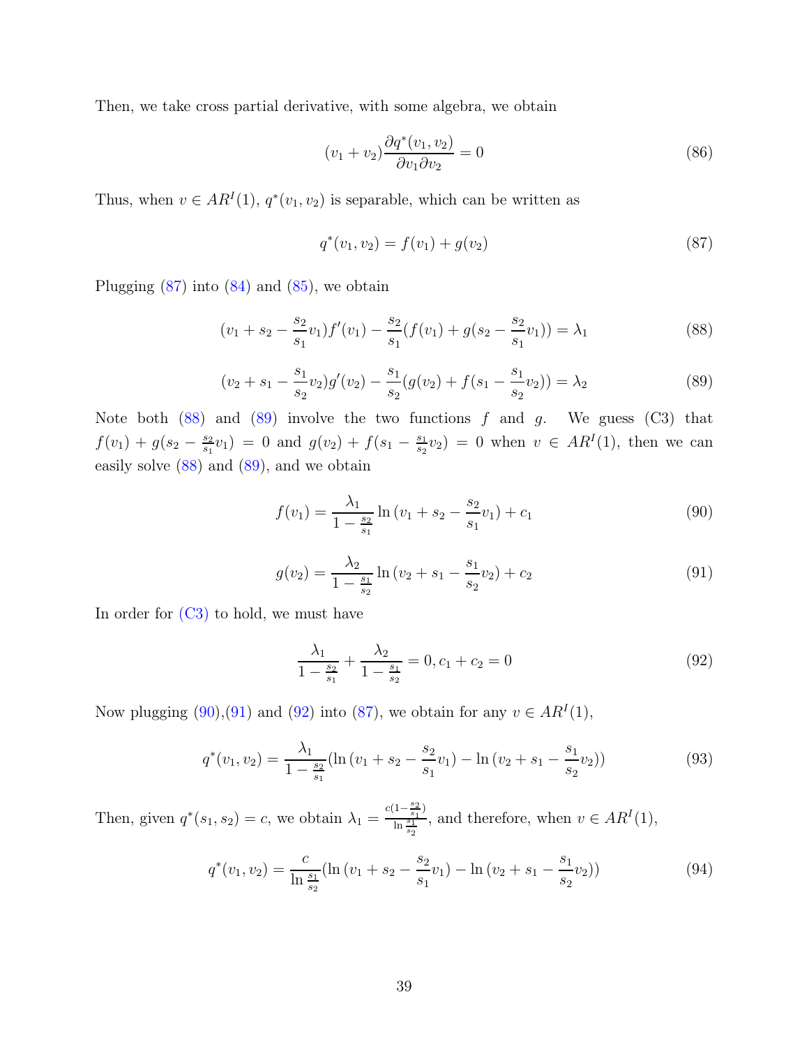Then, we take cross partial derivative, with some algebra, we obtain

$$(v_1 + v_2)\frac{\partial q^*(v_1, v_2)}{\partial v_1 \partial v_2} = 0 \tag{86}$$

Thus, when $v \in AR^I(1)$, $q^*(v_1, v_2)$ is separable, which can be written as

$$q^*(v_1, v_2) = f(v_1) + g(v_2) \tag{87}$$

Plugging (87) into (84) and (85), we obtain

$$(v_1 + s_2 - \frac{s_2}{s_1}v_1)f'(v_1) - \frac{s_2}{s_1}(f(v_1) + g(s_2 - \frac{s_2}{s_1}v_1)) = \lambda_1 \tag{88}$$

$$(v_2 + s_1 - \frac{s_1}{s_2}v_2)g'(v_2) - \frac{s_1}{s_2}(g(v_2) + f(s_1 - \frac{s_1}{s_2}v_2)) = \lambda_2 \tag{89}$$

Note both (88) and (89) involve the two functions $f$ and $g$. We guess (C3) that $f(v_1) + g(s_2 - \frac{s_2}{s_1}v_1) = 0$ and $g(v_2) + f(s_1 - \frac{s_1}{s_2}v_2) = 0$ when $v \in AR^I(1)$, then we can easily solve (88) and (89), and we obtain

$$f(v_1) = \frac{\lambda_1}{1 - \frac{s_2}{s_1}} \ln{(v_1 + s_2 - \frac{s_2}{s_1}v_1)} + c_1 \tag{90}$$

$$g(v_2) = \frac{\lambda_2}{1 - \frac{s_1}{s_2}} \ln{(v_2 + s_1 - \frac{s_1}{s_2}v_2)} + c_2 \tag{91}$$

In order for (C3) to hold, we must have

$$\frac{\lambda_1}{1 - \frac{s_2}{s_1}} + \frac{\lambda_2}{1 - \frac{s_1}{s_2}} = 0, c_1 + c_2 = 0 \tag{92}$$

Now plugging (90),(91) and (92) into (87), we obtain for any $v \in AR^I(1)$,

$$q^*(v_1, v_2) = \frac{\lambda_1}{1 - \frac{s_2}{s_1}}(\ln{(v_1 + s_2 - \frac{s_2}{s_1}v_1)} - \ln{(v_2 + s_1 - \frac{s_1}{s_2}v_2)}) \tag{93}$$

Then, given $q^*(s_1, s_2) = c$, we obtain $\lambda_1 = \frac{c(1 - \frac{s_2}{s_1})}{\ln \frac{s_1}{s_2}}$, and therefore, when $v \in AR^I(1)$,

$$q^*(v_1, v_2) = \frac{c}{\ln \frac{s_1}{s_2}}(\ln{(v_1 + s_2 - \frac{s_2}{s_1}v_1)} - \ln{(v_2 + s_1 - \frac{s_1}{s_2}v_2)}) \tag{94}$$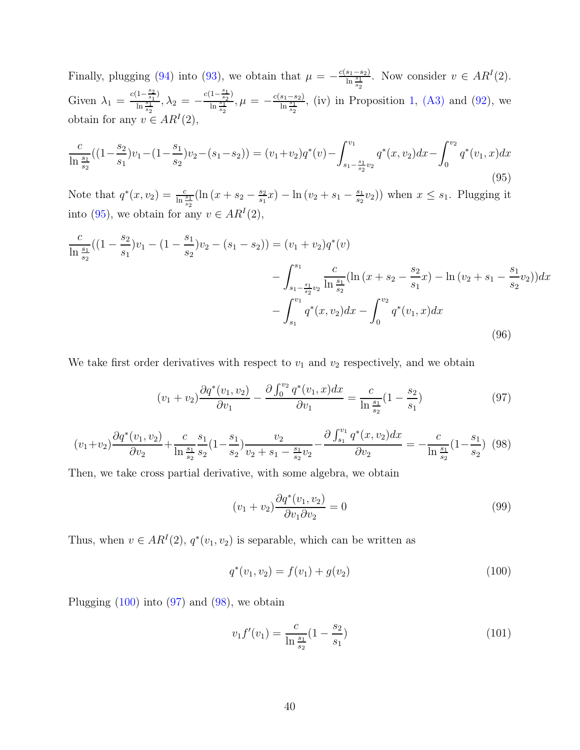Finally, plugging (94) into (93), we obtain that $\mu = -\frac{c(s_1-s_2)}{\ln \frac{s_1}{s_2}}$. Now consider $v \in AR^I(2)$. Given $\lambda_1 = \frac{c(1-\frac{s_2}{s_1})}{\ln \frac{s_1}{s_2}}, \lambda_2 = -\frac{c(1-\frac{s_1}{s_2})}{\ln \frac{s_1}{s_2}}, \mu = -\frac{c(s_1-s_2)}{\ln \frac{s_1}{s_2}}$, (iv) in Proposition 1, (A3) and (92), we obtain for any $v \in AR^I(2)$,

$$\frac{c}{\ln \frac{s_1}{s_2}}((1-\frac{s_2}{s_1})v_1-(1-\frac{s_1}{s_2})v_2-(s_1-s_2)) = (v_1+v_2)q^*(v)-\int_{s_1-\frac{s_1}{s_2}v_2}^{v_1} q^*(x,v_2)dx-\int_0^{v_2} q^*(v_1,x)dx \tag{95}$$

Note that $q^*(x,v_2) = \frac{c}{\ln \frac{s_1}{s_2}}(\ln(x+s_2-\frac{s_2}{s_1}x) - \ln(v_2+s_1-\frac{s_1}{s_2}v_2))$ when $x \le s_1$. Plugging it into (95), we obtain for any $v \in AR^I(2)$,

$$\begin{aligned}\frac{c}{\ln \frac{s_1}{s_2}}((1-\frac{s_2}{s_1})v_1-(1-\frac{s_1}{s_2})v_2-(s_1-s_2)) &= (v_1+v_2)q^*(v) \\ &\quad - \int_{s_1-\frac{s_1}{s_2}v_2}^{s_1} \frac{c}{\ln \frac{s_1}{s_2}}(\ln(x+s_2-\frac{s_2}{s_1}x) - \ln(v_2+s_1-\frac{s_1}{s_2}v_2))dx \\ &\quad - \int_{s_1}^{v_1} q^*(x,v_2)dx - \int_0^{v_2} q^*(v_1,x)dx\end{aligned} \tag{96}$$

We take first order derivatives with respect to $v_1$ and $v_2$ respectively, and we obtain

$$(v_1+v_2)\frac{\partial q^*(v_1,v_2)}{\partial v_1} - \frac{\partial \int_0^{v_2} q^*(v_1,x)dx}{\partial v_1} = \frac{c}{\ln \frac{s_1}{s_2}}(1-\frac{s_2}{s_1}) \tag{97}$$

$$(v_1+v_2)\frac{\partial q^*(v_1,v_2)}{\partial v_2} + \frac{c}{\ln \frac{s_1}{s_2}}\frac{s_1}{s_2}(1-\frac{s_1}{s_2})\frac{v_2}{v_2+s_1-\frac{s_1}{s_2}v_2} - \frac{\partial \int_{s_1}^{v_1} q^*(x,v_2)dx}{\partial v_2} = -\frac{c}{\ln \frac{s_1}{s_2}}(1-\frac{s_1}{s_2}) \tag{98}$$

Then, we take cross partial derivative, with some algebra, we obtain

$$(v_1+v_2)\frac{\partial q^*(v_1,v_2)}{\partial v_1 \partial v_2} = 0 \tag{99}$$

Thus, when $v \in AR^I(2)$, $q^*(v_1,v_2)$ is separable, which can be written as

$$q^*(v_1,v_2) = f(v_1) + g(v_2) \tag{100}$$

Plugging (100) into (97) and (98), we obtain

$$v_1 f'(v_1) = \frac{c}{\ln \frac{s_1}{s_2}}(1-\frac{s_2}{s_1}) \tag{101}$$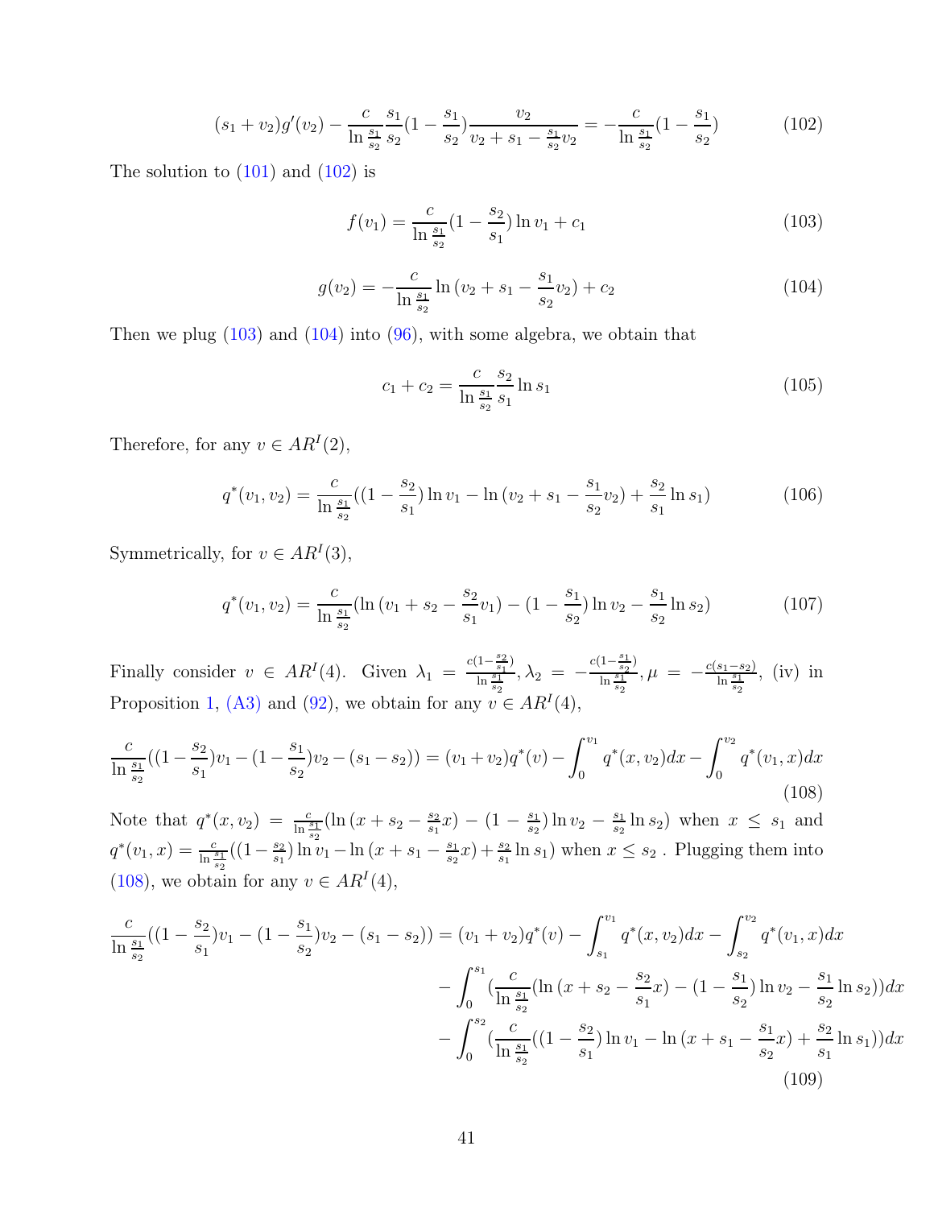$$(s_1+v_2)g'(v_2)-\frac{c}{\ln\frac{s_1}{s_2}}\frac{s_1}{s_2}(1-\frac{s_1}{s_2})\frac{v_2}{v_2+s_1-\frac{s_1}{s_2}v_2}=-\frac{c}{\ln\frac{s_1}{s_2}}(1-\frac{s_1}{s_2}) \tag{102}$$

The solution to (101) and (102) is

$$f(v_1)=\frac{c}{\ln\frac{s_1}{s_2}}(1-\frac{s_2}{s_1})\ln v_1+c_1 \tag{103}$$

$$g(v_2)=-\frac{c}{\ln\frac{s_1}{s_2}}\ln{(v_2+s_1-\frac{s_1}{s_2}v_2)}+c_2 \tag{104}$$

Then we plug (103) and (104) into (96), with some algebra, we obtain that

$$c_1+c_2=\frac{c}{\ln\frac{s_1}{s_2}}\frac{s_2}{s_1}\ln s_1 \tag{105}$$

Therefore, for any $v\in AR^I(2)$,

$$q^*(v_1,v_2)=\frac{c}{\ln\frac{s_1}{s_2}}((1-\frac{s_2}{s_1})\ln v_1-\ln{(v_2+s_1-\frac{s_1}{s_2}v_2)}+\frac{s_2}{s_1}\ln s_1) \tag{106}$$

Symmetrically, for $v\in AR^I(3)$,

$$q^*(v_1,v_2)=\frac{c}{\ln\frac{s_1}{s_2}}(\ln{(v_1+s_2-\frac{s_2}{s_1}v_1)}-(1-\frac{s_1}{s_2})\ln v_2-\frac{s_1}{s_2}\ln s_2) \tag{107}$$

Finally consider $v\in AR^I(4)$. Given $\lambda_1=\frac{c(1-\frac{s_2}{s_1})}{\ln\frac{s_1}{s_2}},\lambda_2=-\frac{c(1-\frac{s_1}{s_2})}{\ln\frac{s_1}{s_2}},\mu=-\frac{c(s_1-s_2)}{\ln\frac{s_1}{s_2}}$, (iv) in Proposition 1, (A3) and (92), we obtain for any $v\in AR^I(4)$,

$$\frac{c}{\ln\frac{s_1}{s_2}}((1-\frac{s_2}{s_1})v_1-(1-\frac{s_1}{s_2})v_2-(s_1-s_2))=(v_1+v_2)q^*(v)-\int_0^{v_1}q^*(x,v_2)dx-\int_0^{v_2}q^*(v_1,x)dx \tag{108}$$

Note that $q^*(x,v_2)=\frac{c}{\ln\frac{s_1}{s_2}}(\ln{(x+s_2-\frac{s_2}{s_1}x)}-(1-\frac{s_1}{s_2})\ln v_2-\frac{s_1}{s_2}\ln s_2)$ when $x\leq s_1$ and $q^*(v_1,x)=\frac{c}{\ln\frac{s_1}{s_2}}((1-\frac{s_2}{s_1})\ln v_1-\ln{(x+s_1-\frac{s_1}{s_2}x)}+\frac{s_2}{s_1}\ln s_1)$ when $x\leq s_2$ . Plugging them into (108), we obtain for any $v\in AR^I(4)$,

$$\begin{aligned}\frac{c}{\ln\frac{s_1}{s_2}}((1-\frac{s_2}{s_1})v_1-(1-\frac{s_1}{s_2})v_2-(s_1-s_2))&=(v_1+v_2)q^*(v)-\int_{s_1}^{v_1}q^*(x,v_2)dx-\int_{s_2}^{v_2}q^*(v_1,x)dx\\&-\int_0^{s_1}(\frac{c}{\ln\frac{s_1}{s_2}}(\ln{(x+s_2-\frac{s_2}{s_1}x)}-(1-\frac{s_1}{s_2})\ln v_2-\frac{s_1}{s_2}\ln s_2))dx\\&-\int_0^{s_2}(\frac{c}{\ln\frac{s_1}{s_2}}((1-\frac{s_2}{s_1})\ln v_1-\ln{(x+s_1-\frac{s_1}{s_2}x)}+\frac{s_2}{s_1}\ln s_1))dx\end{aligned} \tag{109}$$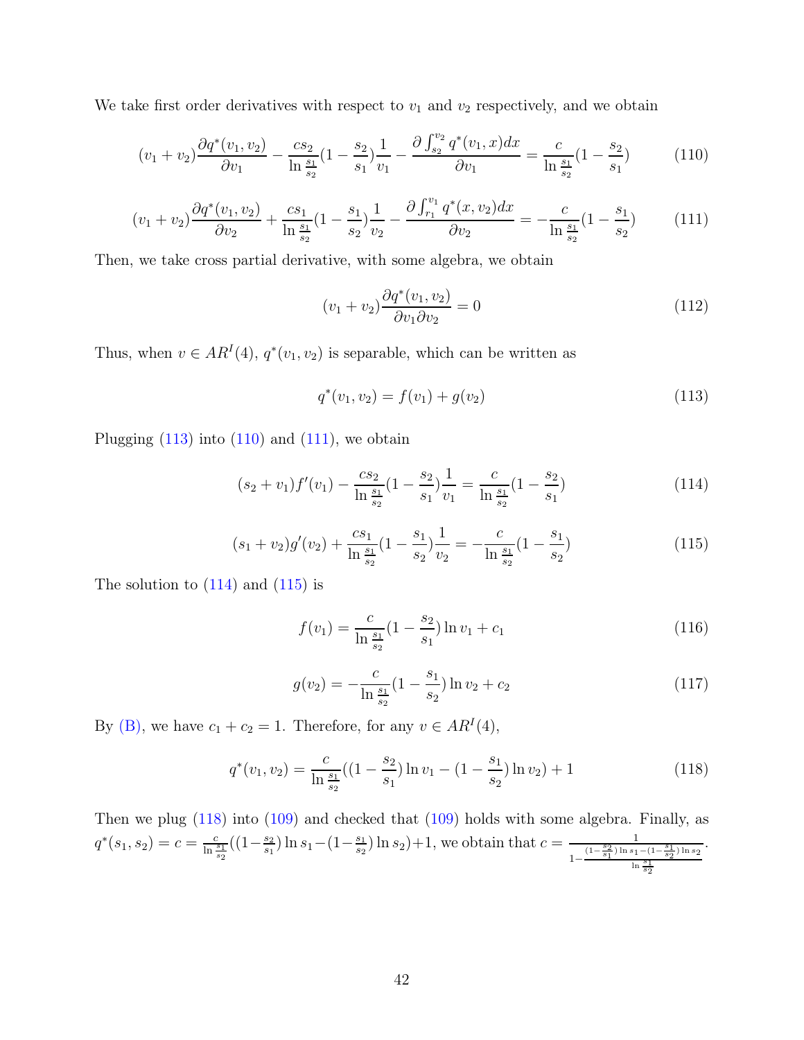We take first order derivatives with respect to $v_1$ and $v_2$ respectively, and we obtain

$$(v_1+v_2)\frac{\partial q^*(v_1,v_2)}{\partial v_1} - \frac{cs_2}{\ln\frac{s_1}{s_2}}(1-\frac{s_2}{s_1})\frac{1}{v_1} - \frac{\partial \int_{s_2}^{v_2} q^*(v_1,x)dx}{\partial v_1} = \frac{c}{\ln\frac{s_1}{s_2}}(1-\frac{s_2}{s_1}) \tag{110}$$

$$(v_1+v_2)\frac{\partial q^*(v_1,v_2)}{\partial v_2} + \frac{cs_1}{\ln\frac{s_1}{s_2}}(1-\frac{s_1}{s_2})\frac{1}{v_2} - \frac{\partial \int_{r_1}^{v_1} q^*(x,v_2)dx}{\partial v_2} = -\frac{c}{\ln\frac{s_1}{s_2}}(1-\frac{s_1}{s_2}) \tag{111}$$

Then, we take cross partial derivative, with some algebra, we obtain

$$(v_1+v_2)\frac{\partial q^*(v_1,v_2)}{\partial v_1 \partial v_2} = 0 \tag{112}$$

Thus, when $v \in AR^I(4)$, $q^*(v_1,v_2)$ is separable, which can be written as

$$q^*(v_1,v_2) = f(v_1) + g(v_2) \tag{113}$$

Plugging (113) into (110) and (111), we obtain

$$(s_2+v_1)f'(v_1) - \frac{cs_2}{\ln\frac{s_1}{s_2}}(1-\frac{s_2}{s_1})\frac{1}{v_1} = \frac{c}{\ln\frac{s_1}{s_2}}(1-\frac{s_2}{s_1}) \tag{114}$$

$$(s_1+v_2)g'(v_2) + \frac{cs_1}{\ln\frac{s_1}{s_2}}(1-\frac{s_1}{s_2})\frac{1}{v_2} = -\frac{c}{\ln\frac{s_1}{s_2}}(1-\frac{s_1}{s_2}) \tag{115}$$

The solution to (114) and (115) is

$$f(v_1) = \frac{c}{\ln\frac{s_1}{s_2}}(1-\frac{s_2}{s_1})\ln v_1 + c_1 \tag{116}$$

$$g(v_2) = -\frac{c}{\ln\frac{s_1}{s_2}}(1-\frac{s_1}{s_2})\ln v_2 + c_2 \tag{117}$$

By (B), we have $c_1 + c_2 = 1$. Therefore, for any $v \in AR^I(4)$,

$$q^*(v_1,v_2) = \frac{c}{\ln\frac{s_1}{s_2}}((1-\frac{s_2}{s_1})\ln v_1 - (1-\frac{s_1}{s_2})\ln v_2) + 1 \tag{118}$$

Then we plug (118) into (109) and checked that (109) holds with some algebra. Finally, as $q^*(s_1,s_2) = c = \frac{c}{\ln\frac{s_1}{s_2}}((1-\frac{s_2}{s_1})\ln s_1 - (1-\frac{s_1}{s_2})\ln s_2) + 1$, we obtain that $c = \frac{1}{1-\frac{(1-\frac{s_2}{s_1})\ln s_1 - (1-\frac{s_1}{s_2})\ln s_2}{\ln\frac{s_1}{s_2}}}$.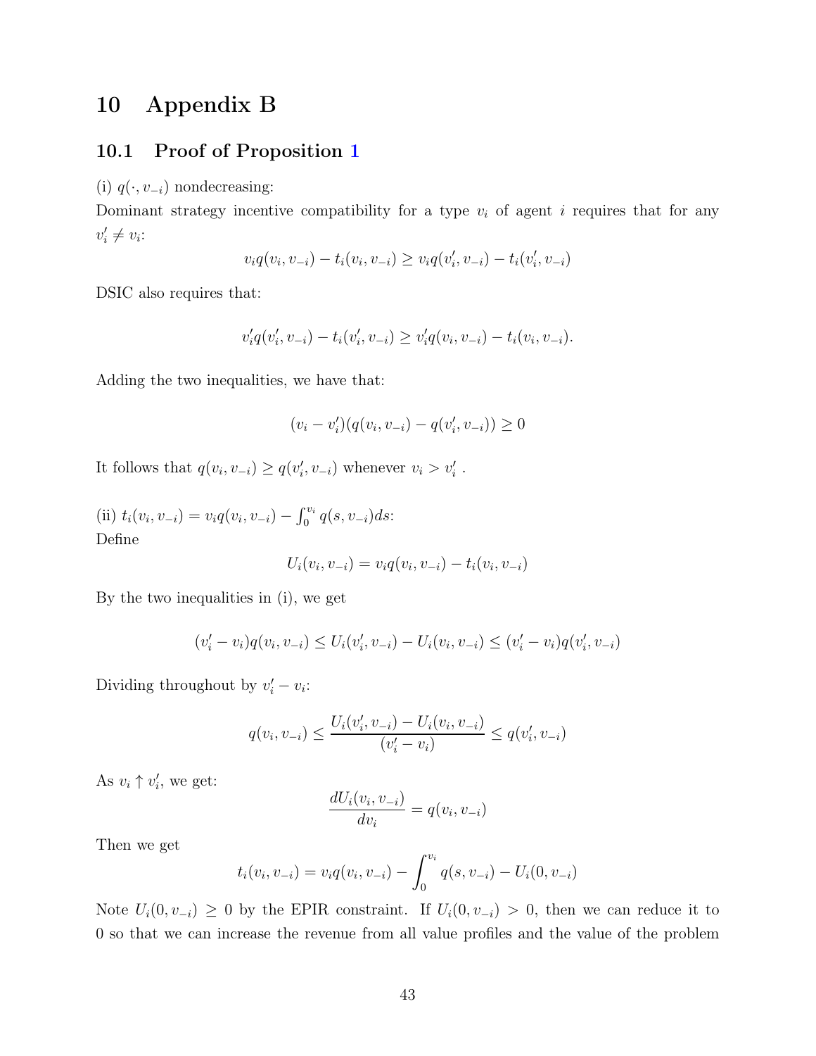# 10 Appendix B

## 10.1 Proof of Proposition 1

(i) $q(\cdot, v_{-i})$ nondecreasing:

Dominant strategy incentive compatibility for a type $v_i$ of agent $i$ requires that for any $v_i' \neq v_i$:

$$v_i q(v_i, v_{-i}) - t_i(v_i, v_{-i}) \geq v_i q(v_i', v_{-i}) - t_i(v_i', v_{-i})$$

DSIC also requires that:

$$v_i' q(v_i', v_{-i}) - t_i(v_i', v_{-i}) \geq v_i' q(v_i, v_{-i}) - t_i(v_i, v_{-i}).$$

Adding the two inequalities, we have that:

$$(v_i - v_i')(q(v_i, v_{-i}) - q(v_i', v_{-i})) \geq 0$$

It follows that $q(v_i, v_{-i}) \geq q(v_i', v_{-i})$ whenever $v_i > v_i'$ .

(ii) $t_i(v_i, v_{-i}) = v_i q(v_i, v_{-i}) - \int_0^{v_i} q(s, v_{-i}) ds$:

Define

$$U_i(v_i, v_{-i}) = v_i q(v_i, v_{-i}) - t_i(v_i, v_{-i})$$

By the two inequalities in (i), we get

$$(v_i' - v_i) q(v_i, v_{-i}) \leq U_i(v_i', v_{-i}) - U_i(v_i, v_{-i}) \leq (v_i' - v_i) q(v_i', v_{-i})$$

Dividing throughout by $v_i' - v_i$:

$$q(v_i, v_{-i}) \leq \frac{U_i(v_i', v_{-i}) - U_i(v_i, v_{-i})}{(v_i' - v_i)} \leq q(v_i', v_{-i})$$

As $v_i \uparrow v_i'$, we get:

$$\frac{dU_i(v_i, v_{-i})}{dv_i} = q(v_i, v_{-i})$$

Then we get

$$t_i(v_i, v_{-i}) = v_i q(v_i, v_{-i}) - \int_0^{v_i} q(s, v_{-i}) - U_i(0, v_{-i})$$

Note $U_i(0, v_{-i}) \geq 0$ by the EPIR constraint. If $U_i(0, v_{-i}) > 0$, then we can reduce it to 0 so that we can increase the revenue from all value profiles and the value of the problem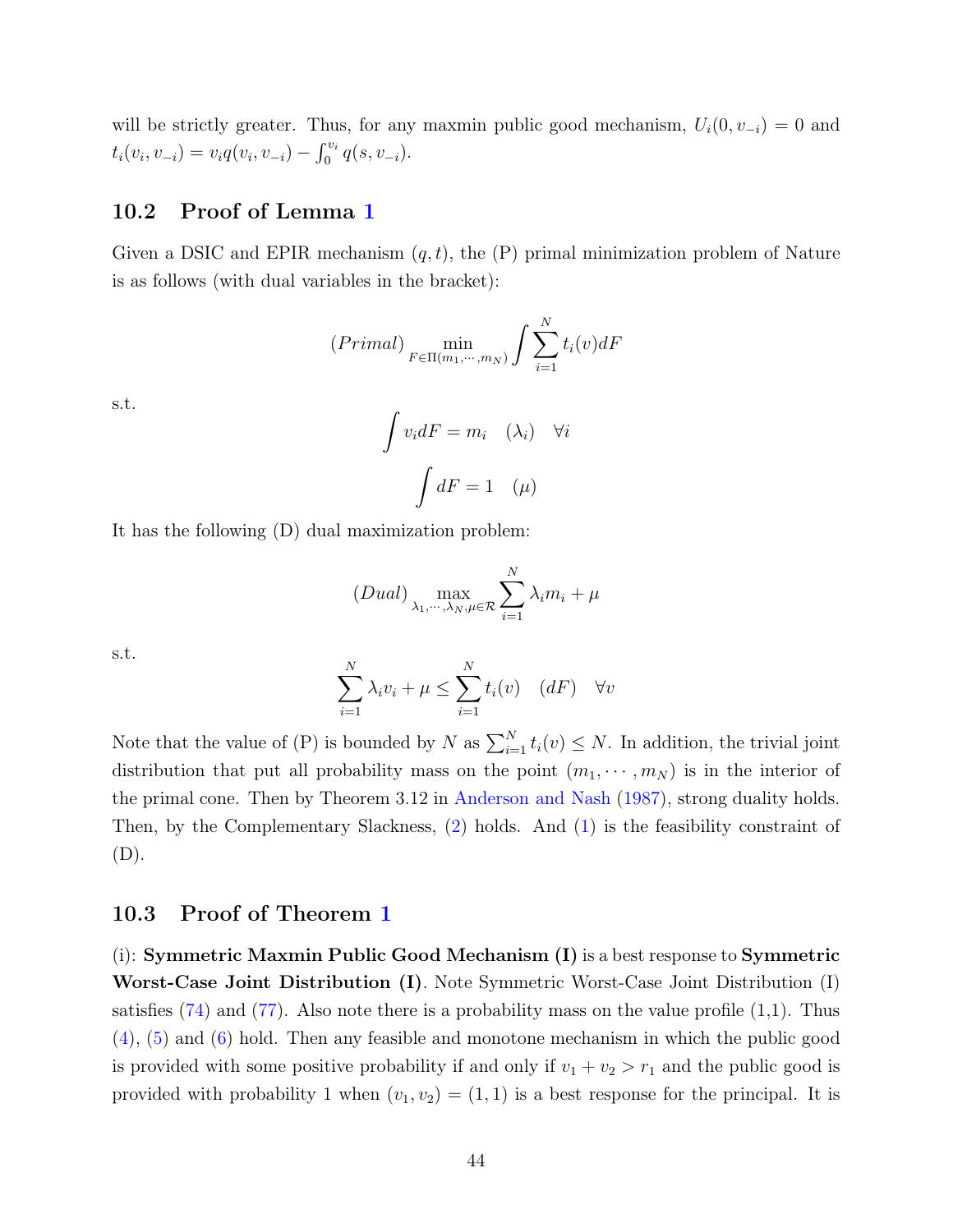will be strictly greater. Thus, for any maxmin public good mechanism, $U_i(0, v_{-i}) = 0$ and $t_i(v_i, v_{-i}) = v_i q(v_i, v_{-i}) - \int_0^{v_i} q(s, v_{-i})$.

## 10.2 Proof of Lemma 1

Given a DSIC and EPIR mechanism $(q, t)$, the (P) primal minimization problem of Nature is as follows (with dual variables in the bracket):

$$(Primal) \min_{F \in \Pi(m_1, \cdots, m_N)} \int \sum_{i=1}^{N} t_i(v) dF$$

s.t.

$$\int v_i dF = m_i \quad (\lambda_i) \quad \forall i$$

$$\int dF = 1 \quad (\mu)$$

It has the following (D) dual maximization problem:

$$(Dual) \max_{\lambda_1, \cdots, \lambda_N, \mu \in \mathcal{R}} \sum_{i=1}^{N} \lambda_i m_i + \mu$$

s.t.

$$\sum_{i=1}^{N} \lambda_i v_i + \mu \leq \sum_{i=1}^{N} t_i(v) \quad (dF) \quad \forall v$$

Note that the value of (P) is bounded by $N$ as $\sum_{i=1}^{N} t_i(v) \leq N$. In addition, the trivial joint distribution that put all probability mass on the point $(m_1, \cdots, m_N)$ is in the interior of the primal cone. Then by Theorem 3.12 in Anderson and Nash (1987), strong duality holds. Then, by the Complementary Slackness, (2) holds. And (1) is the feasibility constraint of (D).

## 10.3 Proof of Theorem 1

(i): **Symmetric Maxmin Public Good Mechanism (I)** is a best response to **Symmetric Worst-Case Joint Distribution (I)**. Note Symmetric Worst-Case Joint Distribution (I) satisfies (74) and (77). Also note there is a probability mass on the value profile (1,1). Thus (4), (5) and (6) hold. Then any feasible and monotone mechanism in which the public good is provided with some positive probability if and only if $v_1 + v_2 > r_1$ and the public good is provided with probability 1 when $(v_1, v_2) = (1, 1)$ is a best response for the principal. It is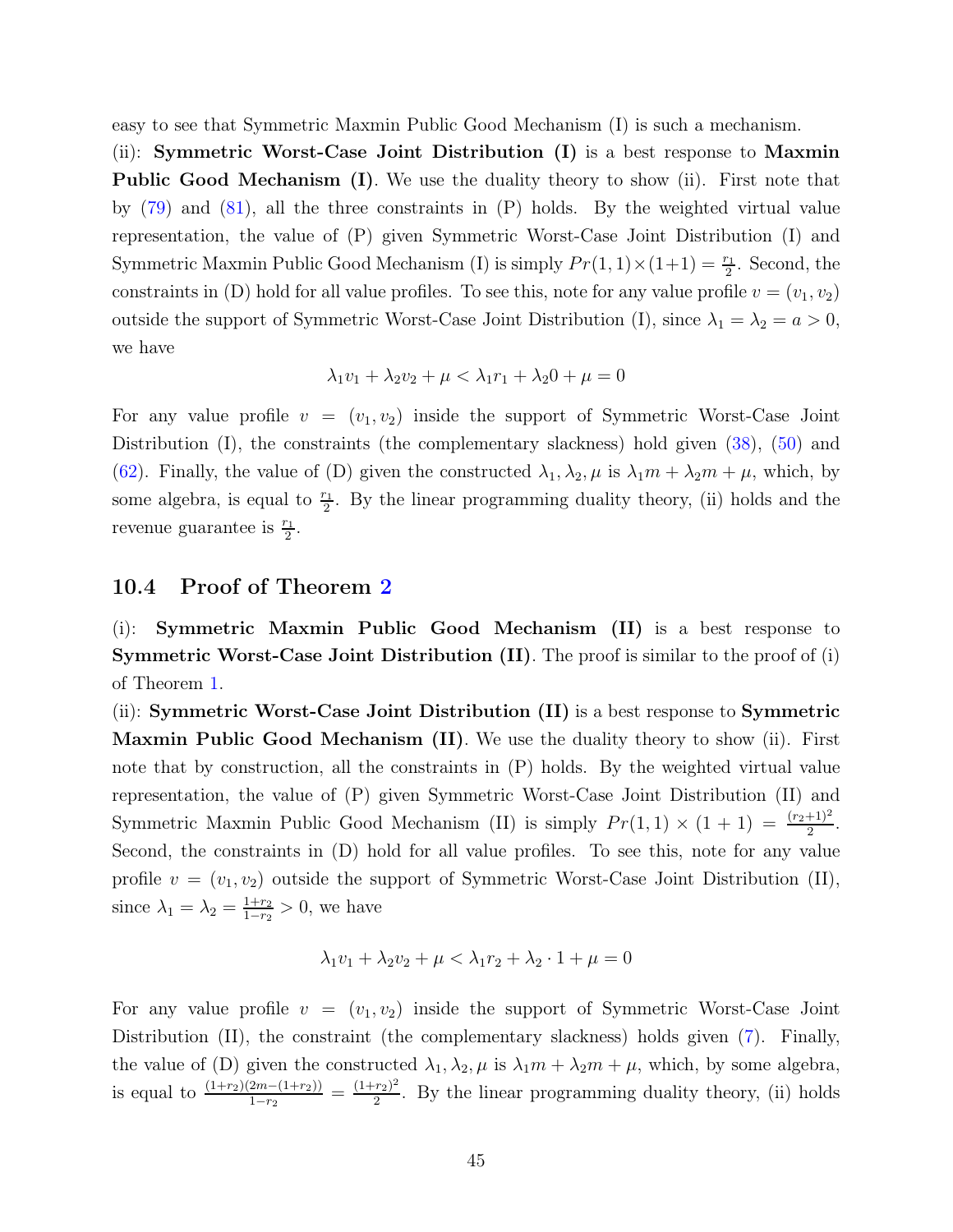easy to see that Symmetric Maxmin Public Good Mechanism (I) is such a mechanism.

(ii): **Symmetric Worst-Case Joint Distribution (I)** is a best response to **Maxmin Public Good Mechanism (I)**. We use the duality theory to show (ii). First note that by (79) and (81), all the three constraints in (P) holds. By the weighted virtual value representation, the value of (P) given Symmetric Worst-Case Joint Distribution (I) and Symmetric Maxmin Public Good Mechanism (I) is simply $Pr(1,1)\times(1+1) = \frac{r_1}{2}$. Second, the constraints in (D) hold for all value profiles. To see this, note for any value profile $v = (v_1, v_2)$ outside the support of Symmetric Worst-Case Joint Distribution (I), since $\lambda_1 = \lambda_2 = a > 0$, we have

$$\lambda_1 v_1 + \lambda_2 v_2 + \mu < \lambda_1 r_1 + \lambda_2 0 + \mu = 0$$

For any value profile $v = (v_1, v_2)$ inside the support of Symmetric Worst-Case Joint Distribution (I), the constraints (the complementary slackness) hold given (38), (50) and (62). Finally, the value of (D) given the constructed $\lambda_1, \lambda_2, \mu$ is $\lambda_1 m + \lambda_2 m + \mu$, which, by some algebra, is equal to $\frac{r_1}{2}$. By the linear programming duality theory, (ii) holds and the revenue guarantee is $\frac{r_1}{2}$.

## 10.4 Proof of Theorem 2

(i): **Symmetric Maxmin Public Good Mechanism (II)** is a best response to **Symmetric Worst-Case Joint Distribution (II)**. The proof is similar to the proof of (i) of Theorem 1.

(ii): **Symmetric Worst-Case Joint Distribution (II)** is a best response to **Symmetric Maxmin Public Good Mechanism (II)**. We use the duality theory to show (ii). First note that by construction, all the constraints in (P) holds. By the weighted virtual value representation, the value of (P) given Symmetric Worst-Case Joint Distribution (II) and Symmetric Maxmin Public Good Mechanism (II) is simply $Pr(1,1) \times (1+1) = \frac{(r_2+1)^2}{2}$. Second, the constraints in (D) hold for all value profiles. To see this, note for any value profile $v = (v_1, v_2)$ outside the support of Symmetric Worst-Case Joint Distribution (II), since $\lambda_1 = \lambda_2 = \frac{1+r_2}{1-r_2} > 0$, we have

$$\lambda_1 v_1 + \lambda_2 v_2 + \mu < \lambda_1 r_2 + \lambda_2 \cdot 1 + \mu = 0$$

For any value profile $v = (v_1, v_2)$ inside the support of Symmetric Worst-Case Joint Distribution (II), the constraint (the complementary slackness) holds given (7). Finally, the value of (D) given the constructed $\lambda_1, \lambda_2, \mu$ is $\lambda_1 m + \lambda_2 m + \mu$, which, by some algebra, is equal to $\frac{(1+r_2)(2m-(1+r_2))}{1-r_2} = \frac{(1+r_2)^2}{2}$. By the linear programming duality theory, (ii) holds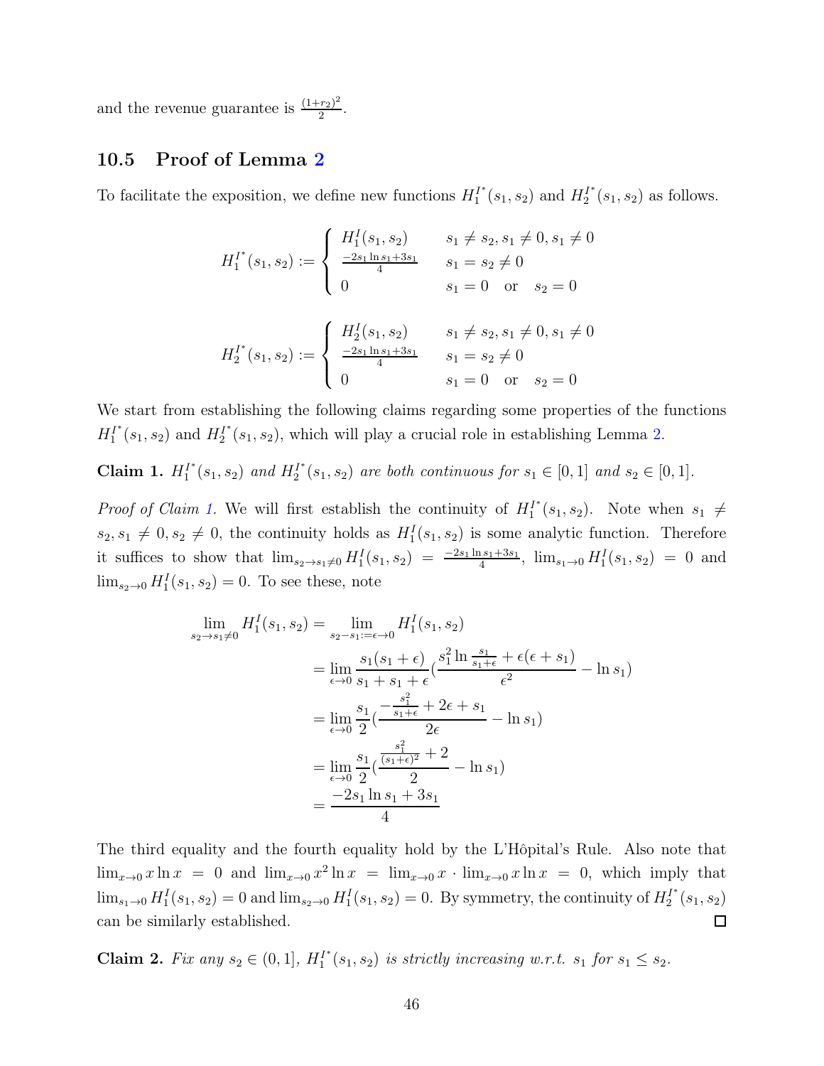and the revenue guarantee is $\frac{(1+r_2)^2}{2}$.

## 10.5 Proof of Lemma 2

To facilitate the exposition, we define new functions $H_1^{I^*}(s_1, s_2)$ and $H_2^{I^*}(s_1, s_2)$ as follows.

$$H_1^{I^*}(s_1, s_2) := \begin{cases} H_1^I(s_1, s_2) & s_1 \neq s_2, s_1 \neq 0, s_1 \neq 0 \\ \frac{-2s_1 \ln s_1 + 3s_1}{4} & s_1 = s_2 \neq 0 \\ 0 & s_1 = 0 \quad \text{or} \quad s_2 = 0 \end{cases}$$

$$H_2^{I^*}(s_1, s_2) := \begin{cases} H_2^I(s_1, s_2) & s_1 \neq s_2, s_1 \neq 0, s_1 \neq 0 \\ \frac{-2s_1 \ln s_1 + 3s_1}{4} & s_1 = s_2 \neq 0 \\ 0 & s_1 = 0 \quad \text{or} \quad s_2 = 0 \end{cases}$$

We start from establishing the following claims regarding some properties of the functions $H_1^{I^*}(s_1, s_2)$ and $H_2^{I^*}(s_1, s_2)$, which will play a crucial role in establishing Lemma 2.

**Claim 1.** *$H_1^{I^*}(s_1, s_2)$ and $H_2^{I^*}(s_1, s_2)$ are both continuous for $s_1 \in [0, 1]$ and $s_2 \in [0, 1]$.*

*Proof of Claim 1.* We will first establish the continuity of $H_1^{I^*}(s_1, s_2)$. Note when $s_1 \neq s_2, s_1 \neq 0, s_2 \neq 0$, the continuity holds as $H_1^I(s_1, s_2)$ is some analytic function. Therefore it suffices to show that $\lim_{s_2 \to s_1 \neq 0} H_1^I(s_1, s_2) = \frac{-2s_1 \ln s_1 + 3s_1}{4}$, $\lim_{s_1 \to 0} H_1^I(s_1, s_2) = 0$ and $\lim_{s_2 \to 0} H_1^I(s_1, s_2) = 0$. To see these, note

$$\begin{aligned}
\lim_{s_2 \to s_1 \neq 0} H_1^I(s_1, s_2) &= \lim_{s_2 - s_1 := \epsilon \to 0} H_1^I(s_1, s_2) \\
&= \lim_{\epsilon \to 0} \frac{s_1(s_1 + \epsilon)}{s_1 + s_1 + \epsilon} \left( \frac{s_1^2 \ln \frac{s_1}{s_1 + \epsilon} + \epsilon(\epsilon + s_1)}{\epsilon^2} - \ln s_1 \right) \\
&= \lim_{\epsilon \to 0} \frac{s_1}{2} \left( \frac{-\frac{s_1^2}{s_1 + \epsilon} + 2\epsilon + s_1}{2\epsilon} - \ln s_1 \right) \\
&= \lim_{\epsilon \to 0} \frac{s_1}{2} \left( \frac{\frac{s_1^2}{(s_1 + \epsilon)^2} + 2}{2} - \ln s_1 \right) \\
&= \frac{-2s_1 \ln s_1 + 3s_1}{4}
\end{aligned}$$

The third equality and the fourth equality hold by the L'Hôpital's Rule. Also note that $\lim_{x \to 0} x \ln x = 0$ and $\lim_{x \to 0} x^2 \ln x = \lim_{x \to 0} x \cdot \lim_{x \to 0} x \ln x = 0$, which imply that $\lim_{s_1 \to 0} H_1^I(s_1, s_2) = 0$ and $\lim_{s_2 \to 0} H_1^I(s_1, s_2) = 0$. By symmetry, the continuity of $H_2^{I^*}(s_1, s_2)$ can be similarly established. ◻

**Claim 2.** *Fix any $s_2 \in (0, 1]$, $H_1^{I^*}(s_1, s_2)$ is strictly increasing w.r.t. $s_1$ for $s_1 \leq s_2$.*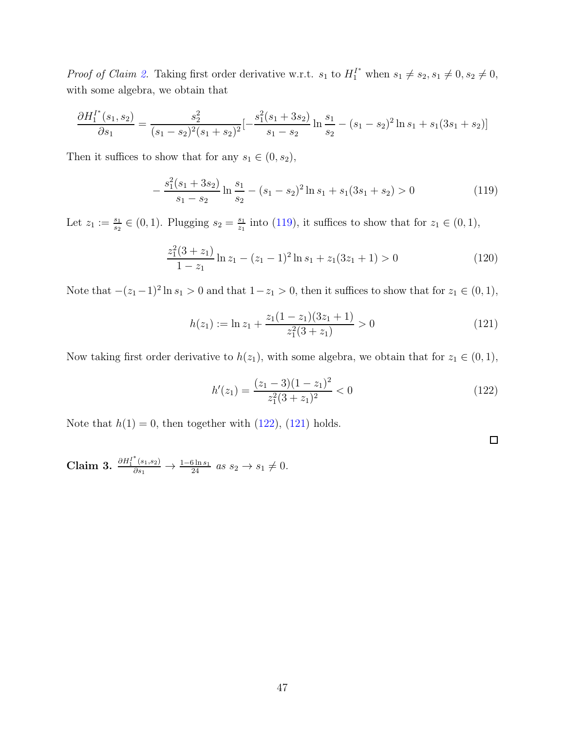*Proof of Claim 2.* Taking first order derivative w.r.t. $s_1$ to $H_1^{I^*}$ when $s_1 \neq s_2, s_1 \neq 0, s_2 \neq 0$, with some algebra, we obtain that

$$\frac{\partial H_1^{I^*}(s_1, s_2)}{\partial s_1} = \frac{s_2^2}{(s_1 - s_2)^2 (s_1 + s_2)^2}\left[-\frac{s_1^2(s_1 + 3s_2)}{s_1 - s_2} \ln \frac{s_1}{s_2} - (s_1 - s_2)^2 \ln s_1 + s_1(3s_1 + s_2)\right]$$

Then it suffices to show that for any $s_1 \in (0, s_2)$,

$$-\frac{s_1^2(s_1 + 3s_2)}{s_1 - s_2} \ln \frac{s_1}{s_2} - (s_1 - s_2)^2 \ln s_1 + s_1(3s_1 + s_2) > 0 \tag{119}$$

Let $z_1 := \frac{s_1}{s_2} \in (0, 1)$. Plugging $s_2 = \frac{s_1}{z_1}$ into (119), it suffices to show that for $z_1 \in (0, 1)$,

$$\frac{z_1^2(3 + z_1)}{1 - z_1} \ln z_1 - (z_1 - 1)^2 \ln s_1 + z_1(3z_1 + 1) > 0 \tag{120}$$

Note that $-(z_1 - 1)^2 \ln s_1 > 0$ and that $1 - z_1 > 0$, then it suffices to show that for $z_1 \in (0, 1)$,

$$h(z_1) := \ln z_1 + \frac{z_1(1 - z_1)(3z_1 + 1)}{z_1^2(3 + z_1)} > 0 \tag{121}$$

Now taking first order derivative to $h(z_1)$, with some algebra, we obtain that for $z_1 \in (0, 1)$,

$$h'(z_1) = \frac{(z_1 - 3)(1 - z_1)^2}{z_1^2(3 + z_1)^2} < 0 \tag{122}$$

Note that $h(1) = 0$, then together with (122), (121) holds.

□

**Claim 3.** $\frac{\partial H_1^{I^*}(s_1, s_2)}{\partial s_1} \to \frac{1 - 6 \ln s_1}{24}$ *as* $s_2 \to s_1 \neq 0$.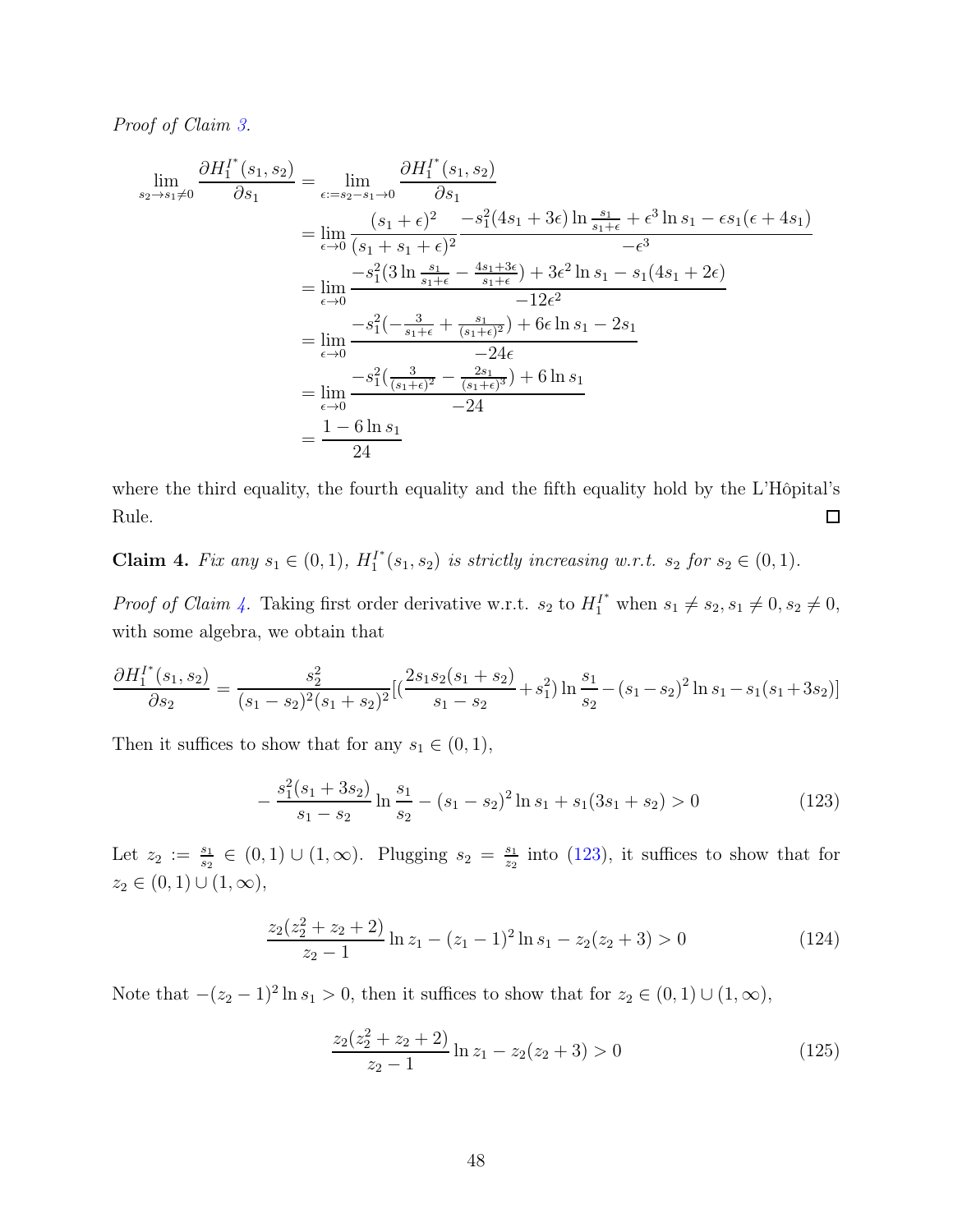*Proof of Claim 3.*

$$
\begin{aligned}
\lim_{s_2 \to s_1 \neq 0} \frac{\partial H_1^{I^*}(s_1, s_2)}{\partial s_1} &= \lim_{\epsilon := s_2 - s_1 \to 0} \frac{\partial H_1^{I^*}(s_1, s_2)}{\partial s_1} \\
&= \lim_{\epsilon \to 0} \frac{(s_1+\epsilon)^2}{(s_1+s_1+\epsilon)^2} \frac{-s_1^2(4s_1+3\epsilon)\ln\frac{s_1}{s_1+\epsilon} + \epsilon^3 \ln s_1 - \epsilon s_1(\epsilon + 4s_1)}{-\epsilon^3} \\
&= \lim_{\epsilon \to 0} \frac{-s_1^2(3\ln\frac{s_1}{s_1+\epsilon} - \frac{4s_1+3\epsilon}{s_1+\epsilon}) + 3\epsilon^2 \ln s_1 - s_1(4s_1+2\epsilon)}{-12\epsilon^2} \\
&= \lim_{\epsilon \to 0} \frac{-s_1^2(-\frac{3}{s_1+\epsilon} + \frac{s_1}{(s_1+\epsilon)^2}) + 6\epsilon \ln s_1 - 2s_1}{-24\epsilon} \\
&= \lim_{\epsilon \to 0} \frac{-s_1^2(\frac{3}{(s_1+\epsilon)^2} - \frac{2s_1}{(s_1+\epsilon)^3}) + 6\ln s_1}{-24} \\
&= \frac{1 - 6\ln s_1}{24}
\end{aligned}
$$

where the third equality, the fourth equality and the fifth equality hold by the L'Hôpital's Rule. ☐

**Claim 4.** *Fix any $s_1 \in (0,1)$, $H_1^{I^*}(s_1, s_2)$ is strictly increasing w.r.t. $s_2$ for $s_2 \in (0,1)$.*

*Proof of Claim 4.* Taking first order derivative w.r.t. $s_2$ to $H_1^{I^*}$ when $s_1 \neq s_2, s_1 \neq 0, s_2 \neq 0$, with some algebra, we obtain that

$$
\frac{\partial H_1^{I^*}(s_1, s_2)}{\partial s_2} = \frac{s_2^2}{(s_1-s_2)^2(s_1+s_2)^2}[(\frac{2s_1s_2(s_1+s_2)}{s_1-s_2} + s_1^2)\ln\frac{s_1}{s_2} - (s_1-s_2)^2 \ln s_1 - s_1(s_1+3s_2)]
$$

Then it suffices to show that for any $s_1 \in (0,1)$,

$$
-\frac{s_1^2(s_1+3s_2)}{s_1-s_2}\ln\frac{s_1}{s_2} - (s_1-s_2)^2 \ln s_1 + s_1(3s_1+s_2) > 0 \tag{123}
$$

Let $z_2 := \frac{s_1}{s_2} \in (0,1) \cup (1,\infty)$. Plugging $s_2 = \frac{s_1}{z_2}$ into (123), it suffices to show that for $z_2 \in (0,1) \cup (1,\infty)$,

$$
\frac{z_2(z_2^2+z_2+2)}{z_2-1}\ln z_1 - (z_1-1)^2 \ln s_1 - z_2(z_2+3) > 0 \tag{124}
$$

Note that $-(z_2-1)^2 \ln s_1 > 0$, then it suffices to show that for $z_2 \in (0,1) \cup (1,\infty)$,

$$
\frac{z_2(z_2^2+z_2+2)}{z_2-1}\ln z_1 - z_2(z_2+3) > 0 \tag{125}
$$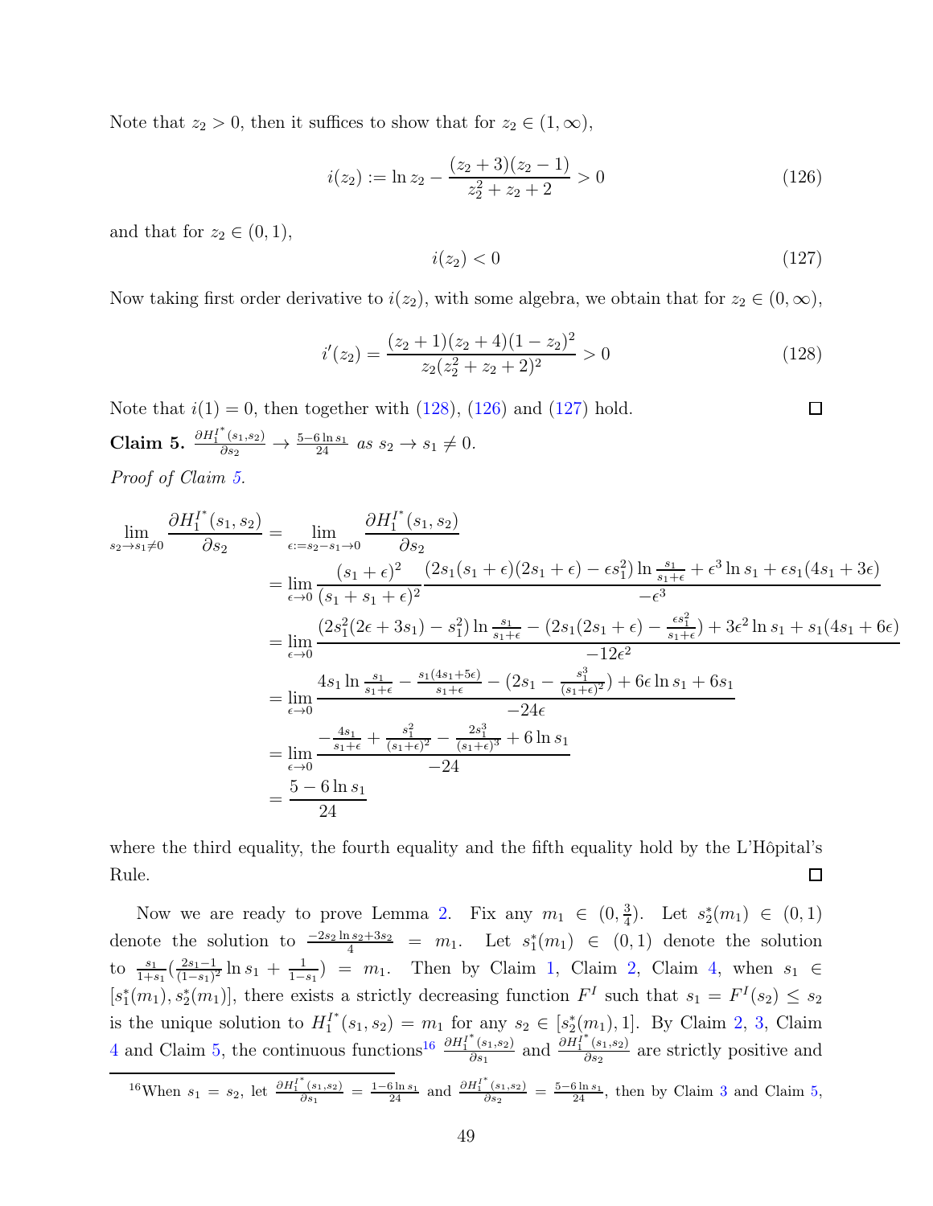Note that $z_2 > 0$, then it suffices to show that for $z_2 \in (1, \infty)$,

$$i(z_2) := \ln z_2 - \frac{(z_2+3)(z_2-1)}{z_2^2+z_2+2} > 0 \tag{126}$$

and that for $z_2 \in (0,1)$,

$$i(z_2) < 0 \tag{127}$$

Now taking first order derivative to $i(z_2)$, with some algebra, we obtain that for $z_2 \in (0, \infty)$,

$$i'(z_2) = \frac{(z_2+1)(z_2+4)(1-z_2)^2}{z_2(z_2^2+z_2+2)^2} > 0 \tag{128}$$

Note that $i(1) = 0$, then together with (128), (126) and (127) hold. □

**Claim 5.** $\frac{\partial H_1^{I^*}(s_1,s_2)}{\partial s_2} \to \frac{5-6\ln s_1}{24}$ *as* $s_2 \to s_1 \neq 0$.

*Proof of Claim 5.*

$$\begin{aligned}
\lim_{s_2 \to s_1 \neq 0} \frac{\partial H_1^{I^*}(s_1,s_2)}{\partial s_2} &= \lim_{\epsilon := s_2 - s_1 \to 0} \frac{\partial H_1^{I^*}(s_1,s_2)}{\partial s_2} \\
&= \lim_{\epsilon \to 0} \frac{(s_1+\epsilon)^2}{(s_1+s_1+\epsilon)^2} \frac{(2s_1(s_1+\epsilon)(2s_1+\epsilon) - \epsilon s_1^2)\ln\frac{s_1}{s_1+\epsilon} + \epsilon^3 \ln s_1 + \epsilon s_1(4s_1+3\epsilon)}{-\epsilon^3} \\
&= \lim_{\epsilon \to 0} \frac{(2s_1^2(2\epsilon+3s_1) - s_1^2)\ln\frac{s_1}{s_1+\epsilon} - (2s_1(2s_1+\epsilon) - \frac{\epsilon s_1^2}{s_1+\epsilon}) + 3\epsilon^2 \ln s_1 + s_1(4s_1+6\epsilon)}{-12\epsilon^2} \\
&= \lim_{\epsilon \to 0} \frac{4s_1 \ln\frac{s_1}{s_1+\epsilon} - \frac{s_1(4s_1+5\epsilon)}{s_1+\epsilon} - (2s_1 - \frac{s_1^3}{(s_1+\epsilon)^2}) + 6\epsilon \ln s_1 + 6s_1}{-24\epsilon} \\
&= \lim_{\epsilon \to 0} \frac{-\frac{4s_1}{s_1+\epsilon} + \frac{s_1^2}{(s_1+\epsilon)^2} - \frac{2s_1^3}{(s_1+\epsilon)^3} + 6\ln s_1}{-24} \\
&= \frac{5 - 6\ln s_1}{24}
\end{aligned}$$

where the third equality, the fourth equality and the fifth equality hold by the L'Hôpital's Rule. □

Now we are ready to prove Lemma 2. Fix any $m_1 \in (0, \frac{3}{4})$. Let $s_2^*(m_1) \in (0,1)$ denote the solution to $\frac{-2s_2 \ln s_2 + 3s_2}{4} = m_1$. Let $s_1^*(m_1) \in (0,1)$ denote the solution to $\frac{s_1}{1+s_1}(\frac{2s_1-1}{(1-s_1)^2}\ln s_1 + \frac{1}{1-s_1}) = m_1$. Then by Claim 1, Claim 2, Claim 4, when $s_1 \in [s_1^*(m_1), s_2^*(m_1)]$, there exists a strictly decreasing function $F^I$ such that $s_1 = F^I(s_2) \leq s_2$ is the unique solution to $H_1^{I^*}(s_1, s_2) = m_1$ for any $s_2 \in [s_2^*(m_1), 1]$. By Claim 2, 3, Claim 4 and Claim 5, the continuous functions[16] $\frac{\partial H_1^{I^*}(s_1,s_2)}{\partial s_1}$ and $\frac{\partial H_1^{I^*}(s_1,s_2)}{\partial s_2}$ are strictly positive and

[16]When $s_1 = s_2$, let $\frac{\partial H_1^{I^*}(s_1,s_2)}{\partial s_1} = \frac{1-6\ln s_1}{24}$ and $\frac{\partial H_1^{I^*}(s_1,s_2)}{\partial s_2} = \frac{5-6\ln s_1}{24}$, then by Claim 3 and Claim 5,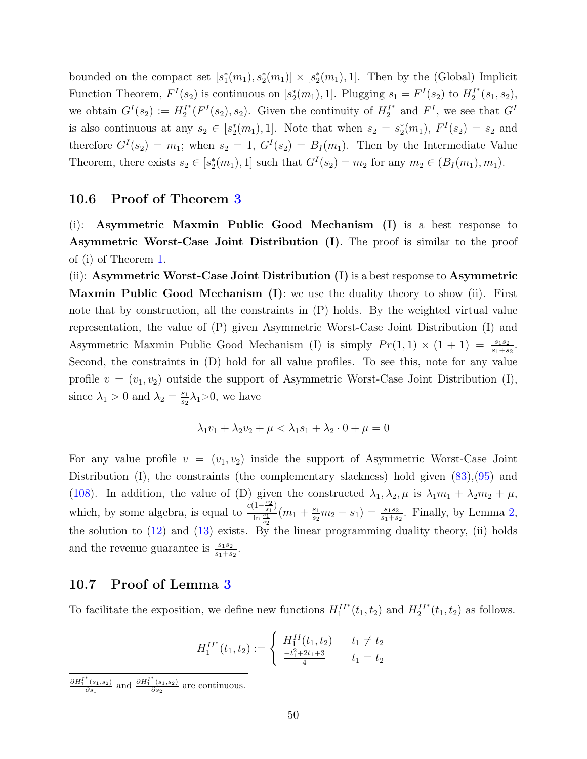bounded on the compact set $[s_1^*(m_1), s_2^*(m_1)] \times [s_2^*(m_1), 1]$. Then by the (Global) Implicit Function Theorem, $F^I(s_2)$ is continuous on $[s_2^*(m_1), 1]$. Plugging $s_1 = F^I(s_2)$ to $H_2^{I^*}(s_1, s_2)$, we obtain $G^I(s_2) := H_2^{I^*}(F^I(s_2), s_2)$. Given the continuity of $H_2^{I^*}$ and $F^I$, we see that $G^I$ is also continuous at any $s_2 \in [s_2^*(m_1), 1]$. Note that when $s_2 = s_2^*(m_1)$, $F^I(s_2) = s_2$ and therefore $G^I(s_2) = m_1$; when $s_2 = 1$, $G^I(s_2) = B_I(m_1)$. Then by the Intermediate Value Theorem, there exists $s_2 \in [s_2^*(m_1), 1]$ such that $G^I(s_2) = m_2$ for any $m_2 \in (B_I(m_1), m_1)$.

## 10.6 Proof of Theorem 3

(i): **Asymmetric Maxmin Public Good Mechanism (I)** is a best response to **Asymmetric Worst-Case Joint Distribution (I)**. The proof is similar to the proof of (i) of Theorem 1.

(ii): **Asymmetric Worst-Case Joint Distribution (I)** is a best response to **Asymmetric Maxmin Public Good Mechanism (I)**: we use the duality theory to show (ii). First note that by construction, all the constraints in (P) holds. By the weighted virtual value representation, the value of (P) given Asymmetric Worst-Case Joint Distribution (I) and Asymmetric Maxmin Public Good Mechanism (I) is simply $Pr(1,1) \times (1+1) = \frac{s_1 s_2}{s_1+s_2}$. Second, the constraints in (D) hold for all value profiles. To see this, note for any value profile $v = (v_1, v_2)$ outside the support of Asymmetric Worst-Case Joint Distribution (I), since $\lambda_1 > 0$ and $\lambda_2 = \frac{s_1}{s_2}\lambda_1 > 0$, we have

$$\lambda_1 v_1 + \lambda_2 v_2 + \mu < \lambda_1 s_1 + \lambda_2 \cdot 0 + \mu = 0$$

For any value profile $v = (v_1, v_2)$ inside the support of Asymmetric Worst-Case Joint Distribution (I), the constraints (the complementary slackness) hold given (83),(95) and (108). In addition, the value of (D) given the constructed $\lambda_1, \lambda_2, \mu$ is $\lambda_1 m_1 + \lambda_2 m_2 + \mu$, which, by some algebra, is equal to $\frac{c(1-\frac{s_2}{s_1})}{\ln \frac{s_1}{s_2}}(m_1 + \frac{s_1}{s_2}m_2 - s_1) = \frac{s_1 s_2}{s_1+s_2}$. Finally, by Lemma 2, the solution to (12) and (13) exists. By the linear programming duality theory, (ii) holds and the revenue guarantee is $\frac{s_1 s_2}{s_1+s_2}$.

## 10.7 Proof of Lemma 3

To facilitate the exposition, we define new functions $H_1^{II^*}(t_1, t_2)$ and $H_2^{II^*}(t_1, t_2)$ as follows.

$$H_1^{II^*}(t_1, t_2) := \begin{cases} H_1^{II}(t_1, t_2) & t_1 \neq t_2 \\ \frac{-t_1^2 + 2t_1 + 3}{4} & t_1 = t_2 \end{cases}$$

---

$\frac{\partial H_1^{I^*}(s_1,s_2)}{\partial s_1}$ and $\frac{\partial H_1^{I^*}(s_1,s_2)}{\partial s_2}$ are continuous.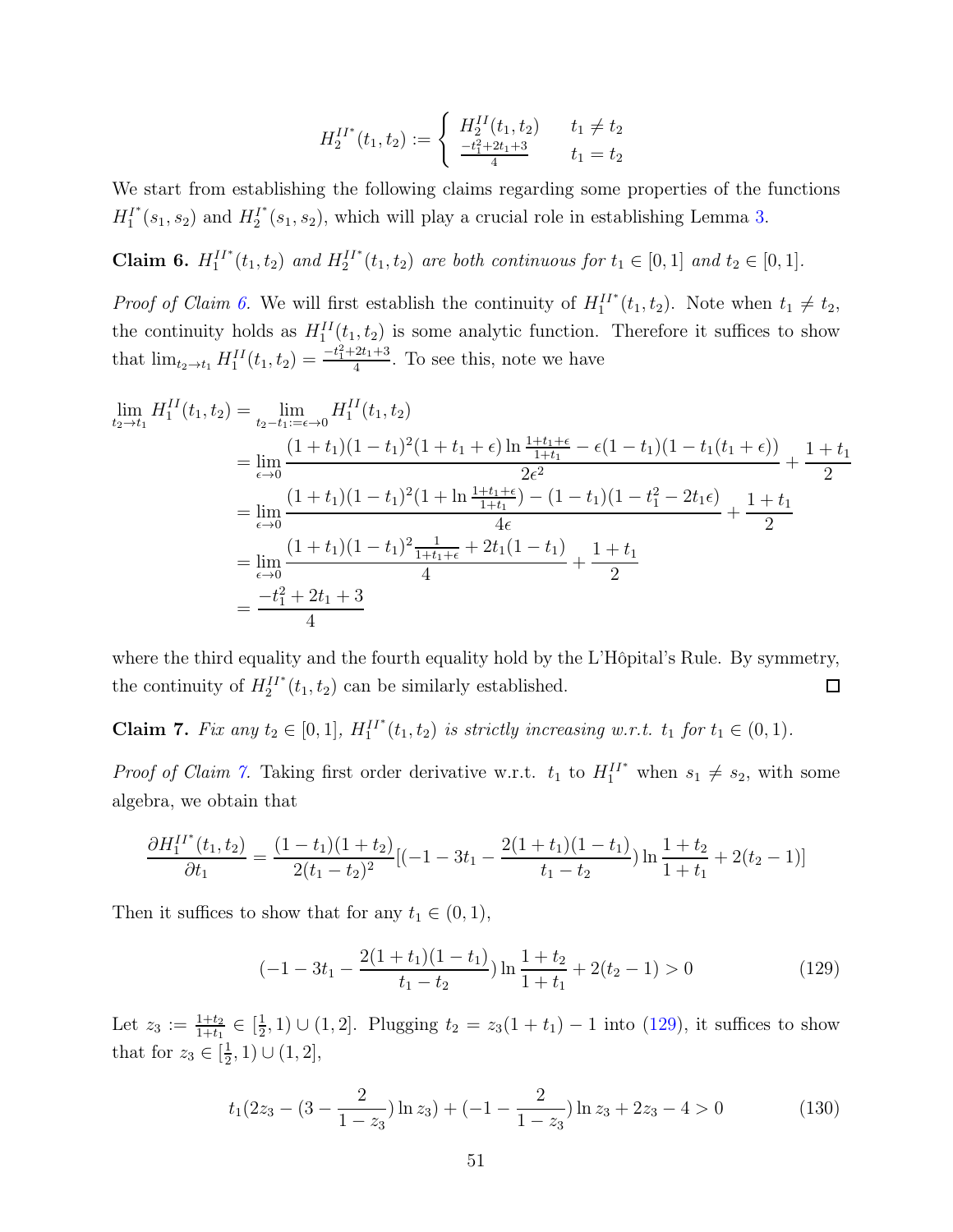$$H_2^{II^*}(t_1, t_2) := \begin{cases} H_2^{II}(t_1, t_2) & t_1 \neq t_2 \\ \frac{-t_1^2+2t_1+3}{4} & t_1 = t_2 \end{cases}$$

We start from establishing the following claims regarding some properties of the functions $H_1^{I^*}(s_1, s_2)$ and $H_2^{I^*}(s_1, s_2)$, which will play a crucial role in establishing Lemma 3.

**Claim 6.** *$H_1^{II^*}(t_1, t_2)$ and $H_2^{II^*}(t_1, t_2)$ are both continuous for $t_1 \in [0, 1]$ and $t_2 \in [0, 1]$.*

*Proof of Claim 6.* We will first establish the continuity of $H_1^{II^*}(t_1, t_2)$. Note when $t_1 \neq t_2$, the continuity holds as $H_1^{II}(t_1, t_2)$ is some analytic function. Therefore it suffices to show that $\lim_{t_2 \to t_1} H_1^{II}(t_1, t_2) = \frac{-t_1^2+2t_1+3}{4}$. To see this, note we have

$$\begin{aligned}
\lim_{t_2 \to t_1} H_1^{II}(t_1, t_2) &= \lim_{t_2 - t_1 := \epsilon \to 0} H_1^{II}(t_1, t_2) \\
&= \lim_{\epsilon \to 0} \frac{(1+t_1)(1-t_1)^2(1+t_1+\epsilon)\ln\frac{1+t_1+\epsilon}{1+t_1} - \epsilon(1-t_1)(1-t_1(t_1+\epsilon))}{2\epsilon^2} + \frac{1+t_1}{2} \\
&= \lim_{\epsilon \to 0} \frac{(1+t_1)(1-t_1)^2(1+\ln\frac{1+t_1+\epsilon}{1+t_1}) - (1-t_1)(1-t_1^2-2t_1\epsilon)}{4\epsilon} + \frac{1+t_1}{2} \\
&= \lim_{\epsilon \to 0} \frac{(1+t_1)(1-t_1)^2\frac{1}{1+t_1+\epsilon} + 2t_1(1-t_1)}{4} + \frac{1+t_1}{2} \\
&= \frac{-t_1^2+2t_1+3}{4}
\end{aligned}$$

where the third equality and the fourth equality hold by the L'Hôpital's Rule. By symmetry, the continuity of $H_2^{II^*}(t_1, t_2)$ can be similarly established. $\square$

**Claim 7.** *Fix any $t_2 \in [0, 1]$, $H_1^{II^*}(t_1, t_2)$ is strictly increasing w.r.t. $t_1$ for $t_1 \in (0, 1)$.*

*Proof of Claim 7.* Taking first order derivative w.r.t. $t_1$ to $H_1^{II^*}$ when $s_1 \neq s_2$, with some algebra, we obtain that

$$\frac{\partial H_1^{II^*}(t_1, t_2)}{\partial t_1} = \frac{(1-t_1)(1+t_2)}{2(t_1-t_2)^2}\left[\left(-1-3t_1-\frac{2(1+t_1)(1-t_1)}{t_1-t_2}\right)\ln\frac{1+t_2}{1+t_1} + 2(t_2-1)\right]$$

Then it suffices to show that for any $t_1 \in (0, 1)$,

$$\left(-1-3t_1-\frac{2(1+t_1)(1-t_1)}{t_1-t_2}\right)\ln\frac{1+t_2}{1+t_1} + 2(t_2-1) > 0 \tag{129}$$

Let $z_3 := \frac{1+t_2}{1+t_1} \in [\frac{1}{2}, 1) \cup (1, 2]$. Plugging $t_2 = z_3(1+t_1) - 1$ into (129), it suffices to show that for $z_3 \in [\frac{1}{2}, 1) \cup (1, 2]$,

$$t_1\left(2z_3 - \left(3 - \frac{2}{1-z_3}\right)\ln z_3\right) + \left(-1 - \frac{2}{1-z_3}\right)\ln z_3 + 2z_3 - 4 > 0 \tag{130}$$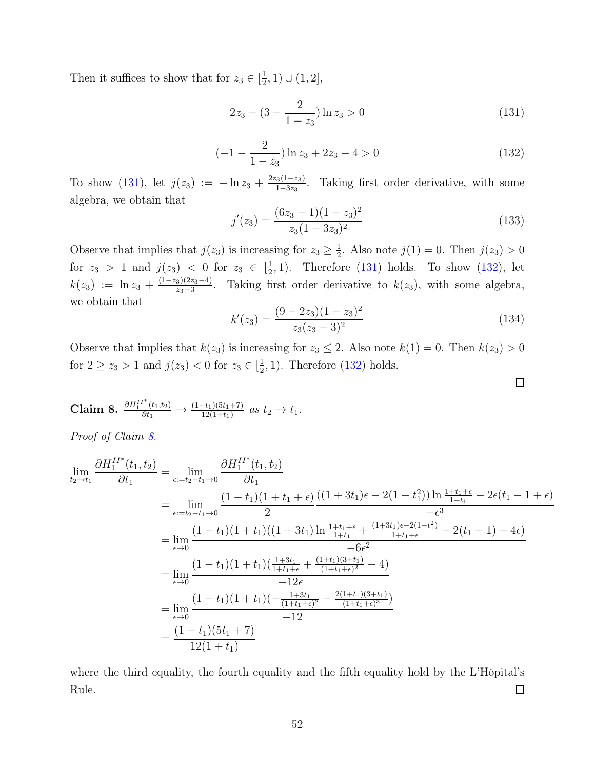Then it suffices to show that for $z_3 \in [\frac{1}{2}, 1) \cup (1, 2]$,

$$2z_3 - (3 - \frac{2}{1 - z_3}) \ln z_3 > 0 \tag{131}$$

$$(-1 - \frac{2}{1 - z_3}) \ln z_3 + 2z_3 - 4 > 0 \tag{132}$$

To show (131), let $j(z_3) := -\ln z_3 + \frac{2z_3(1-z_3)}{1-3z_3}$. Taking first order derivative, with some algebra, we obtain that

$$j'(z_3) = \frac{(6z_3 - 1)(1 - z_3)^2}{z_3(1 - 3z_3)^2} \tag{133}$$

Observe that implies that $j(z_3)$ is increasing for $z_3 \geq \frac{1}{2}$. Also note $j(1) = 0$. Then $j(z_3) > 0$ for $z_3 > 1$ and $j(z_3) < 0$ for $z_3 \in [\frac{1}{2}, 1)$. Therefore (131) holds. To show (132), let $k(z_3) := \ln z_3 + \frac{(1-z_3)(2z_3-4)}{z_3-3}$. Taking first order derivative to $k(z_3)$, with some algebra, we obtain that

$$k'(z_3) = \frac{(9 - 2z_3)(1 - z_3)^2}{z_3(z_3 - 3)^2} \tag{134}$$

Observe that implies that $k(z_3)$ is increasing for $z_3 \leq 2$. Also note $k(1) = 0$. Then $k(z_3) > 0$ for $2 \geq z_3 > 1$ and $j(z_3) < 0$ for $z_3 \in [\frac{1}{2}, 1)$. Therefore (132) holds. □

**Claim 8.** $\frac{\partial H_1^{II^*}(t_1,t_2)}{\partial t_1} \to \frac{(1-t_1)(5t_1+7)}{12(1+t_1)}$ *as* $t_2 \to t_1$.

*Proof of Claim 8.*

$$\begin{aligned}
\lim_{t_2 \to t_1} \frac{\partial H_1^{II^*}(t_1,t_2)}{\partial t_1} &= \lim_{\epsilon := t_2 - t_1 \to 0} \frac{\partial H_1^{II^*}(t_1,t_2)}{\partial t_1} \\
&= \lim_{\epsilon := t_2 - t_1 \to 0} \frac{(1-t_1)(1+t_1+\epsilon)}{2} \frac{((1+3t_1)\epsilon - 2(1-t_1^2)) \ln \frac{1+t_1+\epsilon}{1+t_1} - 2\epsilon(t_1 - 1 + \epsilon)}{-\epsilon^3} \\
&= \lim_{\epsilon \to 0} \frac{(1-t_1)(1+t_1)((1+3t_1) \ln \frac{1+t_1+\epsilon}{1+t_1} + \frac{(1+3t_1)\epsilon - 2(1-t_1^2)}{1+t_1+\epsilon} - 2(t_1-1) - 4\epsilon)}{-6\epsilon^2} \\
&= \lim_{\epsilon \to 0} \frac{(1-t_1)(1+t_1)(\frac{1+3t_1}{1+t_1+\epsilon} + \frac{(1+t_1)(3+t_1)}{(1+t_1+\epsilon)^2} - 4)}{-12\epsilon} \\
&= \lim_{\epsilon \to 0} \frac{(1-t_1)(1+t_1)(-\frac{1+3t_1}{(1+t_1+\epsilon)^2} - \frac{2(1+t_1)(3+t_1)}{(1+t_1+\epsilon)^3})}{-12} \\
&= \frac{(1-t_1)(5t_1+7)}{12(1+t_1)}
\end{aligned}$$

where the third equality, the fourth equality and the fifth equality hold by the L'Hôpital's Rule. □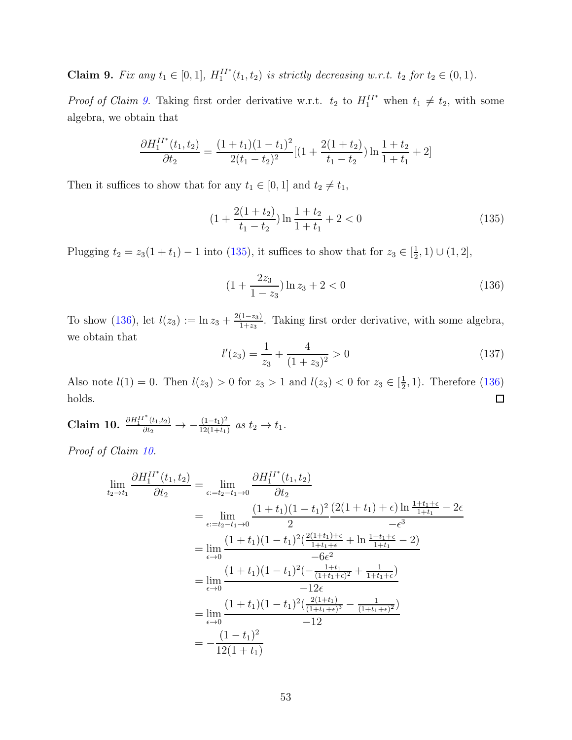**Claim 9.** *Fix any $t_1 \in [0,1]$, $H_1^{II^*}(t_1,t_2)$ is strictly decreasing w.r.t. $t_2$ for $t_2 \in (0,1)$.*

*Proof of Claim 9.* Taking first order derivative w.r.t. $t_2$ to $H_1^{II^*}$ when $t_1 \neq t_2$, with some algebra, we obtain that

$$\frac{\partial H_1^{II^*}(t_1,t_2)}{\partial t_2} = \frac{(1+t_1)(1-t_1)^2}{2(t_1-t_2)^2}[(1+\frac{2(1+t_2)}{t_1-t_2})\ln\frac{1+t_2}{1+t_1}+2]$$

Then it suffices to show that for any $t_1 \in [0,1]$ and $t_2 \neq t_1$,

$$(1+\frac{2(1+t_2)}{t_1-t_2})\ln\frac{1+t_2}{1+t_1}+2<0 \tag{135}$$

Plugging $t_2 = z_3(1+t_1)-1$ into (135), it suffices to show that for $z_3 \in [\frac{1}{2},1)\cup(1,2]$,

$$(1+\frac{2z_3}{1-z_3})\ln z_3+2<0 \tag{136}$$

To show (136), let $l(z_3) := \ln z_3 + \frac{2(1-z_3)}{1+z_3}$. Taking first order derivative, with some algebra, we obtain that

$$l'(z_3) = \frac{1}{z_3}+\frac{4}{(1+z_3)^2}>0 \tag{137}$$

Also note $l(1)=0$. Then $l(z_3)>0$ for $z_3>1$ and $l(z_3)<0$ for $z_3\in[\frac{1}{2},1)$. Therefore (136) holds. □

**Claim 10.** $\frac{\partial H_1^{II^*}(t_1,t_2)}{\partial t_2} \to -\frac{(1-t_1)^2}{12(1+t_1)}$ *as $t_2 \to t_1$.*

*Proof of Claim 10.*

$$\begin{aligned}
\lim_{t_2\to t_1}\frac{\partial H_1^{II^*}(t_1,t_2)}{\partial t_2} &= \lim_{\epsilon:=t_2-t_1\to 0}\frac{\partial H_1^{II^*}(t_1,t_2)}{\partial t_2} \\
&= \lim_{\epsilon:=t_2-t_1\to 0}\frac{(1+t_1)(1-t_1)^2}{2}\frac{(2(1+t_1)+\epsilon)\ln\frac{1+t_1+\epsilon}{1+t_1}-2\epsilon}{-\epsilon^3} \\
&= \lim_{\epsilon\to 0}\frac{(1+t_1)(1-t_1)^2(\frac{2(1+t_1)+\epsilon}{1+t_1+\epsilon}+\ln\frac{1+t_1+\epsilon}{1+t_1}-2)}{-6\epsilon^2} \\
&= \lim_{\epsilon\to 0}\frac{(1+t_1)(1-t_1)^2(-\frac{1+t_1}{(1+t_1+\epsilon)^2}+\frac{1}{1+t_1+\epsilon})}{-12\epsilon} \\
&= \lim_{\epsilon\to 0}\frac{(1+t_1)(1-t_1)^2(\frac{2(1+t_1)}{(1+t_1+\epsilon)^3}-\frac{1}{(1+t_1+\epsilon)^2})}{-12} \\
&= -\frac{(1-t_1)^2}{12(1+t_1)}
\end{aligned}$$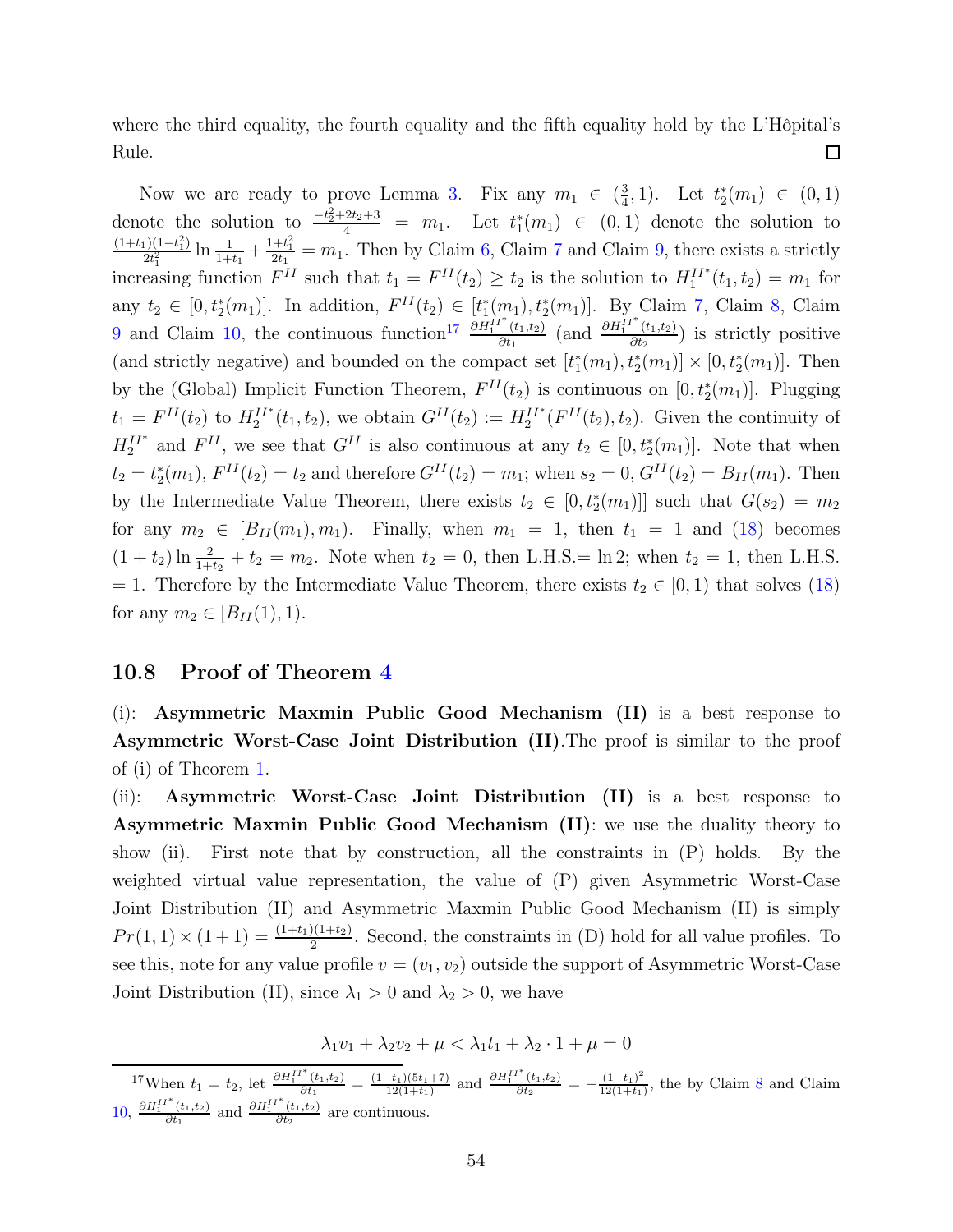where the third equality, the fourth equality and the fifth equality hold by the L'Hôpital's Rule. ∎

Now we are ready to prove Lemma 3. Fix any $m_1 \in (\frac{3}{4}, 1)$. Let $t_2^*(m_1) \in (0,1)$ denote the solution to $\frac{-t_2^2+2t_2+3}{4} = m_1$. Let $t_1^*(m_1) \in (0,1)$ denote the solution to $\frac{(1+t_1)(1-t_1^2)}{2t_1^2} \ln \frac{1}{1+t_1} + \frac{1+t_1^2}{2t_1} = m_1$. Then by Claim 6, Claim 7 and Claim 9, there exists a strictly increasing function $F^{II}$ such that $t_1 = F^{II}(t_2) \geq t_2$ is the solution to $H_1^{II^*}(t_1, t_2) = m_1$ for any $t_2 \in [0, t_2^*(m_1)]$. In addition, $F^{II}(t_2) \in [t_1^*(m_1), t_2^*(m_1)]$. By Claim 7, Claim 8, Claim 9 and Claim 10, the continuous function[17] $\frac{\partial H_1^{II^*}(t_1,t_2)}{\partial t_1}$ (and $\frac{\partial H_1^{II^*}(t_1,t_2)}{\partial t_2}$) is strictly positive (and strictly negative) and bounded on the compact set $[t_1^*(m_1), t_2^*(m_1)] \times [0, t_2^*(m_1)]$. Then by the (Global) Implicit Function Theorem, $F^{II}(t_2)$ is continuous on $[0, t_2^*(m_1)]$. Plugging $t_1 = F^{II}(t_2)$ to $H_2^{II^*}(t_1, t_2)$, we obtain $G^{II}(t_2) := H_2^{II^*}(F^{II}(t_2), t_2)$. Given the continuity of $H_2^{II^*}$ and $F^{II}$, we see that $G^{II}$ is also continuous at any $t_2 \in [0, t_2^*(m_1)]$. Note that when $t_2 = t_2^*(m_1)$, $F^{II}(t_2) = t_2$ and therefore $G^{II}(t_2) = m_1$; when $s_2 = 0$, $G^{II}(t_2) = B_{II}(m_1)$. Then by the Intermediate Value Theorem, there exists $t_2 \in [0, t_2^*(m_1)]]$ such that $G(s_2) = m_2$ for any $m_2 \in [B_{II}(m_1), m_1)$. Finally, when $m_1 = 1$, then $t_1 = 1$ and (18) becomes $(1+t_2)\ln\frac{2}{1+t_2} + t_2 = m_2$. Note when $t_2 = 0$, then L.H.S.$= \ln 2$; when $t_2 = 1$, then L.H.S. $= 1$. Therefore by the Intermediate Value Theorem, there exists $t_2 \in [0,1)$ that solves (18) for any $m_2 \in [B_{II}(1), 1)$.

## 10.8 Proof of Theorem 4

(i): **Asymmetric Maxmin Public Good Mechanism (II)** is a best response to **Asymmetric Worst-Case Joint Distribution (II)**.The proof is similar to the proof of (i) of Theorem 1.

(ii): **Asymmetric Worst-Case Joint Distribution (II)** is a best response to **Asymmetric Maxmin Public Good Mechanism (II)**: we use the duality theory to show (ii). First note that by construction, all the constraints in (P) holds. By the weighted virtual value representation, the value of (P) given Asymmetric Worst-Case Joint Distribution (II) and Asymmetric Maxmin Public Good Mechanism (II) is simply $Pr(1,1) \times (1+1) = \frac{(1+t_1)(1+t_2)}{2}$. Second, the constraints in (D) hold for all value profiles. To see this, note for any value profile $v = (v_1, v_2)$ outside the support of Asymmetric Worst-Case Joint Distribution (II), since $\lambda_1 > 0$ and $\lambda_2 > 0$, we have

$$\lambda_1 v_1 + \lambda_2 v_2 + \mu < \lambda_1 t_1 + \lambda_2 \cdot 1 + \mu = 0$$

[17] When $t_1 = t_2$, let $\frac{\partial H_1^{II^*}(t_1,t_2)}{\partial t_1} = \frac{(1-t_1)(5t_1+7)}{12(1+t_1)}$ and $\frac{\partial H_1^{II^*}(t_1,t_2)}{\partial t_2} = -\frac{(1-t_1)^2}{12(1+t_1)}$, the by Claim 8 and Claim 10, $\frac{\partial H_1^{II^*}(t_1,t_2)}{\partial t_1}$ and $\frac{\partial H_1^{II^*}(t_1,t_2)}{\partial t_2}$ are continuous.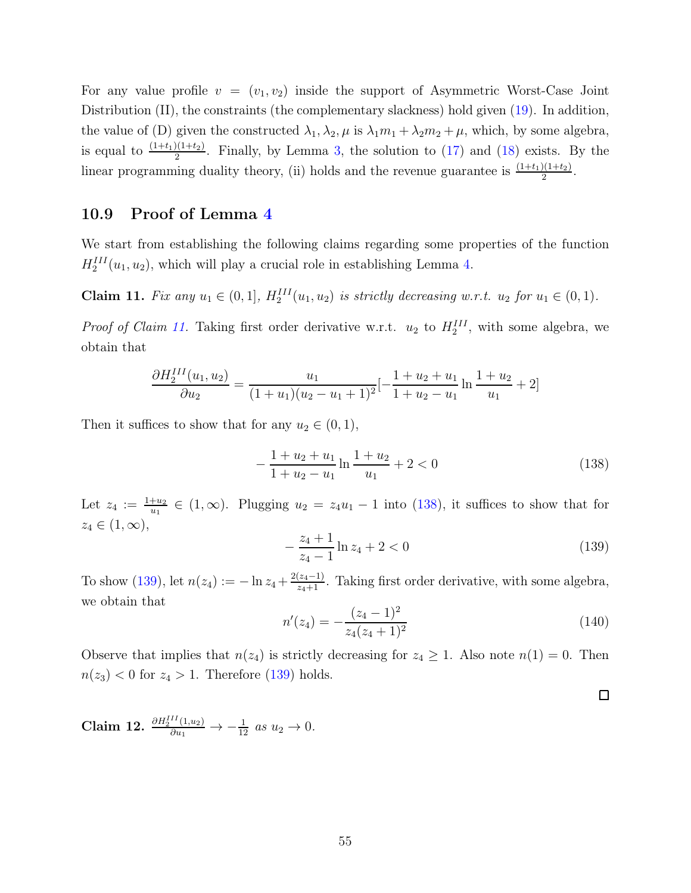For any value profile $v = (v_1, v_2)$ inside the support of Asymmetric Worst-Case Joint Distribution (II), the constraints (the complementary slackness) hold given (19). In addition, the value of (D) given the constructed $\lambda_1, \lambda_2, \mu$ is $\lambda_1 m_1 + \lambda_2 m_2 + \mu$, which, by some algebra, is equal to $\frac{(1+t_1)(1+t_2)}{2}$. Finally, by Lemma 3, the solution to (17) and (18) exists. By the linear programming duality theory, (ii) holds and the revenue guarantee is $\frac{(1+t_1)(1+t_2)}{2}$.

## 10.9 Proof of Lemma 4

We start from establishing the following claims regarding some properties of the function $H_2^{III}(u_1, u_2)$, which will play a crucial role in establishing Lemma 4.

**Claim 11.** *Fix any $u_1 \in (0, 1]$, $H_2^{III}(u_1, u_2)$ is strictly decreasing w.r.t. $u_2$ for $u_1 \in (0, 1)$.*

*Proof of Claim 11.* Taking first order derivative w.r.t. $u_2$ to $H_2^{III}$, with some algebra, we obtain that

$$\frac{\partial H_2^{III}(u_1, u_2)}{\partial u_2} = \frac{u_1}{(1+u_1)(u_2 - u_1 + 1)^2}[-\frac{1+u_2+u_1}{1+u_2-u_1}\ln\frac{1+u_2}{u_1} + 2]$$

Then it suffices to show that for any $u_2 \in (0, 1)$,

$$-\frac{1+u_2+u_1}{1+u_2-u_1}\ln\frac{1+u_2}{u_1} + 2 < 0 \tag{138}$$

Let $z_4 := \frac{1+u_2}{u_1} \in (1, \infty)$. Plugging $u_2 = z_4 u_1 - 1$ into (138), it suffices to show that for $z_4 \in (1, \infty)$,

$$-\frac{z_4+1}{z_4-1}\ln z_4 + 2 < 0 \tag{139}$$

To show (139), let $n(z_4) := -\ln z_4 + \frac{2(z_4-1)}{z_4+1}$. Taking first order derivative, with some algebra, we obtain that

$$n'(z_4) = -\frac{(z_4-1)^2}{z_4(z_4+1)^2} \tag{140}$$

Observe that implies that $n(z_4)$ is strictly decreasing for $z_4 \geq 1$. Also note $n(1) = 0$. Then $n(z_3) < 0$ for $z_4 > 1$. Therefore (139) holds.

□

**Claim 12.** $\frac{\partial H_2^{III}(1,u_2)}{\partial u_1} \to -\frac{1}{12}$ *as $u_2 \to 0$.*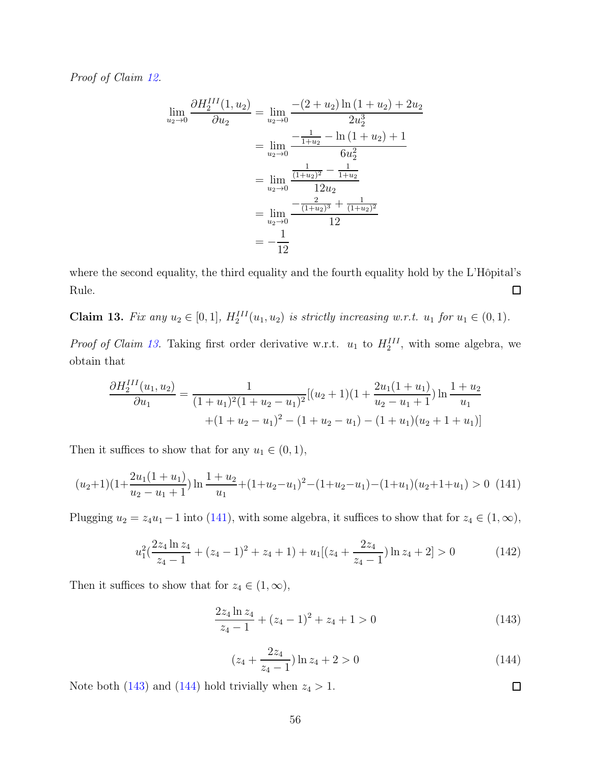*Proof of Claim 12.*

$$
\begin{aligned}
\lim_{u_2 \to 0} \frac{\partial H_2^{III}(1, u_2)}{\partial u_2} &= \lim_{u_2 \to 0} \frac{-(2+u_2)\ln(1+u_2) + 2u_2}{2u_2^3} \\
&= \lim_{u_2 \to 0} \frac{-\frac{1}{1+u_2} - \ln(1+u_2) + 1}{6u_2^2} \\
&= \lim_{u_2 \to 0} \frac{\frac{1}{(1+u_2)^2} - \frac{1}{1+u_2}}{12u_2} \\
&= \lim_{u_2 \to 0} \frac{-\frac{2}{(1+u_2)^3} + \frac{1}{(1+u_2)^2}}{12} \\
&= -\frac{1}{12}
\end{aligned}
$$

where the second equality, the third equality and the fourth equality hold by the L'Hôpital's Rule. ◻

**Claim 13.** *Fix any $u_2 \in [0, 1]$, $H_2^{III}(u_1, u_2)$ is strictly increasing w.r.t. $u_1$ for $u_1 \in (0, 1)$.*

*Proof of Claim 13.* Taking first order derivative w.r.t. $u_1$ to $H_2^{III}$, with some algebra, we obtain that

$$
\begin{aligned}
\frac{\partial H_2^{III}(u_1, u_2)}{\partial u_1} = \frac{1}{(1+u_1)^2(1+u_2-u_1)^2}&[(u_2+1)(1+\frac{2u_1(1+u_1)}{u_2-u_1+1})\ln\frac{1+u_2}{u_1} \\
&+(1+u_2-u_1)^2 - (1+u_2-u_1) - (1+u_1)(u_2+1+u_1)]
\end{aligned}
$$

Then it suffices to show that for any $u_1 \in (0, 1)$,

$$
(u_2+1)(1+\frac{2u_1(1+u_1)}{u_2-u_1+1})\ln\frac{1+u_2}{u_1} + (1+u_2-u_1)^2 - (1+u_2-u_1) - (1+u_1)(u_2+1+u_1) > 0 \quad (141)
$$

Plugging $u_2 = z_4 u_1 - 1$ into (141), with some algebra, it suffices to show that for $z_4 \in (1, \infty)$,

$$
u_1^2(\frac{2z_4 \ln z_4}{z_4 - 1} + (z_4-1)^2 + z_4 + 1) + u_1[(z_4 + \frac{2z_4}{z_4-1})\ln z_4 + 2] > 0 \quad (142)
$$

Then it suffices to show that for $z_4 \in (1, \infty)$,

$$
\frac{2z_4 \ln z_4}{z_4 - 1} + (z_4-1)^2 + z_4 + 1 > 0 \quad (143)
$$

$$
(z_4 + \frac{2z_4}{z_4-1})\ln z_4 + 2 > 0 \quad (144)
$$

Note both (143) and (144) hold trivially when $z_4 > 1$. ◻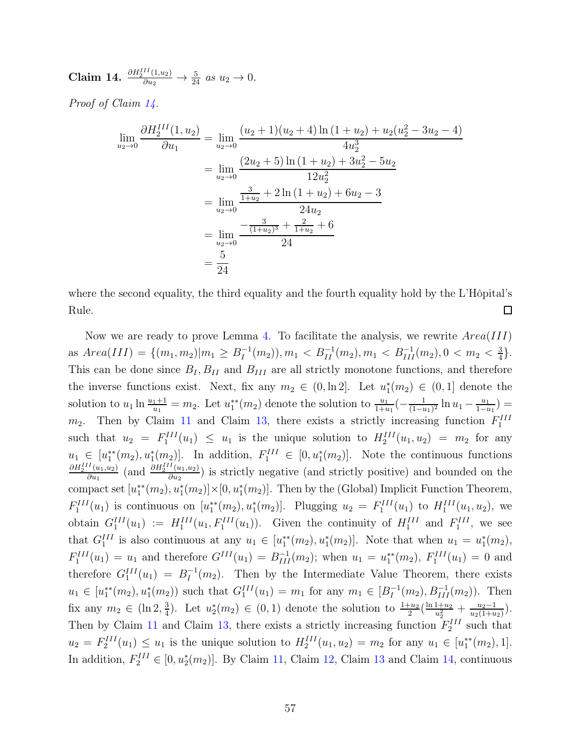**Claim 14.** $\frac{\partial H_2^{III}(1,u_2)}{\partial u_2} \to \frac{5}{24}$ *as* $u_2 \to 0$.

*Proof of Claim 14.*

$$
\begin{aligned}
\lim_{u_2 \to 0} \frac{\partial H_2^{III}(1,u_2)}{\partial u_1} &= \lim_{u_2 \to 0} \frac{(u_2+1)(u_2+4)\ln(1+u_2) + u_2(u_2^2 - 3u_2 - 4)}{4u_2^3} \\
&= \lim_{u_2 \to 0} \frac{(2u_2+5)\ln(1+u_2) + 3u_2^2 - 5u_2}{12u_2^2} \\
&= \lim_{u_2 \to 0} \frac{\frac{3}{1+u_2} + 2\ln(1+u_2) + 6u_2 - 3}{24u_2} \\
&= \lim_{u_2 \to 0} \frac{-\frac{3}{(1+u_2)^3} + \frac{2}{1+u_2} + 6}{24} \\
&= \frac{5}{24}
\end{aligned}
$$

where the second equality, the third equality and the fourth equality hold by the L'Hôpital's Rule. □

Now we are ready to prove Lemma 4. To facilitate the analysis, we rewrite $Area(III)$ as $Area(III) = \{(m_1, m_2) | m_1 \geq B_I^{-1}(m_2)), m_1 < B_{II}^{-1}(m_2), m_1 < B_{III}^{-1}(m_2), 0 < m_2 < \frac{3}{4}\}$. This can be done since $B_I, B_{II}$ and $B_{III}$ are all strictly monotone functions, and therefore the inverse functions exist. Next, fix any $m_2 \in (0, \ln 2]$. Let $u_1^*(m_2) \in (0,1]$ denote the solution to $u_1 \ln \frac{u_1+1}{u_1} = m_2$. Let $u_1^{**}(m_2)$ denote the solution to $\frac{u_1}{1+u_1}(-\frac{1}{(1-u_1)^2}\ln u_1 - \frac{u_1}{1-u_1}) = m_2$. Then by Claim 11 and Claim 13, there exists a strictly increasing function $F_1^{III}$ such that $u_2 = F_1^{III}(u_1) \leq u_1$ is the unique solution to $H_2^{III}(u_1, u_2) = m_2$ for any $u_1 \in [u_1^{**}(m_2), u_1^*(m_2)]$. In addition, $F_1^{III} \in [0, u_1^*(m_2)]$. Note the continuous functions $\frac{\partial H_2^{III}(u_1,u_2)}{\partial u_1}$ (and $\frac{\partial H_2^{III}(u_1,u_2)}{\partial u_2}$) is strictly negative (and strictly positive) and bounded on the compact set $[u_1^{**}(m_2), u_1^*(m_2)] \times [0, u_1^*(m_2)]$. Then by the (Global) Implicit Function Theorem, $F_1^{III}(u_1)$ is continuous on $[u_1^{**}(m_2), u_1^*(m_2)]$. Plugging $u_2 = F_1^{III}(u_1)$ to $H_1^{III}(u_1, u_2)$, we obtain $G_1^{III}(u_1) := H_1^{III}(u_1, F_1^{III}(u_1))$. Given the continuity of $H_1^{III}$ and $F_1^{III}$, we see that $G_1^{III}$ is also continuous at any $u_1 \in [u_1^{**}(m_2), u_1^*(m_2)]$. Note that when $u_1 = u_1^*(m_2)$, $F_1^{III}(u_1) = u_1$ and therefore $G^{III}(u_1) = B_{III}^{-1}(m_2)$; when $u_1 = u_1^{**}(m_2)$, $F_1^{III}(u_1) = 0$ and therefore $G_1^{III}(u_1) = B_I^{-1}(m_2)$. Then by the Intermediate Value Theorem, there exists $u_1 \in [u_1^{**}(m_2), u_1^*(m_2))$ such that $G_1^{III}(u_1) = m_1$ for any $m_1 \in [B_I^{-1}(m_2), B_{III}^{-1}(m_2))$. Then fix any $m_2 \in (\ln 2, \frac{3}{4})$. Let $u_2^*(m_2) \in (0,1)$ denote the solution to $\frac{1+u_2}{2}(\frac{\ln 1+u_2}{u_2^2} + \frac{u_2-1}{u_2(1+u_2)})$. Then by Claim 11 and Claim 13, there exists a strictly increasing function $F_2^{III}$ such that $u_2 = F_2^{III}(u_1) \leq u_1$ is the unique solution to $H_2^{III}(u_1, u_2) = m_2$ for any $u_1 \in [u_1^{**}(m_2), 1]$. In addition, $F_2^{III} \in [0, u_2^*(m_2)]$. By Claim 11, Claim 12, Claim 13 and Claim 14, continuous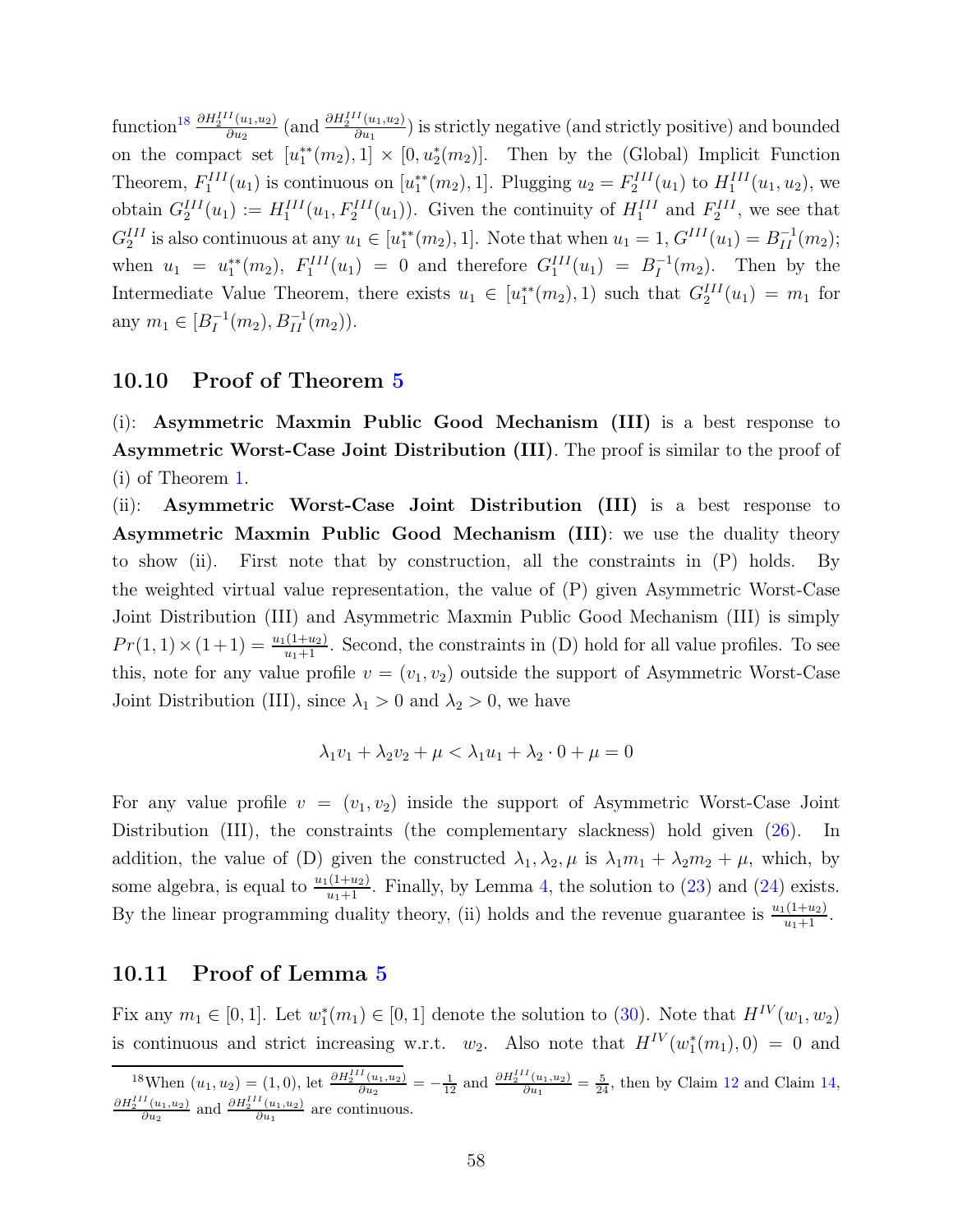function[18] $\frac{\partial H_2^{III}(u_1,u_2)}{\partial u_2}$ (and $\frac{\partial H_2^{III}(u_1,u_2)}{\partial u_1}$) is strictly negative (and strictly positive) and bounded on the compact set $[u_1^{**}(m_2), 1] \times [0, u_2^*(m_2)]$. Then by the (Global) Implicit Function Theorem, $F_1^{III}(u_1)$ is continuous on $[u_1^{**}(m_2), 1]$. Plugging $u_2 = F_2^{III}(u_1)$ to $H_1^{III}(u_1, u_2)$, we obtain $G_2^{III}(u_1) := H_1^{III}(u_1, F_2^{III}(u_1))$. Given the continuity of $H_1^{III}$ and $F_2^{III}$, we see that $G_2^{III}$ is also continuous at any $u_1 \in [u_1^{**}(m_2), 1]$. Note that when $u_1 = 1$, $G^{III}(u_1) = B_{II}^{-1}(m_2)$; when $u_1 = u_1^{**}(m_2)$, $F_1^{III}(u_1) = 0$ and therefore $G_1^{III}(u_1) = B_I^{-1}(m_2)$. Then by the Intermediate Value Theorem, there exists $u_1 \in [u_1^{**}(m_2), 1)$ such that $G_2^{III}(u_1) = m_1$ for any $m_1 \in [B_I^{-1}(m_2), B_{II}^{-1}(m_2))$.

## 10.10 Proof of Theorem 5

(i): **Asymmetric Maxmin Public Good Mechanism (III)** is a best response to **Asymmetric Worst-Case Joint Distribution (III)**. The proof is similar to the proof of (i) of Theorem 1.

(ii): **Asymmetric Worst-Case Joint Distribution (III)** is a best response to **Asymmetric Maxmin Public Good Mechanism (III)**: we use the duality theory to show (ii). First note that by construction, all the constraints in (P) holds. By the weighted virtual value representation, the value of (P) given Asymmetric Worst-Case Joint Distribution (III) and Asymmetric Maxmin Public Good Mechanism (III) is simply $Pr(1,1) \times (1+1) = \frac{u_1(1+u_2)}{u_1+1}$. Second, the constraints in (D) hold for all value profiles. To see this, note for any value profile $v = (v_1, v_2)$ outside the support of Asymmetric Worst-Case Joint Distribution (III), since $\lambda_1 > 0$ and $\lambda_2 > 0$, we have

$$\lambda_1 v_1 + \lambda_2 v_2 + \mu < \lambda_1 u_1 + \lambda_2 \cdot 0 + \mu = 0$$

For any value profile $v = (v_1, v_2)$ inside the support of Asymmetric Worst-Case Joint Distribution (III), the constraints (the complementary slackness) hold given (26). In addition, the value of (D) given the constructed $\lambda_1, \lambda_2, \mu$ is $\lambda_1 m_1 + \lambda_2 m_2 + \mu$, which, by some algebra, is equal to $\frac{u_1(1+u_2)}{u_1+1}$. Finally, by Lemma 4, the solution to (23) and (24) exists. By the linear programming duality theory, (ii) holds and the revenue guarantee is $\frac{u_1(1+u_2)}{u_1+1}$.

## 10.11 Proof of Lemma 5

Fix any $m_1 \in [0, 1]$. Let $w_1^*(m_1) \in [0, 1]$ denote the solution to (30). Note that $H^{IV}(w_1, w_2)$ is continuous and strict increasing w.r.t. $w_2$. Also note that $H^{IV}(w_1^*(m_1), 0) = 0$ and

[18] When $(u_1, u_2) = (1, 0)$, let $\frac{\partial H_2^{III}(u_1,u_2)}{\partial u_2} = -\frac{1}{12}$ and $\frac{\partial H_2^{III}(u_1,u_2)}{\partial u_1} = \frac{5}{24}$, then by Claim 12 and Claim 14, $\frac{\partial H_2^{III}(u_1,u_2)}{\partial u_2}$ and $\frac{\partial H_2^{III}(u_1,u_2)}{\partial u_1}$ are continuous.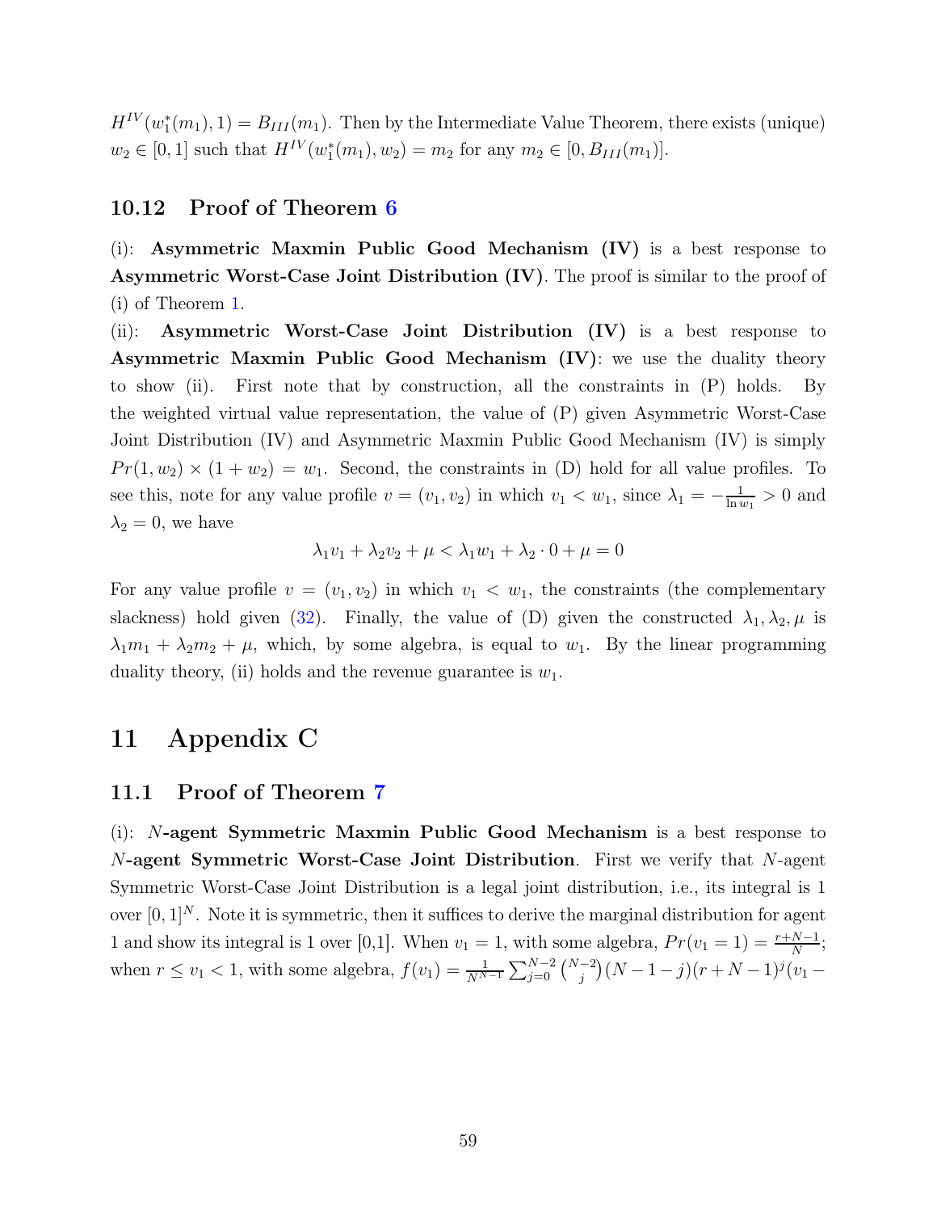$H^{IV}(w_1^*(m_1), 1) = B_{III}(m_1)$. Then by the Intermediate Value Theorem, there exists (unique) $w_2 \in [0, 1]$ such that $H^{IV}(w_1^*(m_1), w_2) = m_2$ for any $m_2 \in [0, B_{III}(m_1)]$.

### 10.12 Proof of Theorem 6

(i): **Asymmetric Maxmin Public Good Mechanism (IV)** is a best response to **Asymmetric Worst-Case Joint Distribution (IV)**. The proof is similar to the proof of (i) of Theorem 1.

(ii): **Asymmetric Worst-Case Joint Distribution (IV)** is a best response to **Asymmetric Maxmin Public Good Mechanism (IV)**: we use the duality theory to show (ii). First note that by construction, all the constraints in (P) holds. By the weighted virtual value representation, the value of (P) given Asymmetric Worst-Case Joint Distribution (IV) and Asymmetric Maxmin Public Good Mechanism (IV) is simply $Pr(1, w_2) \times (1 + w_2) = w_1$. Second, the constraints in (D) hold for all value profiles. To see this, note for any value profile $v = (v_1, v_2)$ in which $v_1 < w_1$, since $\lambda_1 = -\frac{1}{\ln w_1} > 0$ and $\lambda_2 = 0$, we have

$$\lambda_1 v_1 + \lambda_2 v_2 + \mu < \lambda_1 w_1 + \lambda_2 \cdot 0 + \mu = 0$$

For any value profile $v = (v_1, v_2)$ in which $v_1 < w_1$, the constraints (the complementary slackness) hold given (32). Finally, the value of (D) given the constructed $\lambda_1, \lambda_2, \mu$ is $\lambda_1 m_1 + \lambda_2 m_2 + \mu$, which, by some algebra, is equal to $w_1$. By the linear programming duality theory, (ii) holds and the revenue guarantee is $w_1$.

# 11 Appendix C

### 11.1 Proof of Theorem 7

(i): **$N$-agent Symmetric Maxmin Public Good Mechanism** is a best response to **$N$-agent Symmetric Worst-Case Joint Distribution**. First we verify that $N$-agent Symmetric Worst-Case Joint Distribution is a legal joint distribution, i.e., its integral is 1 over $[0, 1]^N$. Note it is symmetric, then it suffices to derive the marginal distribution for agent 1 and show its integral is 1 over [0,1]. When $v_1 = 1$, with some algebra, $Pr(v_1 = 1) = \frac{r+N-1}{N}$; when $r \leq v_1 < 1$, with some algebra, $f(v_1) = \frac{1}{N^{N-1}} \sum_{j=0}^{N-2} \binom{N-2}{j} (N-1-j)(r+N-1)^j (v_1 -$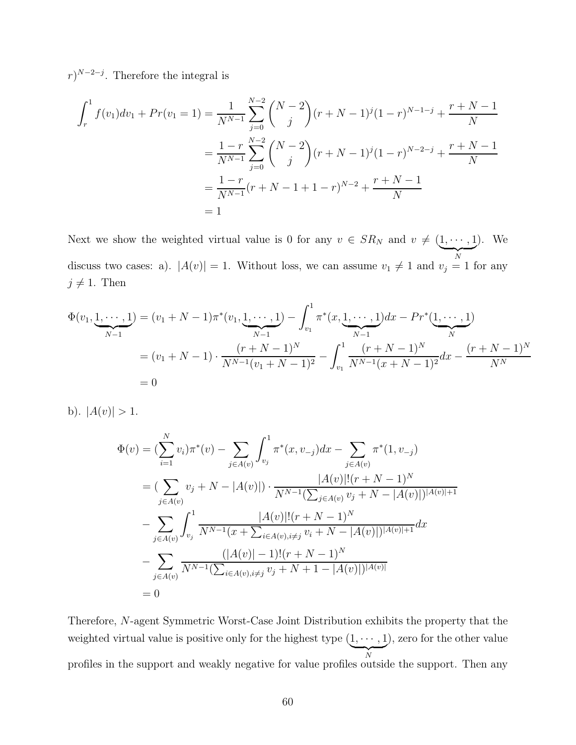$r)^{N-2-j}$. Therefore the integral is

$$
\begin{aligned}
\int_r^1 f(v_1)dv_1 + Pr(v_1 = 1) &= \frac{1}{N^{N-1}} \sum_{j=0}^{N-2} \binom{N-2}{j} (r+N-1)^j (1-r)^{N-1-j} + \frac{r+N-1}{N} \\
&= \frac{1-r}{N^{N-1}} \sum_{j=0}^{N-2} \binom{N-2}{j} (r+N-1)^j (1-r)^{N-2-j} + \frac{r+N-1}{N} \\
&= \frac{1-r}{N^{N-1}} (r+N-1+1-r)^{N-2} + \frac{r+N-1}{N} \\
&= 1
\end{aligned}
$$

Next we show the weighted virtual value is 0 for any $v \in SR_N$ and $v \neq (\underbrace{1, \cdots, 1}_{N})$. We discuss two cases: a). $|A(v)| = 1$. Without loss, we can assume $v_1 \neq 1$ and $v_j = 1$ for any $j \neq 1$. Then

$$
\begin{aligned}
\Phi(v_1, \underbrace{1, \cdots, 1}_{N-1}) &= (v_1 + N - 1)\pi^*(v_1, \underbrace{1, \cdots, 1}_{N-1}) - \int_{v_1}^1 \pi^*(x, \underbrace{1, \cdots, 1}_{N-1})dx - Pr^*(\underbrace{1, \cdots, 1}_{N}) \\
&= (v_1 + N - 1) \cdot \frac{(r+N-1)^N}{N^{N-1}(v_1+N-1)^2} - \int_{v_1}^1 \frac{(r+N-1)^N}{N^{N-1}(x+N-1)^2}dx - \frac{(r+N-1)^N}{N^N} \\
&= 0
\end{aligned}
$$

b). $|A(v)| > 1$.

$$
\begin{aligned}
\Phi(v) &= (\sum_{i=1}^N v_i)\pi^*(v) - \sum_{j \in A(v)} \int_{v_j}^1 \pi^*(x, v_{-j})dx - \sum_{j \in A(v)} \pi^*(1, v_{-j}) \\
&= (\sum_{j \in A(v)} v_j + N - |A(v)|) \cdot \frac{|A(v)|!(r+N-1)^N}{N^{N-1}(\sum_{j \in A(v)} v_j + N - |A(v)|)^{|A(v)|+1}} \\
&\quad - \sum_{j \in A(v)} \int_{v_j}^1 \frac{|A(v)|!(r+N-1)^N}{N^{N-1}(x + \sum_{i \in A(v), i \neq j} v_i + N - |A(v)|)^{|A(v)|+1}}dx \\
&\quad - \sum_{j \in A(v)} \frac{(|A(v)|-1)!(r+N-1)^N}{N^{N-1}(\sum_{i \in A(v), i \neq j} v_j + N + 1 - |A(v)|)^{|A(v)|}} \\
&= 0
\end{aligned}
$$

Therefore, $N$-agent Symmetric Worst-Case Joint Distribution exhibits the property that the weighted virtual value is positive only for the highest type $(\underbrace{1, \cdots, 1}_{N})$, zero for the other value profiles in the support and weakly negative for value profiles outside the support. Then any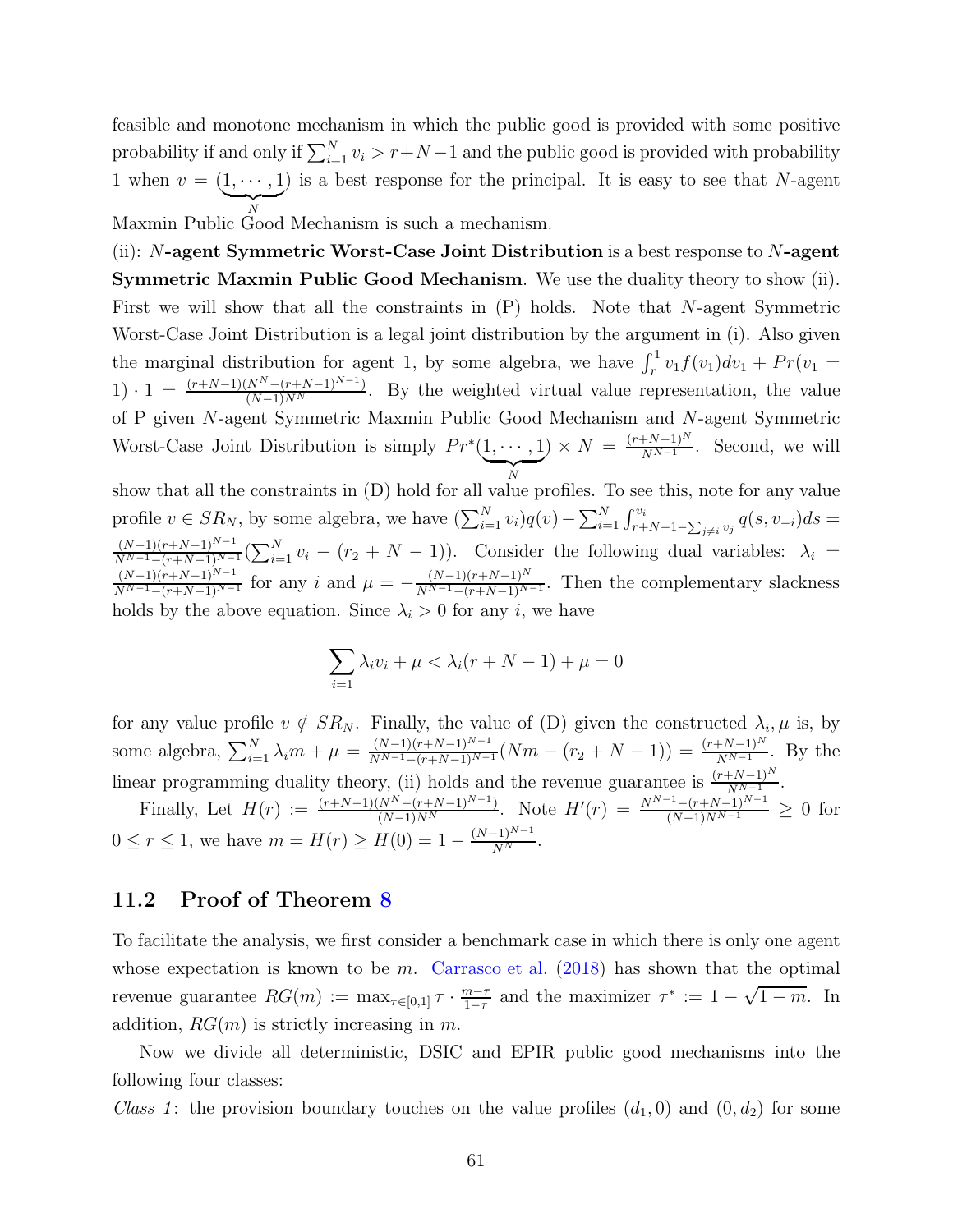feasible and monotone mechanism in which the public good is provided with some positive probability if and only if $\sum_{i=1}^N v_i > r+N-1$ and the public good is provided with probability 1 when $v = (\underbrace{1,\cdots,1}_{N})$ is a best response for the principal. It is easy to see that $N$-agent Maxmin Public Good Mechanism is such a mechanism.

(ii): $N$**-agent Symmetric Worst-Case Joint Distribution** is a best response to $N$**-agent Symmetric Maxmin Public Good Mechanism**. We use the duality theory to show (ii). First we will show that all the constraints in (P) holds. Note that $N$-agent Symmetric Worst-Case Joint Distribution is a legal joint distribution by the argument in (i). Also given the marginal distribution for agent 1, by some algebra, we have $\int_r^1 v_1 f(v_1)dv_1 + Pr(v_1 = 1)\cdot 1 = \frac{(r+N-1)(N^N-(r+N-1)^{N-1})}{(N-1)N^N}$. By the weighted virtual value representation, the value of P given $N$-agent Symmetric Maxmin Public Good Mechanism and $N$-agent Symmetric Worst-Case Joint Distribution is simply $Pr^*(\underbrace{1,\cdots,1}_{N}) \times N = \frac{(r+N-1)^N}{N^{N-1}}$. Second, we will show that all the constraints in (D) hold for all value profiles. To see this, note for any value profile $v \in SR_N$, by some algebra, we have $(\sum_{i=1}^N v_i)q(v) - \sum_{i=1}^N \int_{r+N-1-\sum_{j\neq i} v_j}^{v_i} q(s,v_{-i})ds = \frac{(N-1)(r+N-1)^{N-1}}{N^{N-1}-(r+N-1)^{N-1}}(\sum_{i=1}^N v_i - (r_2+N-1))$. Consider the following dual variables: $\lambda_i = \frac{(N-1)(r+N-1)^{N-1}}{N^{N-1}-(r+N-1)^{N-1}}$ for any $i$ and $\mu = -\frac{(N-1)(r+N-1)^N}{N^{N-1}-(r+N-1)^{N-1}}$. Then the complementary slackness holds by the above equation. Since $\lambda_i > 0$ for any $i$, we have

$$\sum_{i=1} \lambda_i v_i + \mu < \lambda_i(r+N-1) + \mu = 0$$

for any value profile $v \notin SR_N$. Finally, the value of (D) given the constructed $\lambda_i, \mu$ is, by some algebra, $\sum_{i=1}^N \lambda_i m + \mu = \frac{(N-1)(r+N-1)^{N-1}}{N^{N-1}-(r+N-1)^{N-1}}(Nm - (r_2+N-1)) = \frac{(r+N-1)^N}{N^{N-1}}$. By the linear programming duality theory, (ii) holds and the revenue guarantee is $\frac{(r+N-1)^N}{N^{N-1}}$.

Finally, Let $H(r) := \frac{(r+N-1)(N^N-(r+N-1)^{N-1})}{(N-1)N^N}$. Note $H'(r) = \frac{N^{N-1}-(r+N-1)^{N-1}}{(N-1)N^{N-1}} \geq 0$ for $0 \leq r \leq 1$, we have $m = H(r) \geq H(0) = 1 - \frac{(N-1)^{N-1}}{N^N}$.

## 11.2 Proof of Theorem 8

To facilitate the analysis, we first consider a benchmark case in which there is only one agent whose expectation is known to be $m$. Carrasco et al. (2018) has shown that the optimal revenue guarantee $RG(m) := \max_{\tau\in[0,1]} \tau \cdot \frac{m-\tau}{1-\tau}$ and the maximizer $\tau^* := 1-\sqrt{1-m}$. In addition, $RG(m)$ is strictly increasing in $m$.

Now we divide all deterministic, DSIC and EPIR public good mechanisms into the following four classes:

*Class 1*: the provision boundary touches on the value profiles $(d_1, 0)$ and $(0, d_2)$ for some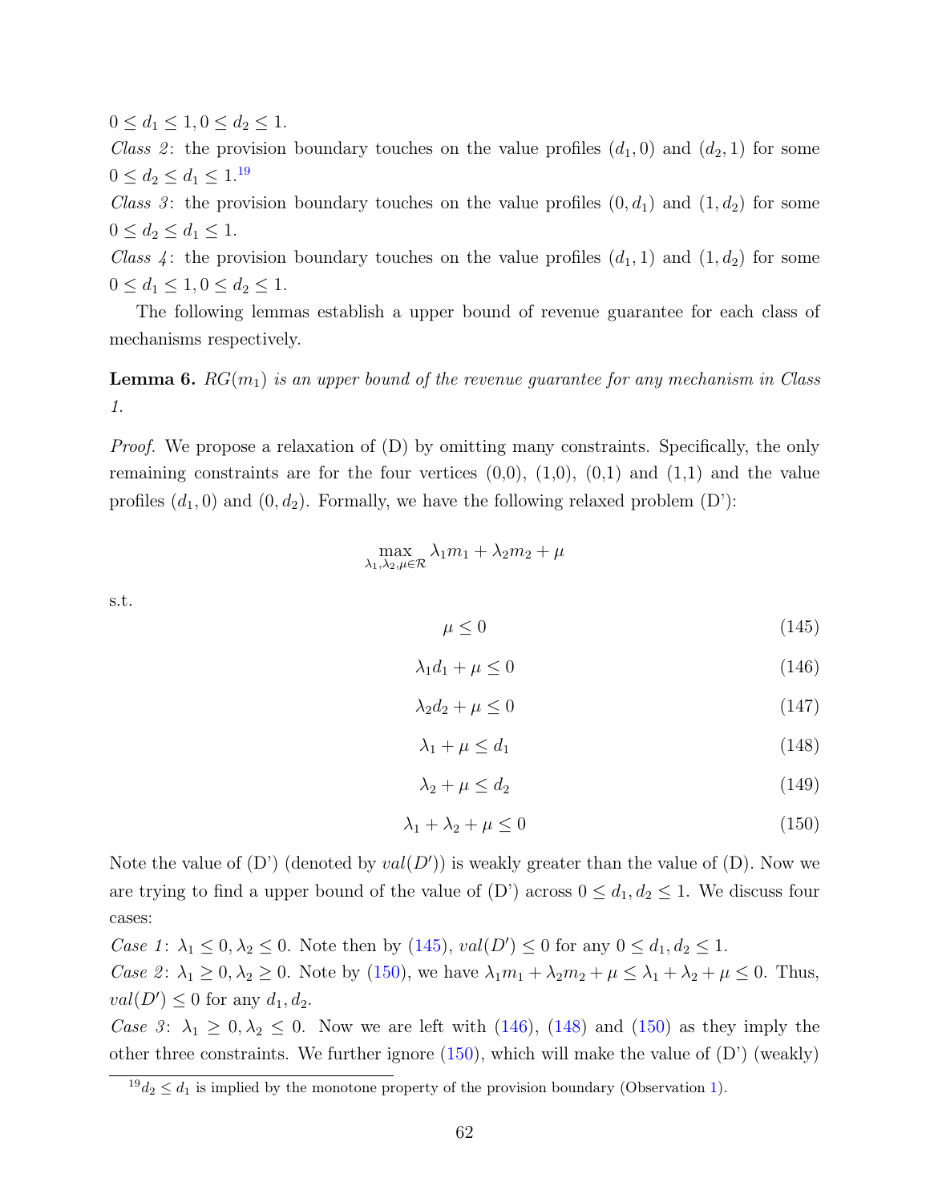$0 \leq d_1 \leq 1, 0 \leq d_2 \leq 1$.

*Class 2*: the provision boundary touches on the value profiles $(d_1, 0)$ and $(d_2, 1)$ for some $0 \leq d_2 \leq d_1 \leq 1$.[19]

*Class 3*: the provision boundary touches on the value profiles $(0, d_1)$ and $(1, d_2)$ for some $0 \leq d_2 \leq d_1 \leq 1$.

*Class 4*: the provision boundary touches on the value profiles $(d_1, 1)$ and $(1, d_2)$ for some $0 \leq d_1 \leq 1, 0 \leq d_2 \leq 1$.

The following lemmas establish a upper bound of revenue guarantee for each class of mechanisms respectively.

**Lemma 6.** *$RG(m_1)$ is an upper bound of the revenue guarantee for any mechanism in Class 1.*

*Proof.* We propose a relaxation of (D) by omitting many constraints. Specifically, the only remaining constraints are for the four vertices (0,0), (1,0), (0,1) and (1,1) and the value profiles $(d_1, 0)$ and $(0, d_2)$. Formally, we have the following relaxed problem (D'):

$$\max_{\lambda_1, \lambda_2, \mu \in \mathcal{R}} \lambda_1 m_1 + \lambda_2 m_2 + \mu$$

s.t.

$$\mu \leq 0 \tag{145}$$

$$\lambda_1 d_1 + \mu \leq 0 \tag{146}$$

$$\lambda_2 d_2 + \mu \leq 0 \tag{147}$$

$$\lambda_1 + \mu \leq d_1 \tag{148}$$

$$\lambda_2 + \mu \leq d_2 \tag{149}$$

$$\lambda_1 + \lambda_2 + \mu \leq 0 \tag{150}$$

Note the value of (D') (denoted by $val(D')$) is weakly greater than the value of (D). Now we are trying to find a upper bound of the value of (D') across $0 \leq d_1, d_2 \leq 1$. We discuss four cases:

*Case 1*: $\lambda_1 \leq 0, \lambda_2 \leq 0$. Note then by (145), $val(D') \leq 0$ for any $0 \leq d_1, d_2 \leq 1$.

*Case 2*: $\lambda_1 \geq 0, \lambda_2 \geq 0$. Note by (150), we have $\lambda_1 m_1 + \lambda_2 m_2 + \mu \leq \lambda_1 + \lambda_2 + \mu \leq 0$. Thus, $val(D') \leq 0$ for any $d_1, d_2$.

*Case 3*: $\lambda_1 \geq 0, \lambda_2 \leq 0$. Now we are left with (146), (148) and (150) as they imply the other three constraints. We further ignore (150), which will make the value of (D') (weakly)

[19] $d_2 \leq d_1$ is implied by the monotone property of the provision boundary (Observation 1).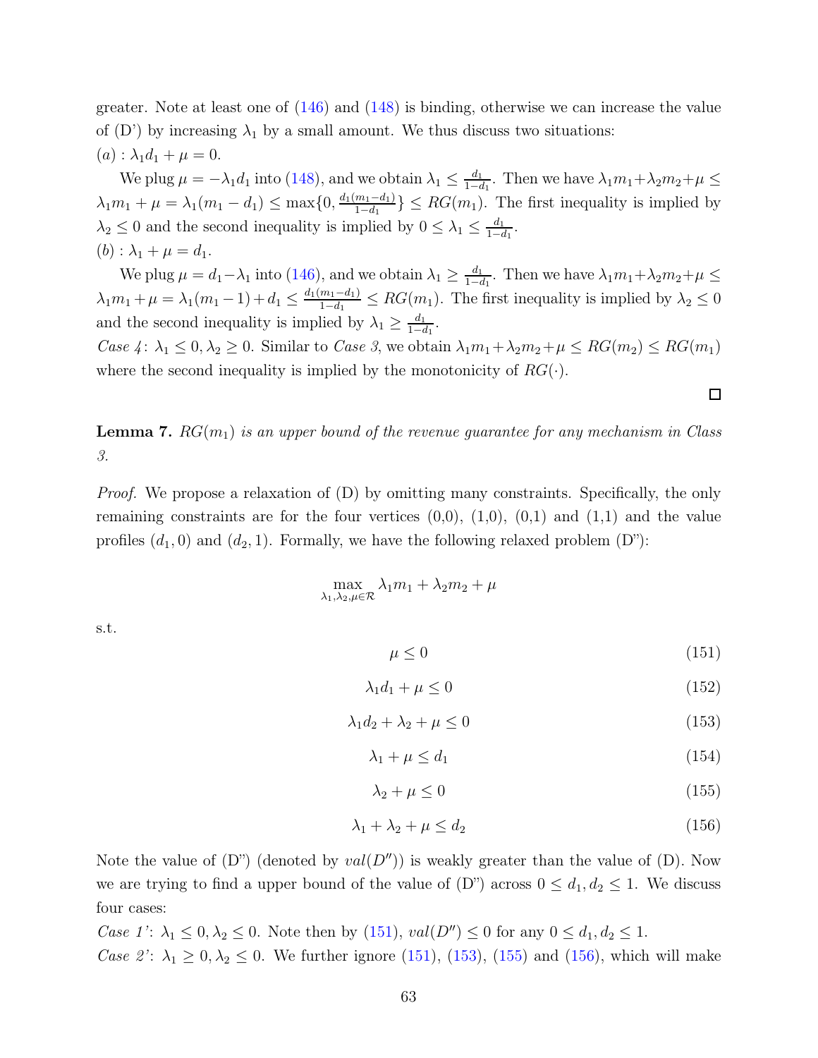greater. Note at least one of (146) and (148) is binding, otherwise we can increase the value of (D') by increasing $\lambda_1$ by a small amount. We thus discuss two situations:
$(a) : \lambda_1 d_1 + \mu = 0$.

We plug $\mu = -\lambda_1 d_1$ into (148), and we obtain $\lambda_1 \leq \frac{d_1}{1-d_1}$. Then we have $\lambda_1 m_1 + \lambda_2 m_2 + \mu \leq \lambda_1 m_1 + \mu = \lambda_1(m_1 - d_1) \leq \max\{0, \frac{d_1(m_1-d_1)}{1-d_1}\} \leq RG(m_1)$. The first inequality is implied by $\lambda_2 \leq 0$ and the second inequality is implied by $0 \leq \lambda_1 \leq \frac{d_1}{1-d_1}$.
$(b) : \lambda_1 + \mu = d_1$.

We plug $\mu = d_1 - \lambda_1$ into (146), and we obtain $\lambda_1 \geq \frac{d_1}{1-d_1}$. Then we have $\lambda_1 m_1 + \lambda_2 m_2 + \mu \leq \lambda_1 m_1 + \mu = \lambda_1(m_1 - 1) + d_1 \leq \frac{d_1(m_1-d_1)}{1-d_1} \leq RG(m_1)$. The first inequality is implied by $\lambda_2 \leq 0$ and the second inequality is implied by $\lambda_1 \geq \frac{d_1}{1-d_1}$.
*Case 4*: $\lambda_1 \leq 0, \lambda_2 \geq 0$. Similar to *Case 3*, we obtain $\lambda_1 m_1 + \lambda_2 m_2 + \mu \leq RG(m_2) \leq RG(m_1)$ where the second inequality is implied by the monotonicity of $RG(\cdot)$.

□

**Lemma 7.** *$RG(m_1)$ is an upper bound of the revenue guarantee for any mechanism in Class 3.*

*Proof.* We propose a relaxation of (D) by omitting many constraints. Specifically, the only remaining constraints are for the four vertices (0,0), (1,0), (0,1) and (1,1) and the value profiles $(d_1, 0)$ and $(d_2, 1)$. Formally, we have the following relaxed problem (D"):

$$\max_{\lambda_1, \lambda_2, \mu \in \mathcal{R}} \lambda_1 m_1 + \lambda_2 m_2 + \mu$$

s.t.

$$\mu \leq 0 \tag{151}$$

$$\lambda_1 d_1 + \mu \leq 0 \tag{152}$$

$$\lambda_1 d_2 + \lambda_2 + \mu \leq 0 \tag{153}$$

$$\lambda_1 + \mu \leq d_1 \tag{154}$$

$$\lambda_2 + \mu \leq 0 \tag{155}$$

$$\lambda_1 + \lambda_2 + \mu \leq d_2 \tag{156}$$

Note the value of (D") (denoted by $val(D'')$) is weakly greater than the value of (D). Now we are trying to find a upper bound of the value of (D") across $0 \leq d_1, d_2 \leq 1$. We discuss four cases:
*Case 1'*: $\lambda_1 \leq 0, \lambda_2 \leq 0$. Note then by (151), $val(D'') \leq 0$ for any $0 \leq d_1, d_2 \leq 1$.
*Case 2'*: $\lambda_1 \geq 0, \lambda_2 \leq 0$. We further ignore (151), (153), (155) and (156), which will make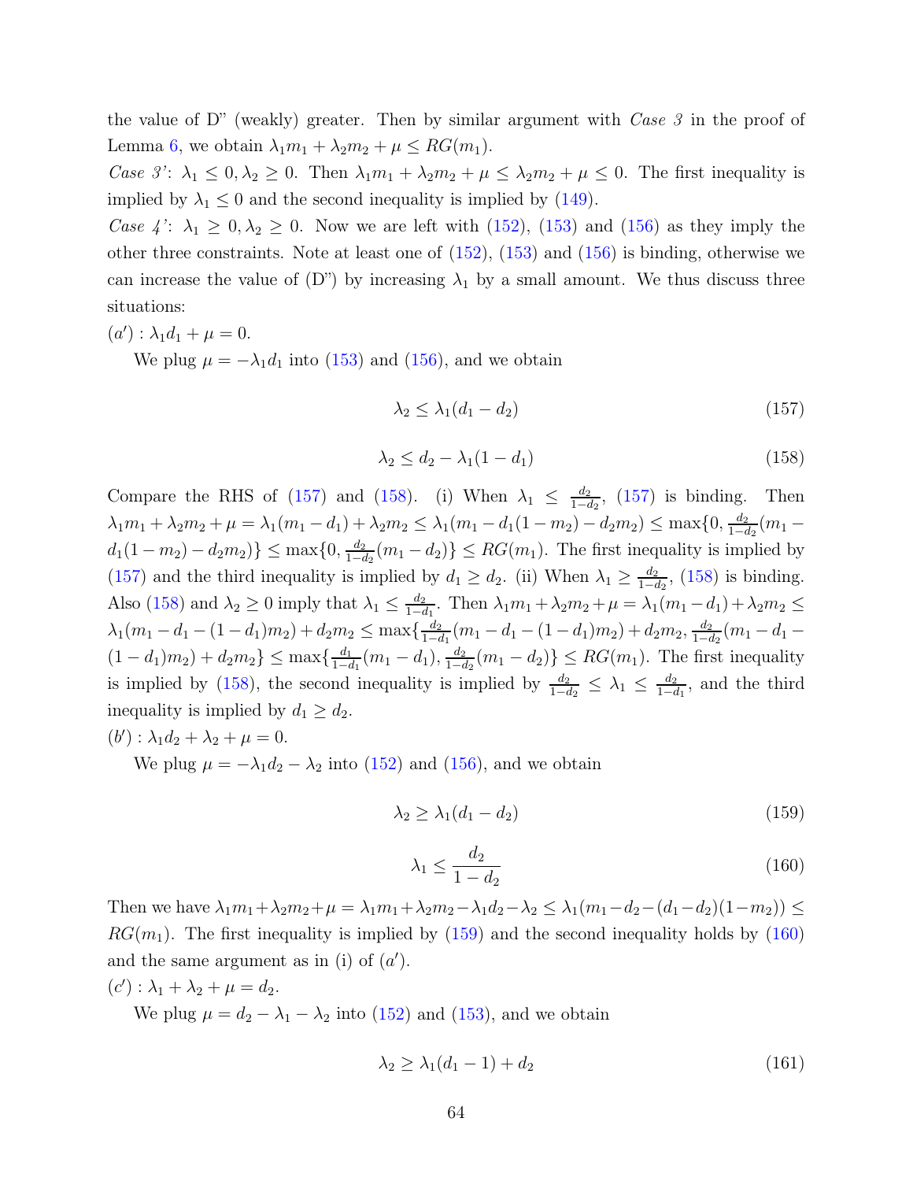the value of D" (weakly) greater. Then by similar argument with *Case 3* in the proof of Lemma 6, we obtain $\lambda_1 m_1 + \lambda_2 m_2 + \mu \leq RG(m_1)$.

*Case 3'*: $\lambda_1 \leq 0, \lambda_2 \geq 0$. Then $\lambda_1 m_1 + \lambda_2 m_2 + \mu \leq \lambda_2 m_2 + \mu \leq 0$. The first inequality is implied by $\lambda_1 \leq 0$ and the second inequality is implied by (149).

*Case 4'*: $\lambda_1 \geq 0, \lambda_2 \geq 0$. Now we are left with (152), (153) and (156) as they imply the other three constraints. Note at least one of (152), (153) and (156) is binding, otherwise we can increase the value of (D") by increasing $\lambda_1$ by a small amount. We thus discuss three situations:

$(a')$ : $\lambda_1 d_1 + \mu = 0$.

We plug $\mu = -\lambda_1 d_1$ into (153) and (156), and we obtain

$$\lambda_2 \leq \lambda_1(d_1 - d_2) \tag{157}$$

$$\lambda_2 \leq d_2 - \lambda_1(1 - d_1) \tag{158}$$

Compare the RHS of (157) and (158). (i) When $\lambda_1 \leq \frac{d_2}{1-d_2}$, (157) is binding. Then $\lambda_1 m_1 + \lambda_2 m_2 + \mu = \lambda_1(m_1 - d_1) + \lambda_2 m_2 \leq \lambda_1(m_1 - d_1(1 - m_2) - d_2 m_2) \leq \max\{0, \frac{d_2}{1-d_2}(m_1 - d_1(1 - m_2) - d_2 m_2)\} \leq \max\{0, \frac{d_2}{1-d_2}(m_1 - d_2)\} \leq RG(m_1)$. The first inequality is implied by (157) and the third inequality is implied by $d_1 \geq d_2$. (ii) When $\lambda_1 \geq \frac{d_2}{1-d_2}$, (158) is binding. Also (158) and $\lambda_2 \geq 0$ imply that $\lambda_1 \leq \frac{d_2}{1-d_1}$. Then $\lambda_1 m_1 + \lambda_2 m_2 + \mu = \lambda_1(m_1 - d_1) + \lambda_2 m_2 \leq \lambda_1(m_1 - d_1 - (1 - d_1)m_2) + d_2 m_2 \leq \max\{\frac{d_2}{1-d_1}(m_1 - d_1 - (1 - d_1)m_2) + d_2 m_2, \frac{d_2}{1-d_2}(m_1 - d_1 - (1 - d_1)m_2) + d_2 m_2\} \leq \max\{\frac{d_1}{1-d_1}(m_1 - d_1), \frac{d_2}{1-d_2}(m_1 - d_2)\} \leq RG(m_1)$. The first inequality is implied by (158), the second inequality is implied by $\frac{d_2}{1-d_2} \leq \lambda_1 \leq \frac{d_2}{1-d_1}$, and the third inequality is implied by $d_1 \geq d_2$.

$(b')$ : $\lambda_1 d_2 + \lambda_2 + \mu = 0$.

We plug $\mu = -\lambda_1 d_2 - \lambda_2$ into (152) and (156), and we obtain

$$\lambda_2 \geq \lambda_1(d_1 - d_2) \tag{159}$$

$$\lambda_1 \leq \frac{d_2}{1 - d_2} \tag{160}$$

Then we have $\lambda_1 m_1 + \lambda_2 m_2 + \mu = \lambda_1 m_1 + \lambda_2 m_2 - \lambda_1 d_2 - \lambda_2 \leq \lambda_1(m_1 - d_2 - (d_1 - d_2)(1 - m_2)) \leq RG(m_1)$. The first inequality is implied by (159) and the second inequality holds by (160) and the same argument as in (i) of $(a')$.

$(c')$ : $\lambda_1 + \lambda_2 + \mu = d_2$.

We plug $\mu = d_2 - \lambda_1 - \lambda_2$ into (152) and (153), and we obtain

$$\lambda_2 \geq \lambda_1(d_1 - 1) + d_2 \tag{161}$$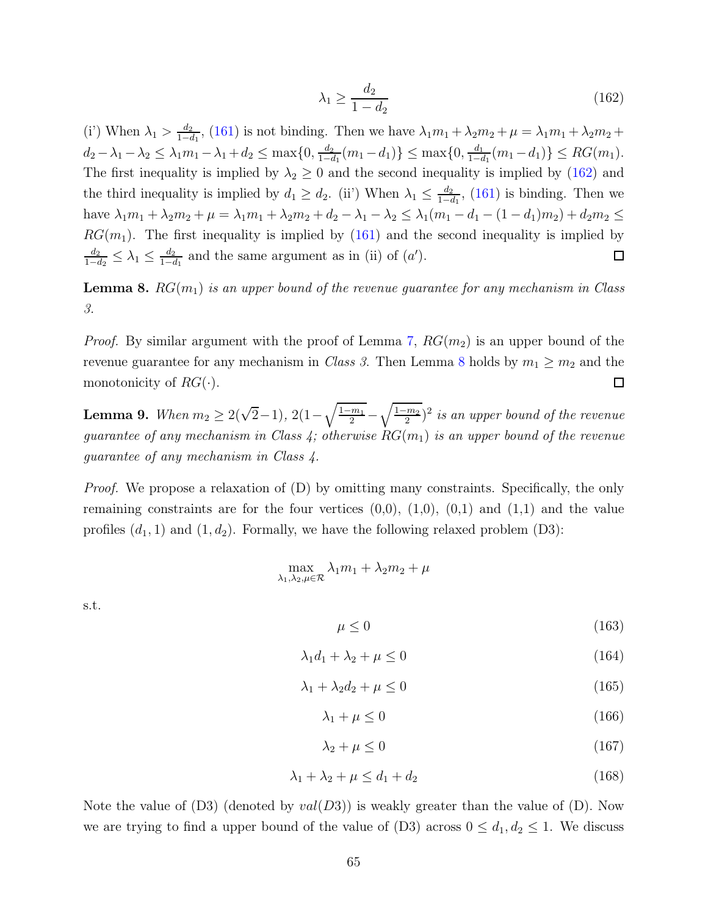$$\lambda_1 \geq \frac{d_2}{1-d_2} \tag{162}$$

(i') When $\lambda_1 > \frac{d_2}{1-d_1}$, (161) is not binding. Then we have $\lambda_1 m_1 + \lambda_2 m_2 + \mu = \lambda_1 m_1 + \lambda_2 m_2 + d_2 - \lambda_1 - \lambda_2 \leq \lambda_1 m_1 - \lambda_1 + d_2 \leq \max\{0, \frac{d_2}{1-d_1}(m_1 - d_1)\} \leq \max\{0, \frac{d_1}{1-d_1}(m_1 - d_1)\} \leq RG(m_1)$. The first inequality is implied by $\lambda_2 \geq 0$ and the second inequality is implied by (162) and the third inequality is implied by $d_1 \geq d_2$. (ii') When $\lambda_1 \leq \frac{d_2}{1-d_1}$, (161) is binding. Then we have $\lambda_1 m_1 + \lambda_2 m_2 + \mu = \lambda_1 m_1 + \lambda_2 m_2 + d_2 - \lambda_1 - \lambda_2 \leq \lambda_1(m_1 - d_1 - (1-d_1)m_2) + d_2 m_2 \leq RG(m_1)$. The first inequality is implied by (161) and the second inequality is implied by $\frac{d_2}{1-d_2} \leq \lambda_1 \leq \frac{d_2}{1-d_1}$ and the same argument as in (ii) of $(a')$. $\square$

**Lemma 8.** *$RG(m_1)$ is an upper bound of the revenue guarantee for any mechanism in Class 3.*

*Proof.* By similar argument with the proof of Lemma 7, $RG(m_2)$ is an upper bound of the revenue guarantee for any mechanism in *Class 3*. Then Lemma 8 holds by $m_1 \geq m_2$ and the monotonicity of $RG(\cdot)$. $\square$

**Lemma 9.** *When $m_2 \geq 2(\sqrt{2}-1)$, $2(1-\sqrt{\frac{1-m_1}{2}}-\sqrt{\frac{1-m_2}{2}})^2$ is an upper bound of the revenue guarantee of any mechanism in Class 4; otherwise $RG(m_1)$ is an upper bound of the revenue guarantee of any mechanism in Class 4.*

*Proof.* We propose a relaxation of (D) by omitting many constraints. Specifically, the only remaining constraints are for the four vertices (0,0), (1,0), (0,1) and (1,1) and the value profiles $(d_1, 1)$ and $(1, d_2)$. Formally, we have the following relaxed problem (D3):

$$\max_{\lambda_1, \lambda_2, \mu \in \mathcal{R}} \lambda_1 m_1 + \lambda_2 m_2 + \mu$$

s.t.

$$\mu \leq 0 \tag{163}$$

$$\lambda_1 d_1 + \lambda_2 + \mu \leq 0 \tag{164}$$

$$\lambda_1 + \lambda_2 d_2 + \mu \leq 0 \tag{165}$$

$$\lambda_1 + \mu \leq 0 \tag{166}$$

$$\lambda_2 + \mu \leq 0 \tag{167}$$

$$\lambda_1 + \lambda_2 + \mu \leq d_1 + d_2 \tag{168}$$

Note the value of (D3) (denoted by $val(D3)$) is weakly greater than the value of (D). Now we are trying to find a upper bound of the value of (D3) across $0 \leq d_1, d_2 \leq 1$. We discuss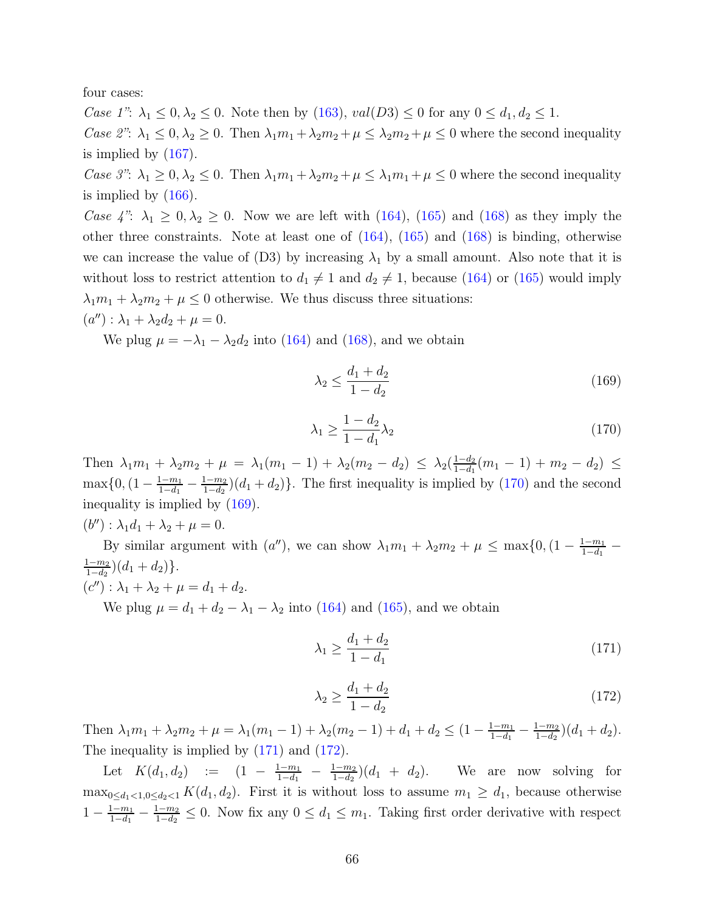four cases:

*Case 1"*: $\lambda_1 \leq 0, \lambda_2 \leq 0$. Note then by (163), $val(D3) \leq 0$ for any $0 \leq d_1, d_2 \leq 1$.

*Case 2"*: $\lambda_1 \leq 0, \lambda_2 \geq 0$. Then $\lambda_1 m_1 + \lambda_2 m_2 + \mu \leq \lambda_2 m_2 + \mu \leq 0$ where the second inequality is implied by (167).

*Case 3"*: $\lambda_1 \geq 0, \lambda_2 \leq 0$. Then $\lambda_1 m_1 + \lambda_2 m_2 + \mu \leq \lambda_1 m_1 + \mu \leq 0$ where the second inequality is implied by (166).

*Case 4"*: $\lambda_1 \geq 0, \lambda_2 \geq 0$. Now we are left with (164), (165) and (168) as they imply the other three constraints. Note at least one of (164), (165) and (168) is binding, otherwise we can increase the value of (D3) by increasing $\lambda_1$ by a small amount. Also note that it is without loss to restrict attention to $d_1 \neq 1$ and $d_2 \neq 1$, because (164) or (165) would imply $\lambda_1 m_1 + \lambda_2 m_2 + \mu \leq 0$ otherwise. We thus discuss three situations:

$(a'') : \lambda_1 + \lambda_2 d_2 + \mu = 0$.

We plug $\mu = -\lambda_1 - \lambda_2 d_2$ into (164) and (168), and we obtain

$$\lambda_2 \leq \frac{d_1 + d_2}{1 - d_2} \tag{169}$$

$$\lambda_1 \geq \frac{1 - d_2}{1 - d_1} \lambda_2 \tag{170}$$

Then $\lambda_1 m_1 + \lambda_2 m_2 + \mu = \lambda_1(m_1 - 1) + \lambda_2(m_2 - d_2) \leq \lambda_2(\frac{1-d_2}{1-d_1}(m_1 - 1) + m_2 - d_2) \leq \max\{0, (1 - \frac{1-m_1}{1-d_1} - \frac{1-m_2}{1-d_2})(d_1 + d_2)\}$. The first inequality is implied by (170) and the second inequality is implied by (169).

$(b'') : \lambda_1 d_1 + \lambda_2 + \mu = 0$.

By similar argument with $(a'')$, we can show $\lambda_1 m_1 + \lambda_2 m_2 + \mu \leq \max\{0, (1 - \frac{1-m_1}{1-d_1} - \frac{1-m_2}{1-d_2})(d_1 + d_2)\}$.

$(c'') : \lambda_1 + \lambda_2 + \mu = d_1 + d_2$.

We plug $\mu = d_1 + d_2 - \lambda_1 - \lambda_2$ into (164) and (165), and we obtain

$$\lambda_1 \geq \frac{d_1 + d_2}{1 - d_1} \tag{171}$$

$$\lambda_2 \geq \frac{d_1 + d_2}{1 - d_2} \tag{172}$$

Then $\lambda_1 m_1 + \lambda_2 m_2 + \mu = \lambda_1(m_1 - 1) + \lambda_2(m_2 - 1) + d_1 + d_2 \leq (1 - \frac{1-m_1}{1-d_1} - \frac{1-m_2}{1-d_2})(d_1 + d_2)$. The inequality is implied by (171) and (172).

Let $K(d_1, d_2) := (1 - \frac{1-m_1}{1-d_1} - \frac{1-m_2}{1-d_2})(d_1 + d_2)$. We are now solving for $\max_{0 \leq d_1 < 1, 0 \leq d_2 < 1} K(d_1, d_2)$. First it is without loss to assume $m_1 \geq d_1$, because otherwise $1 - \frac{1-m_1}{1-d_1} - \frac{1-m_2}{1-d_2} \leq 0$. Now fix any $0 \leq d_1 \leq m_1$. Taking first order derivative with respect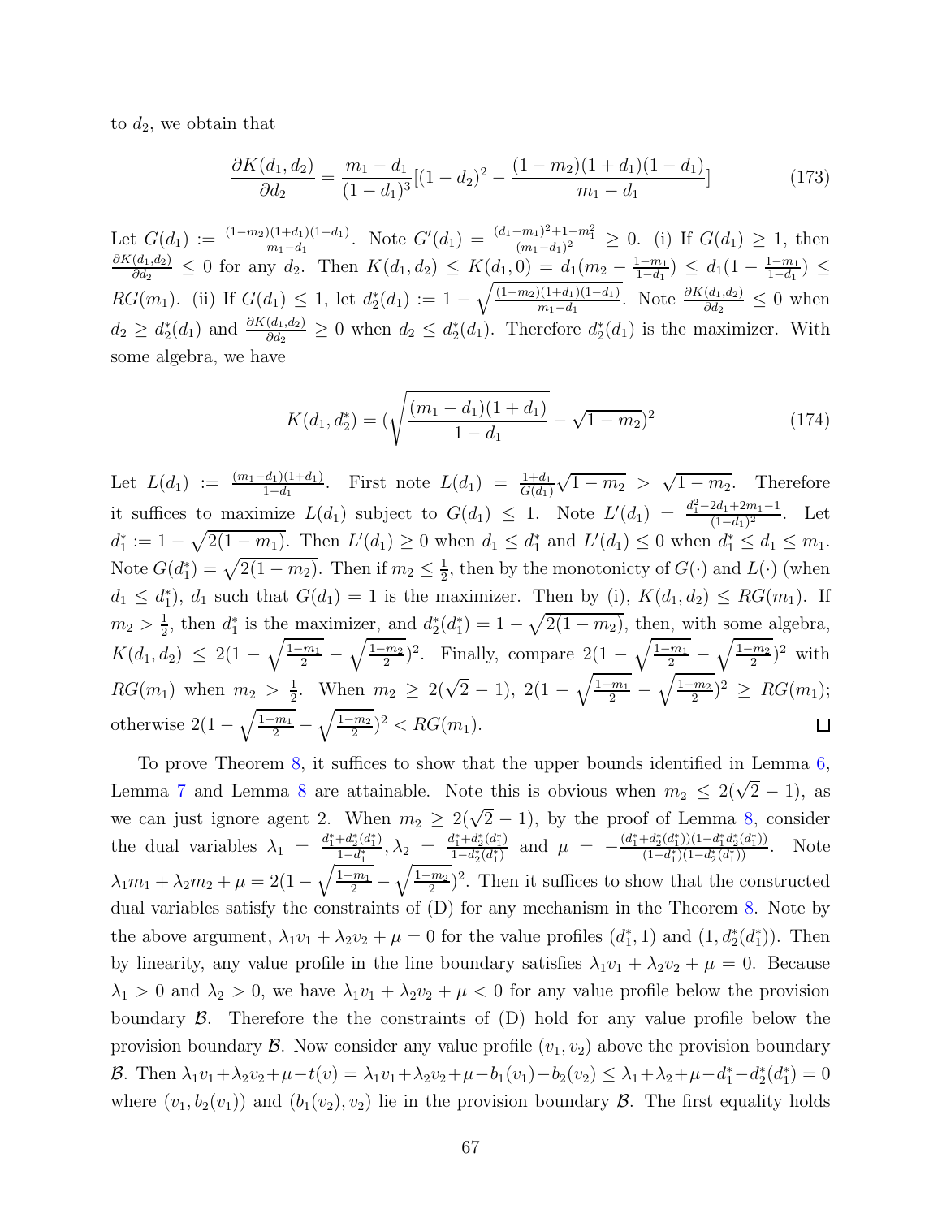to $d_2$, we obtain that

$$\frac{\partial K(d_1, d_2)}{\partial d_2} = \frac{m_1 - d_1}{(1-d_1)^3}[(1-d_2)^2 - \frac{(1-m_2)(1+d_1)(1-d_1)}{m_1 - d_1}] \tag{173}$$

Let $G(d_1) := \frac{(1-m_2)(1+d_1)(1-d_1)}{m_1-d_1}$. Note $G'(d_1) = \frac{(d_1-m_1)^2+1-m_1^2}{(m_1-d_1)^2} \geq 0$. (i) If $G(d_1) \geq 1$, then $\frac{\partial K(d_1,d_2)}{\partial d_2} \leq 0$ for any $d_2$. Then $K(d_1, d_2) \leq K(d_1, 0) = d_1(m_2 - \frac{1-m_1}{1-d_1}) \leq d_1(1 - \frac{1-m_1}{1-d_1}) \leq RG(m_1)$. (ii) If $G(d_1) \leq 1$, let $d_2^*(d_1) := 1 - \sqrt{\frac{(1-m_2)(1+d_1)(1-d_1)}{m_1-d_1}}$. Note $\frac{\partial K(d_1,d_2)}{\partial d_2} \leq 0$ when $d_2 \geq d_2^*(d_1)$ and $\frac{\partial K(d_1,d_2)}{\partial d_2} \geq 0$ when $d_2 \leq d_2^*(d_1)$. Therefore $d_2^*(d_1)$ is the maximizer. With some algebra, we have

$$K(d_1, d_2^*) = (\sqrt{\frac{(m_1-d_1)(1+d_1)}{1-d_1}} - \sqrt{1-m_2})^2 \tag{174}$$

Let $L(d_1) := \frac{(m_1-d_1)(1+d_1)}{1-d_1}$. First note $L(d_1) = \frac{1+d_1}{G(d_1)}\sqrt{1-m_2} > \sqrt{1-m_2}$. Therefore it suffices to maximize $L(d_1)$ subject to $G(d_1) \leq 1$. Note $L'(d_1) = \frac{d_1^2 - 2d_1 + 2m_1 - 1}{(1-d_1)^2}$. Let $d_1^* := 1 - \sqrt{2(1-m_1)}$. Then $L'(d_1) \geq 0$ when $d_1 \leq d_1^*$ and $L'(d_1) \leq 0$ when $d_1^* \leq d_1 \leq m_1$. Note $G(d_1^*) = \sqrt{2(1-m_2)}$. Then if $m_2 \leq \frac{1}{2}$, then by the monotonicty of $G(\cdot)$ and $L(\cdot)$ (when $d_1 \leq d_1^*$), $d_1$ such that $G(d_1) = 1$ is the maximizer. Then by (i), $K(d_1, d_2) \leq RG(m_1)$. If $m_2 > \frac{1}{2}$, then $d_1^*$ is the maximizer, and $d_2^*(d_1^*) = 1 - \sqrt{2(1-m_2)}$, then, with some algebra, $K(d_1, d_2) \leq 2(1 - \sqrt{\frac{1-m_1}{2}} - \sqrt{\frac{1-m_2}{2}})^2$. Finally, compare $2(1 - \sqrt{\frac{1-m_1}{2}} - \sqrt{\frac{1-m_2}{2}})^2$ with $RG(m_1)$ when $m_2 > \frac{1}{2}$. When $m_2 \geq 2(\sqrt{2}-1)$, $2(1 - \sqrt{\frac{1-m_1}{2}} - \sqrt{\frac{1-m_2}{2}})^2 \geq RG(m_1)$; otherwise $2(1 - \sqrt{\frac{1-m_1}{2}} - \sqrt{\frac{1-m_2}{2}})^2 < RG(m_1)$. □

To prove Theorem 8, it suffices to show that the upper bounds identified in Lemma 6, Lemma 7 and Lemma 8 are attainable. Note this is obvious when $m_2 \leq 2(\sqrt{2}-1)$, as we can just ignore agent 2. When $m_2 \geq 2(\sqrt{2}-1)$, by the proof of Lemma 8, consider the dual variables $\lambda_1 = \frac{d_1^* + d_2^*(d_1^*)}{1-d_1^*}, \lambda_2 = \frac{d_1^* + d_2^*(d_1^*)}{1-d_2^*(d_1^*)}$ and $\mu = -\frac{(d_1^* + d_2^*(d_1^*))(1-d_1^* d_2^*(d_1^*))}{(1-d_1^*)(1-d_2^*(d_1^*))}$. Note $\lambda_1 m_1 + \lambda_2 m_2 + \mu = 2(1 - \sqrt{\frac{1-m_1}{2}} - \sqrt{\frac{1-m_2}{2}})^2$. Then it suffices to show that the constructed dual variables satisfy the constraints of (D) for any mechanism in the Theorem 8. Note by the above argument, $\lambda_1 v_1 + \lambda_2 v_2 + \mu = 0$ for the value profiles $(d_1^*, 1)$ and $(1, d_2^*(d_1^*))$. Then by linearity, any value profile in the line boundary satisfies $\lambda_1 v_1 + \lambda_2 v_2 + \mu = 0$. Because $\lambda_1 > 0$ and $\lambda_2 > 0$, we have $\lambda_1 v_1 + \lambda_2 v_2 + \mu < 0$ for any value profile below the provision boundary $\mathcal{B}$. Therefore the the constraints of (D) hold for any value profile below the provision boundary $\mathcal{B}$. Now consider any value profile $(v_1, v_2)$ above the provision boundary $\mathcal{B}$. Then $\lambda_1 v_1 + \lambda_2 v_2 + \mu - t(v) = \lambda_1 v_1 + \lambda_2 v_2 + \mu - b_1(v_1) - b_2(v_2) \leq \lambda_1 + \lambda_2 + \mu - d_1^* - d_2^*(d_1^*) = 0$ where $(v_1, b_2(v_1))$ and $(b_1(v_2), v_2)$ lie in the provision boundary $\mathcal{B}$. The first equality holds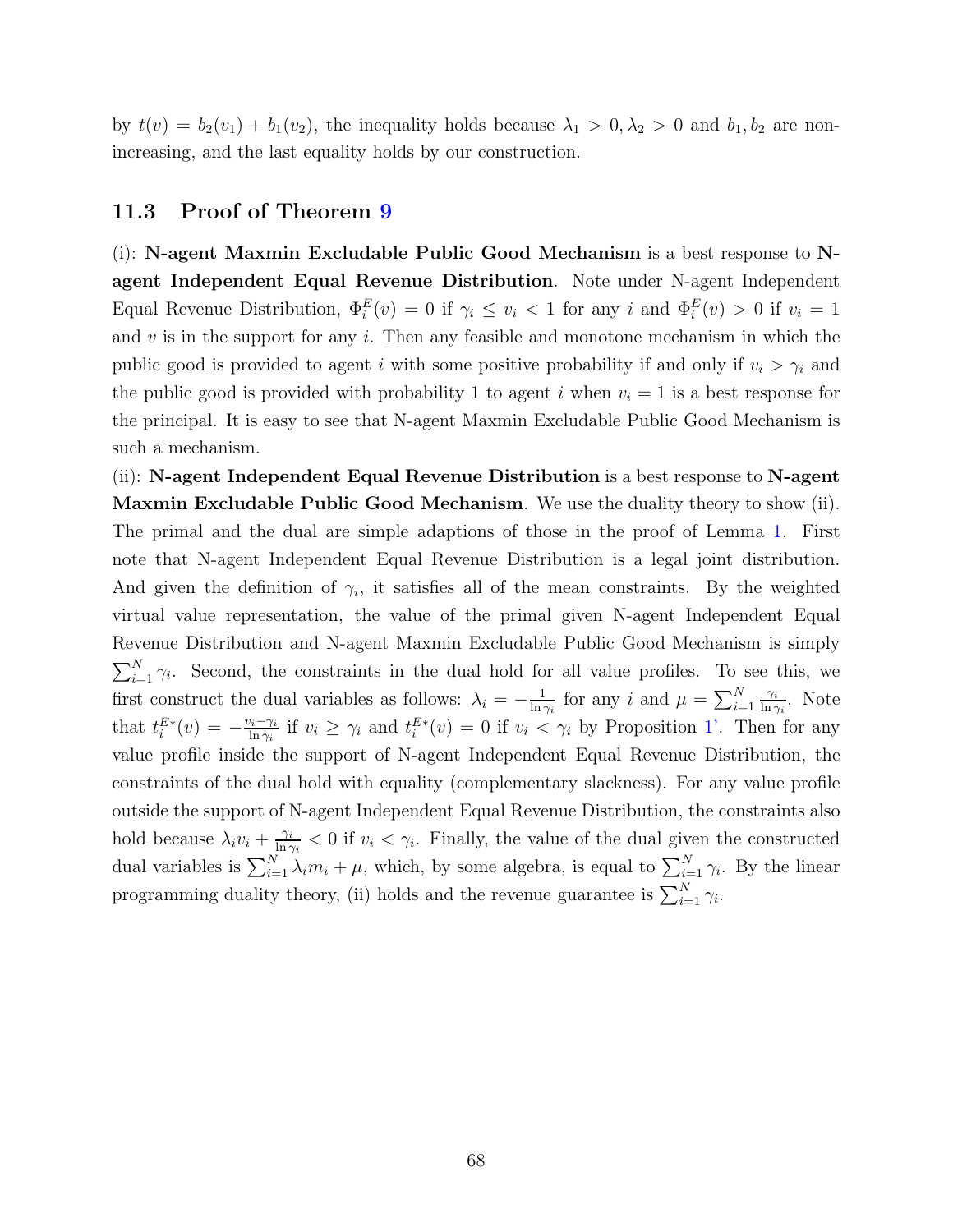by $t(v) = b_2(v_1) + b_1(v_2)$, the inequality holds because $\lambda_1 > 0, \lambda_2 > 0$ and $b_1, b_2$ are non-increasing, and the last equality holds by our construction.

## 11.3 Proof of Theorem 9

(i): **N-agent Maxmin Excludable Public Good Mechanism** is a best response to **N-agent Independent Equal Revenue Distribution**. Note under N-agent Independent Equal Revenue Distribution, $\Phi_i^E(v) = 0$ if $\gamma_i \leq v_i < 1$ for any $i$ and $\Phi_i^E(v) > 0$ if $v_i = 1$ and $v$ is in the support for any $i$. Then any feasible and monotone mechanism in which the public good is provided to agent $i$ with some positive probability if and only if $v_i > \gamma_i$ and the public good is provided with probability 1 to agent $i$ when $v_i = 1$ is a best response for the principal. It is easy to see that N-agent Maxmin Excludable Public Good Mechanism is such a mechanism.

(ii): **N-agent Independent Equal Revenue Distribution** is a best response to **N-agent Maxmin Excludable Public Good Mechanism**. We use the duality theory to show (ii). The primal and the dual are simple adaptions of those in the proof of Lemma 1. First note that N-agent Independent Equal Revenue Distribution is a legal joint distribution. And given the definition of $\gamma_i$, it satisfies all of the mean constraints. By the weighted virtual value representation, the value of the primal given N-agent Independent Equal Revenue Distribution and N-agent Maxmin Excludable Public Good Mechanism is simply $\sum_{i=1}^{N} \gamma_i$. Second, the constraints in the dual hold for all value profiles. To see this, we first construct the dual variables as follows: $\lambda_i = -\frac{1}{\ln \gamma_i}$ for any $i$ and $\mu = \sum_{i=1}^{N} \frac{\gamma_i}{\ln \gamma_i}$. Note that $t_i^{E*}(v) = -\frac{v_i - \gamma_i}{\ln \gamma_i}$ if $v_i \geq \gamma_i$ and $t_i^{E*}(v) = 0$ if $v_i < \gamma_i$ by Proposition 1'. Then for any value profile inside the support of N-agent Independent Equal Revenue Distribution, the constraints of the dual hold with equality (complementary slackness). For any value profile outside the support of N-agent Independent Equal Revenue Distribution, the constraints also hold because $\lambda_i v_i + \frac{\gamma_i}{\ln \gamma_i} < 0$ if $v_i < \gamma_i$. Finally, the value of the dual given the constructed dual variables is $\sum_{i=1}^{N} \lambda_i m_i + \mu$, which, by some algebra, is equal to $\sum_{i=1}^{N} \gamma_i$. By the linear programming duality theory, (ii) holds and the revenue guarantee is $\sum_{i=1}^{N} \gamma_i$.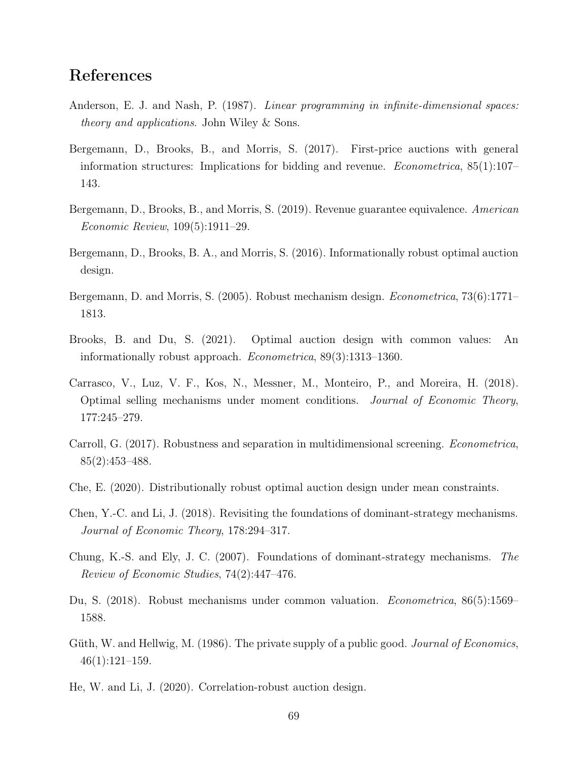## References

Anderson, E. J. and Nash, P. (1987). *Linear programming in infinite-dimensional spaces: theory and applications*. John Wiley & Sons.

Bergemann, D., Brooks, B., and Morris, S. (2017). First-price auctions with general information structures: Implications for bidding and revenue. *Econometrica*, 85(1):107–143.

Bergemann, D., Brooks, B., and Morris, S. (2019). Revenue guarantee equivalence. *American Economic Review*, 109(5):1911–29.

Bergemann, D., Brooks, B. A., and Morris, S. (2016). Informationally robust optimal auction design.

Bergemann, D. and Morris, S. (2005). Robust mechanism design. *Econometrica*, 73(6):1771–1813.

Brooks, B. and Du, S. (2021). Optimal auction design with common values: An informationally robust approach. *Econometrica*, 89(3):1313–1360.

Carrasco, V., Luz, V. F., Kos, N., Messner, M., Monteiro, P., and Moreira, H. (2018). Optimal selling mechanisms under moment conditions. *Journal of Economic Theory*, 177:245–279.

Carroll, G. (2017). Robustness and separation in multidimensional screening. *Econometrica*, 85(2):453–488.

Che, E. (2020). Distributionally robust optimal auction design under mean constraints.

Chen, Y.-C. and Li, J. (2018). Revisiting the foundations of dominant-strategy mechanisms. *Journal of Economic Theory*, 178:294–317.

Chung, K.-S. and Ely, J. C. (2007). Foundations of dominant-strategy mechanisms. *The Review of Economic Studies*, 74(2):447–476.

Du, S. (2018). Robust mechanisms under common valuation. *Econometrica*, 86(5):1569–1588.

Güth, W. and Hellwig, M. (1986). The private supply of a public good. *Journal of Economics*, 46(1):121–159.

He, W. and Li, J. (2020). Correlation-robust auction design.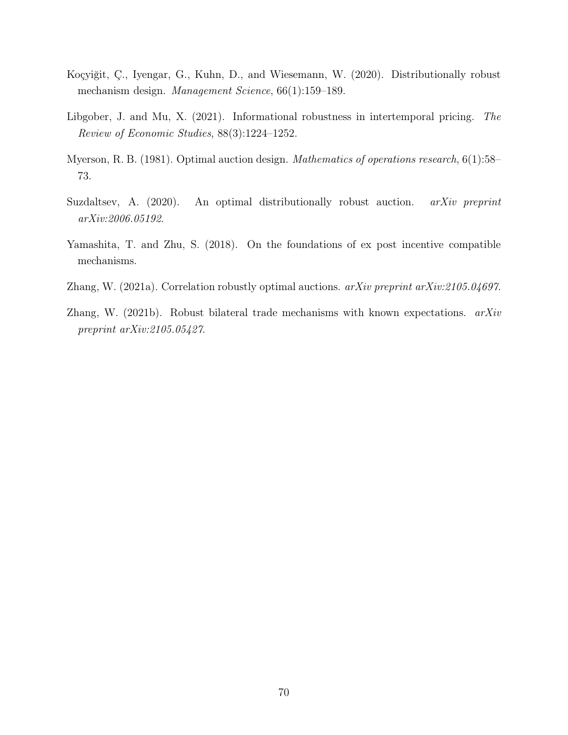Koçyiğit, Ç., Iyengar, G., Kuhn, D., and Wiesemann, W. (2020). Distributionally robust mechanism design. *Management Science*, 66(1):159–189.

Libgober, J. and Mu, X. (2021). Informational robustness in intertemporal pricing. *The Review of Economic Studies*, 88(3):1224–1252.

Myerson, R. B. (1981). Optimal auction design. *Mathematics of operations research*, 6(1):58–73.

Suzdaltsev, A. (2020). An optimal distributionally robust auction. *arXiv preprint arXiv:2006.05192*.

Yamashita, T. and Zhu, S. (2018). On the foundations of ex post incentive compatible mechanisms.

Zhang, W. (2021a). Correlation robustly optimal auctions. *arXiv preprint arXiv:2105.04697*.

Zhang, W. (2021b). Robust bilateral trade mechanisms with known expectations. *arXiv preprint arXiv:2105.05427*.